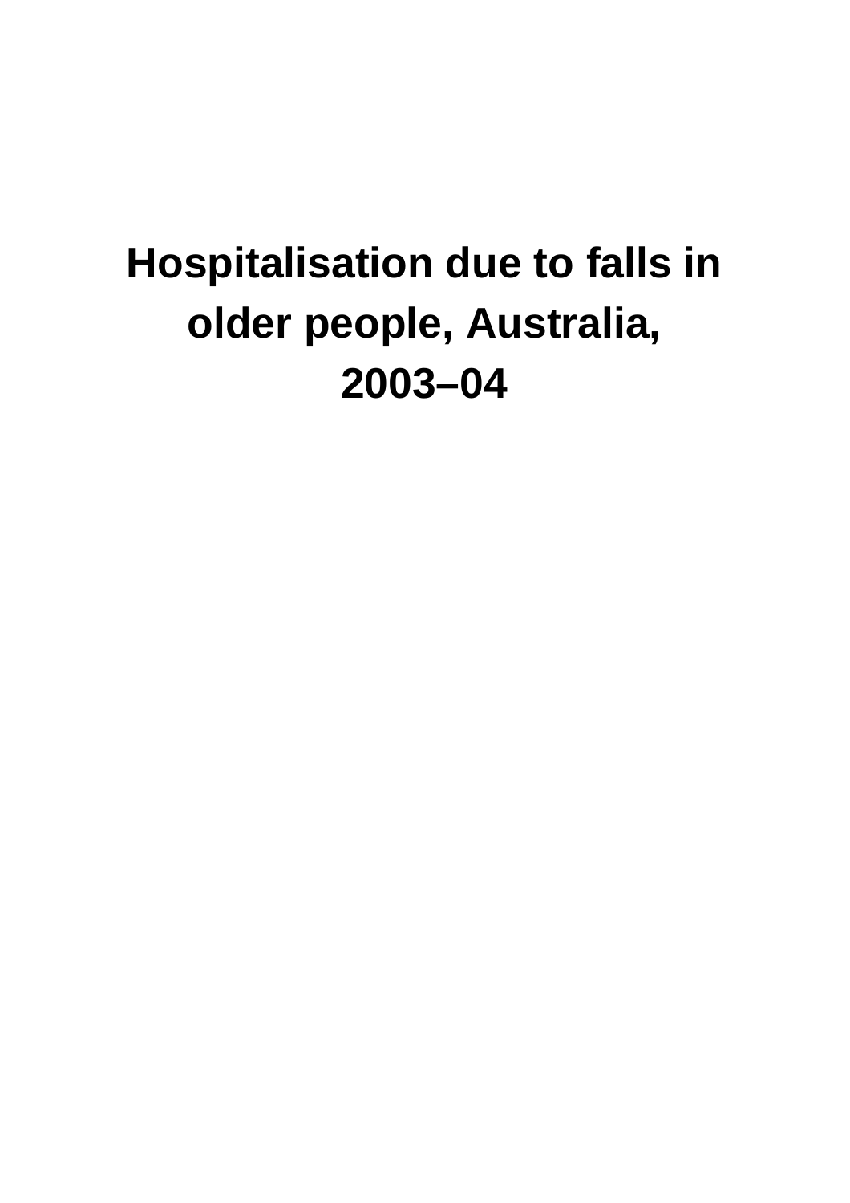# Hospitalisation due to falls in older people, Australia, 2003–04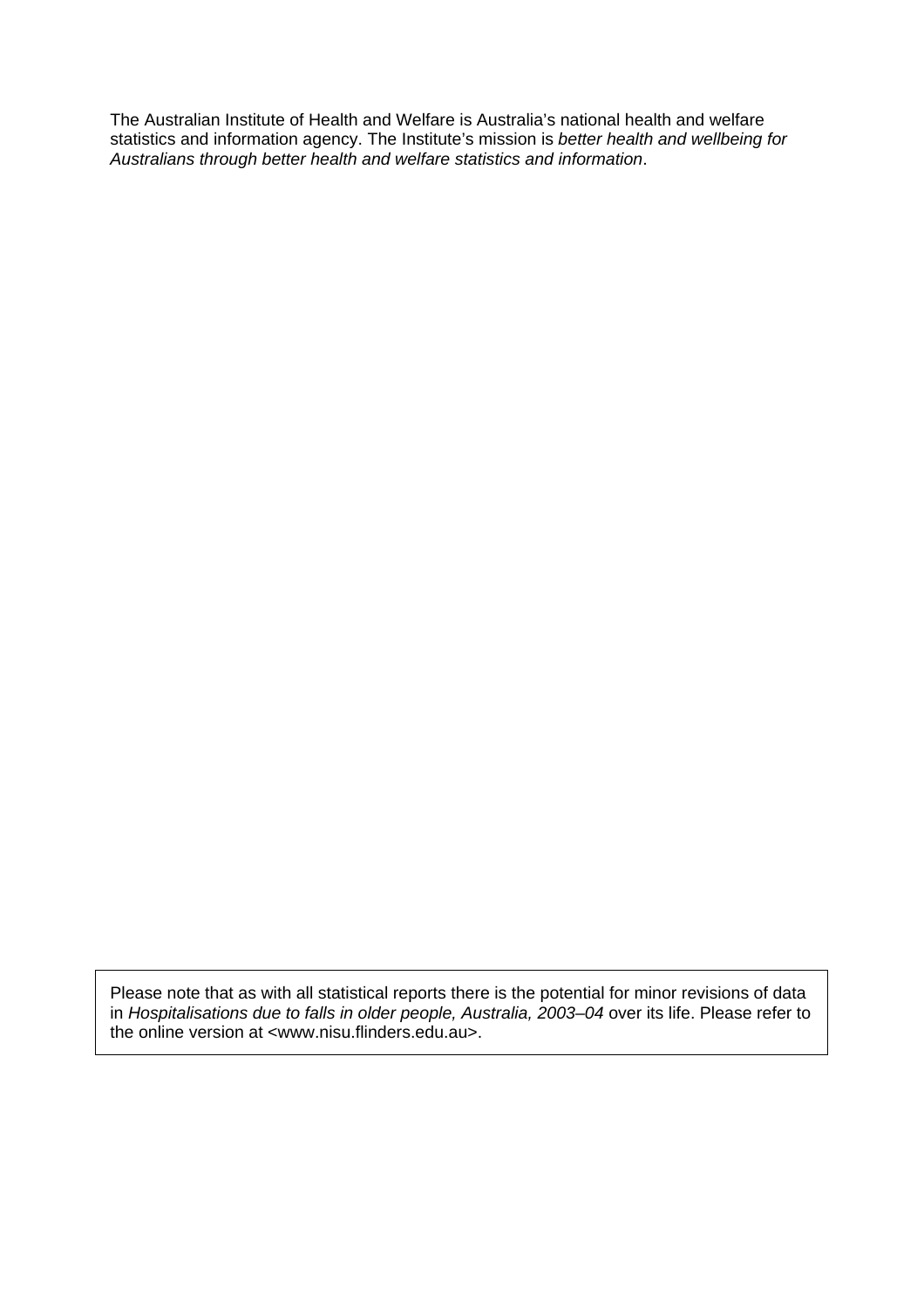The Australian Institute of Health and Welfare is Australia's national health and welfare statistics and information agency. The Institute's mission is *better health and wellbeing for Australians through better health and welfare statistics and information*.

Please note that as with all statistical reports there is the potential for minor revisions of data in *Hospitalisations due to falls in older people, Australia, 2003–04* over its life. Please refer to the online version at <www.nisu.flinders.edu.au>.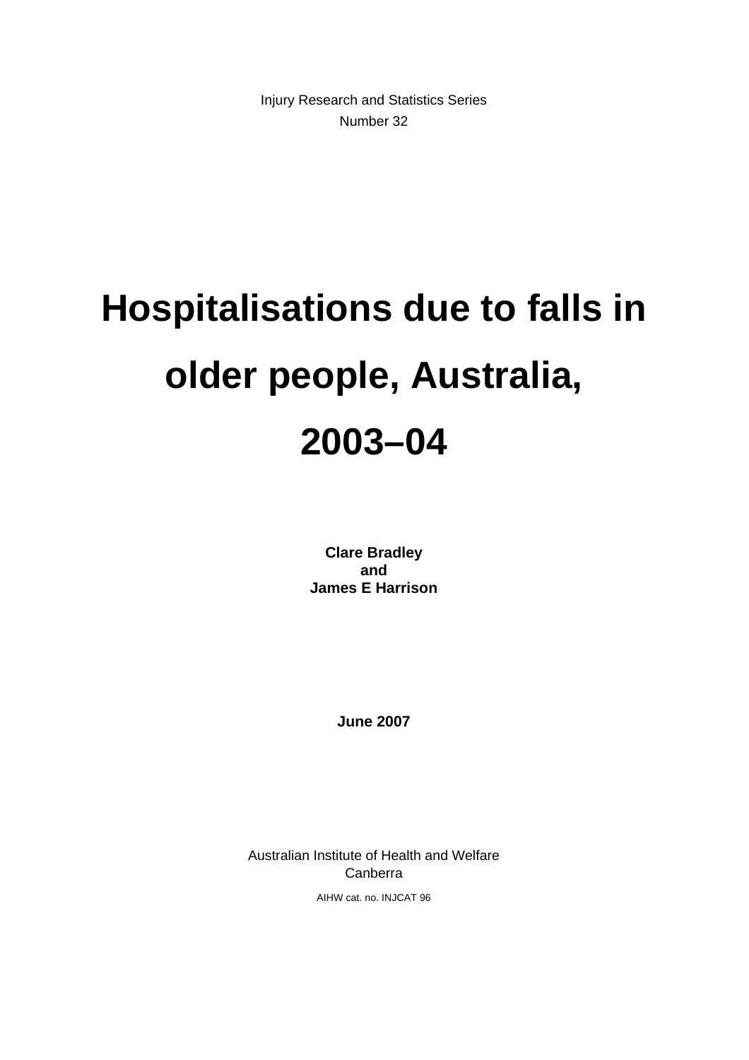Injury Research and Statistics Series
Number 32

# Hospitalisations due to falls in older people, Australia, 2003–04

**Clare Bradley**
**and**
**James E Harrison**

**June 2007**

Australian Institute of Health and Welfare
Canberra

AIHW cat. no. INJCAT 96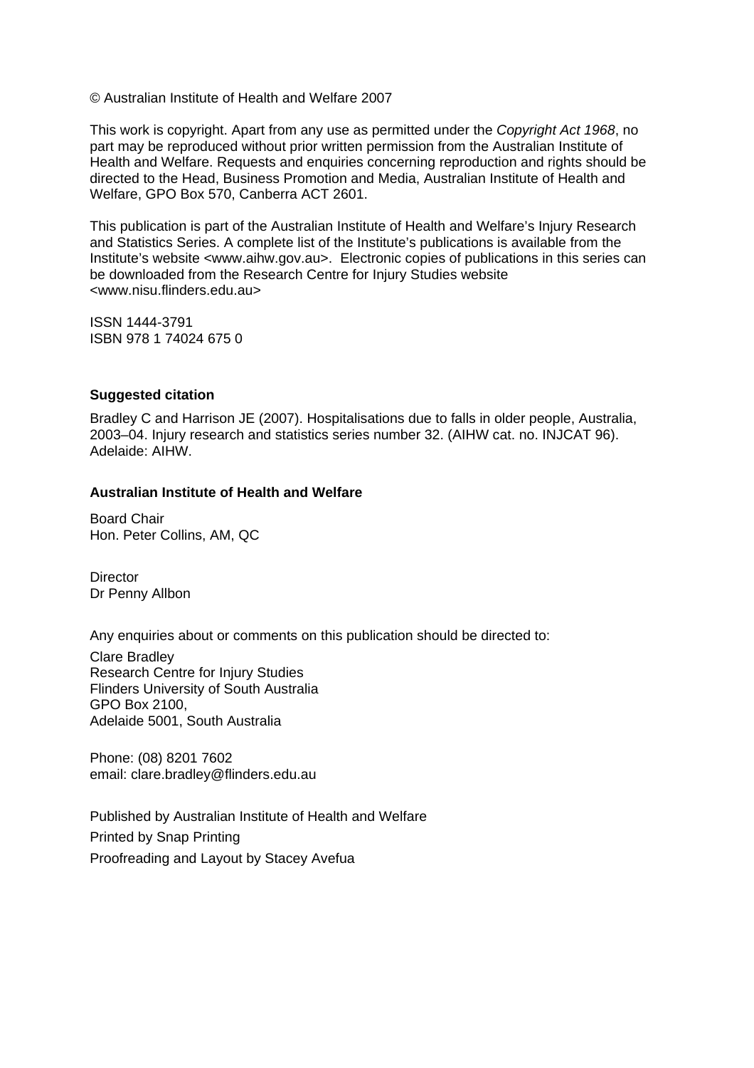© Australian Institute of Health and Welfare 2007

This work is copyright. Apart from any use as permitted under the *Copyright Act 1968*, no part may be reproduced without prior written permission from the Australian Institute of Health and Welfare. Requests and enquiries concerning reproduction and rights should be directed to the Head, Business Promotion and Media, Australian Institute of Health and Welfare, GPO Box 570, Canberra ACT 2601.

This publication is part of the Australian Institute of Health and Welfare's Injury Research and Statistics Series. A complete list of the Institute's publications is available from the Institute's website <www.aihw.gov.au>. Electronic copies of publications in this series can be downloaded from the Research Centre for Injury Studies website <www.nisu.flinders.edu.au>

ISSN 1444-3791
ISBN 978 1 74024 675 0

**Suggested citation**

Bradley C and Harrison JE (2007). Hospitalisations due to falls in older people, Australia, 2003–04. Injury research and statistics series number 32. (AIHW cat. no. INJCAT 96). Adelaide: AIHW.

**Australian Institute of Health and Welfare**

Board Chair
Hon. Peter Collins, AM, QC

Director
Dr Penny Allbon

Any enquiries about or comments on this publication should be directed to:

Clare Bradley
Research Centre for Injury Studies
Flinders University of South Australia
GPO Box 2100,
Adelaide 5001, South Australia

Phone: (08) 8201 7602
email: clare.bradley@flinders.edu.au

Published by Australian Institute of Health and Welfare
Printed by Snap Printing
Proofreading and Layout by Stacey Avefua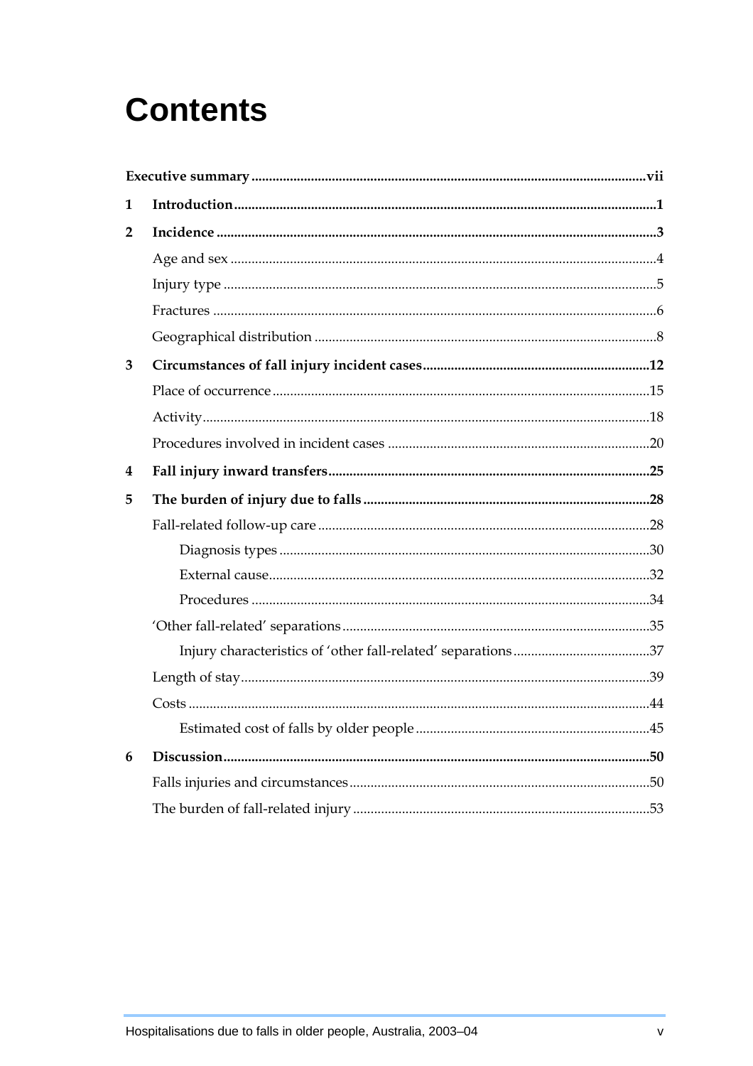# Contents

**Executive summary** ..... **vii**

**1 Introduction** ..... **1**

**2 Incidence** ..... **3**

- Age and sex ..... 4
- Injury type ..... 5
- Fractures ..... 6
- Geographical distribution ..... 8

**3 Circumstances of fall injury incident cases** ..... **12**

- Place of occurrence ..... 15
- Activity ..... 18
- Procedures involved in incident cases ..... 20

**4 Fall injury inward transfers** ..... **25**

**5 The burden of injury due to falls** ..... **28**

- Fall-related follow-up care ..... 28
  - Diagnosis types ..... 30
  - External cause ..... 32
  - Procedures ..... 34
- 'Other fall-related' separations ..... 35
  - Injury characteristics of 'other fall-related' separations ..... 37
- Length of stay ..... 39
- Costs ..... 44
  - Estimated cost of falls by older people ..... 45

**6 Discussion** ..... **50**

- Falls injuries and circumstances ..... 50
- The burden of fall-related injury ..... 53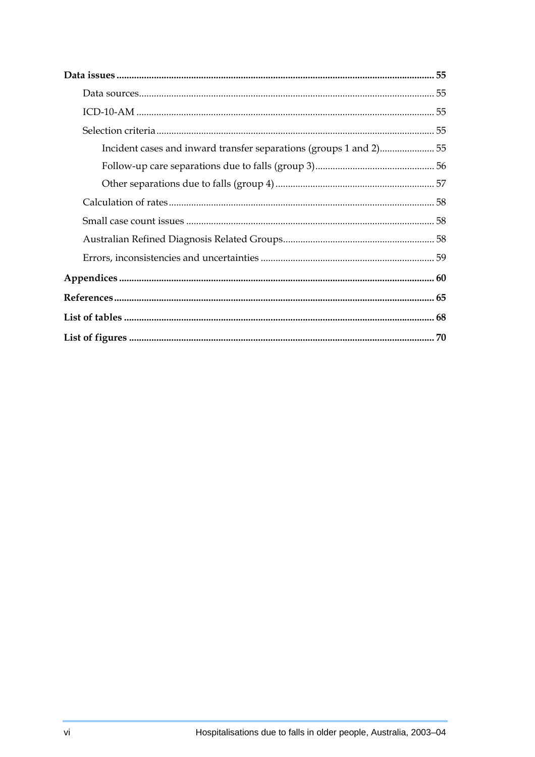**Data issues** ........ **55**

Data sources ........ 55

ICD-10-AM ........ 55

Selection criteria ........ 55

Incident cases and inward transfer separations (groups 1 and 2) ........ 55

Follow-up care separations due to falls (group 3) ........ 56

Other separations due to falls (group 4) ........ 57

Calculation of rates ........ 58

Small case count issues ........ 58

Australian Refined Diagnosis Related Groups ........ 58

Errors, inconsistencies and uncertainties ........ 59

**Appendices** ........ **60**

**References** ........ **65**

**List of tables** ........ **68**

**List of figures** ........ **70**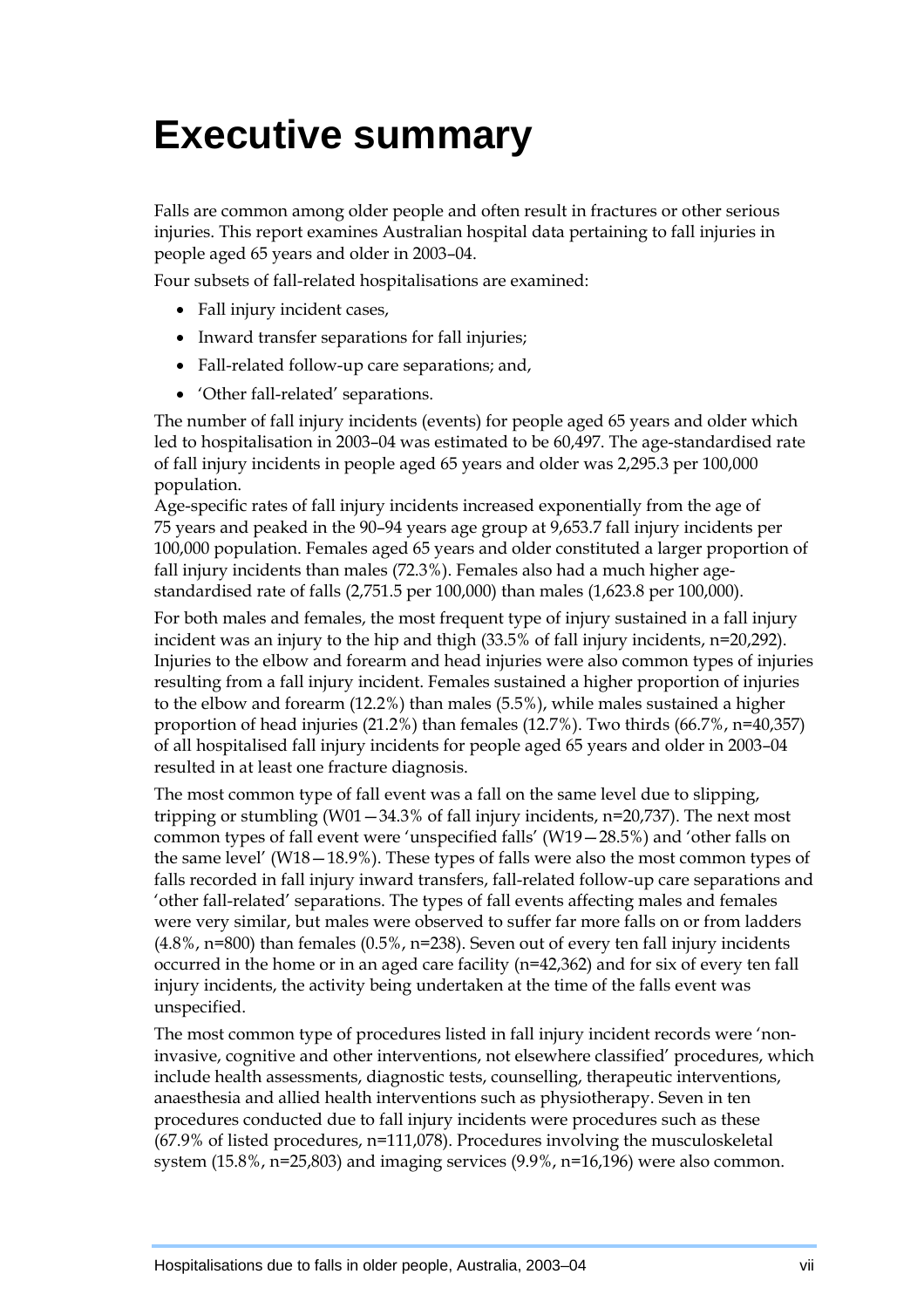# Executive summary

Falls are common among older people and often result in fractures or other serious injuries. This report examines Australian hospital data pertaining to fall injuries in people aged 65 years and older in 2003–04.

Four subsets of fall-related hospitalisations are examined:

- Fall injury incident cases,
- Inward transfer separations for fall injuries;
- Fall-related follow-up care separations; and,
- 'Other fall-related' separations.

The number of fall injury incidents (events) for people aged 65 years and older which led to hospitalisation in 2003–04 was estimated to be 60,497. The age-standardised rate of fall injury incidents in people aged 65 years and older was 2,295.3 per 100,000 population.
Age-specific rates of fall injury incidents increased exponentially from the age of 75 years and peaked in the 90–94 years age group at 9,653.7 fall injury incidents per 100,000 population. Females aged 65 years and older constituted a larger proportion of fall injury incidents than males (72.3%). Females also had a much higher age-standardised rate of falls (2,751.5 per 100,000) than males (1,623.8 per 100,000).

For both males and females, the most frequent type of injury sustained in a fall injury incident was an injury to the hip and thigh (33.5% of fall injury incidents, n=20,292). Injuries to the elbow and forearm and head injuries were also common types of injuries resulting from a fall injury incident. Females sustained a higher proportion of injuries to the elbow and forearm (12.2%) than males (5.5%), while males sustained a higher proportion of head injuries (21.2%) than females (12.7%). Two thirds (66.7%, n=40,357) of all hospitalised fall injury incidents for people aged 65 years and older in 2003–04 resulted in at least one fracture diagnosis.

The most common type of fall event was a fall on the same level due to slipping, tripping or stumbling (W01—34.3% of fall injury incidents, n=20,737). The next most common types of fall event were 'unspecified falls' (W19—28.5%) and 'other falls on the same level' (W18—18.9%). These types of falls were also the most common types of falls recorded in fall injury inward transfers, fall-related follow-up care separations and 'other fall-related' separations. The types of fall events affecting males and females were very similar, but males were observed to suffer far more falls on or from ladders (4.8%, n=800) than females (0.5%, n=238). Seven out of every ten fall injury incidents occurred in the home or in an aged care facility (n=42,362) and for six of every ten fall injury incidents, the activity being undertaken at the time of the falls event was unspecified.

The most common type of procedures listed in fall injury incident records were 'non-invasive, cognitive and other interventions, not elsewhere classified' procedures, which include health assessments, diagnostic tests, counselling, therapeutic interventions, anaesthesia and allied health interventions such as physiotherapy. Seven in ten procedures conducted due to fall injury incidents were procedures such as these (67.9% of listed procedures, n=111,078). Procedures involving the musculoskeletal system (15.8%, n=25,803) and imaging services (9.9%, n=16,196) were also common.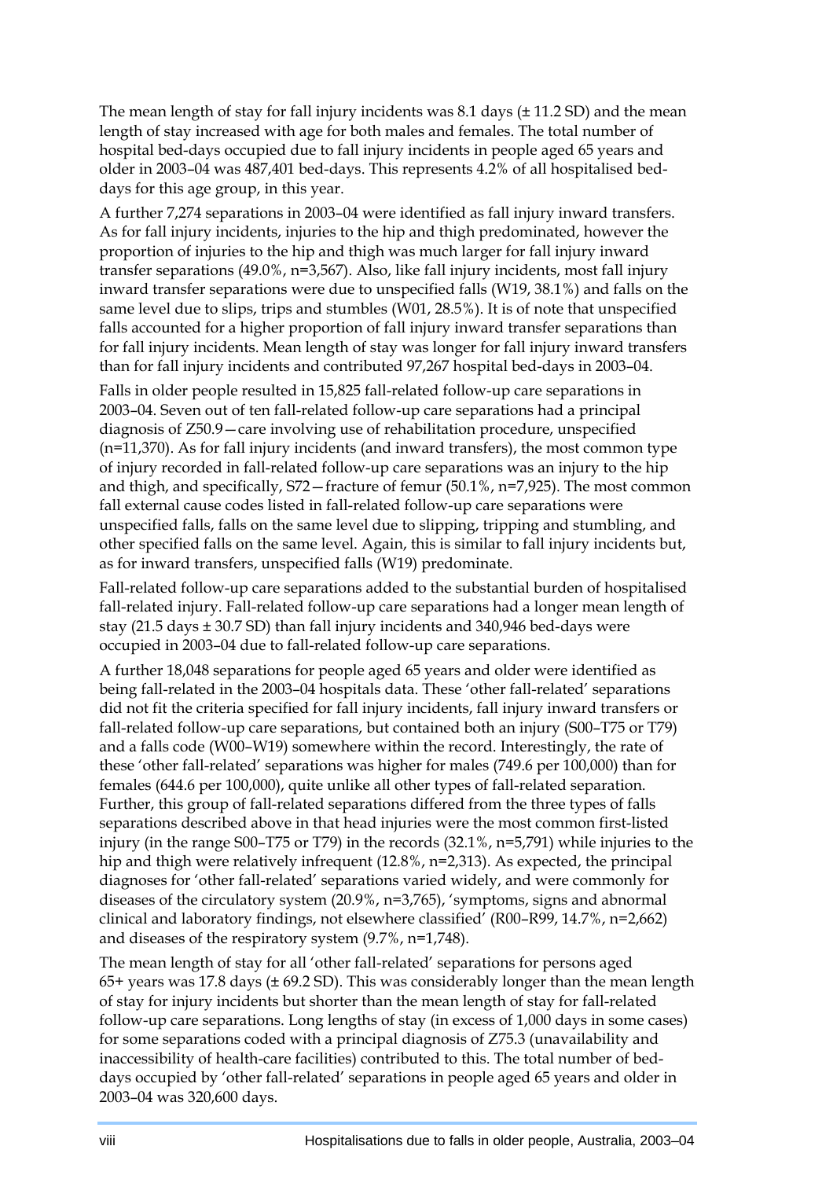The mean length of stay for fall injury incidents was 8.1 days (± 11.2 SD) and the mean length of stay increased with age for both males and females. The total number of hospital bed-days occupied due to fall injury incidents in people aged 65 years and older in 2003–04 was 487,401 bed-days. This represents 4.2% of all hospitalised bed-days for this age group, in this year.

A further 7,274 separations in 2003–04 were identified as fall injury inward transfers. As for fall injury incidents, injuries to the hip and thigh predominated, however the proportion of injuries to the hip and thigh was much larger for fall injury inward transfer separations (49.0%, n=3,567). Also, like fall injury incidents, most fall injury inward transfer separations were due to unspecified falls (W19, 38.1%) and falls on the same level due to slips, trips and stumbles (W01, 28.5%). It is of note that unspecified falls accounted for a higher proportion of fall injury inward transfer separations than for fall injury incidents. Mean length of stay was longer for fall injury inward transfers than for fall injury incidents and contributed 97,267 hospital bed-days in 2003–04.

Falls in older people resulted in 15,825 fall-related follow-up care separations in 2003–04. Seven out of ten fall-related follow-up care separations had a principal diagnosis of Z50.9—care involving use of rehabilitation procedure, unspecified (n=11,370). As for fall injury incidents (and inward transfers), the most common type of injury recorded in fall-related follow-up care separations was an injury to the hip and thigh, and specifically, S72—fracture of femur (50.1%, n=7,925). The most common fall external cause codes listed in fall-related follow-up care separations were unspecified falls, falls on the same level due to slipping, tripping and stumbling, and other specified falls on the same level. Again, this is similar to fall injury incidents but, as for inward transfers, unspecified falls (W19) predominate.

Fall-related follow-up care separations added to the substantial burden of hospitalised fall-related injury. Fall-related follow-up care separations had a longer mean length of stay (21.5 days ± 30.7 SD) than fall injury incidents and 340,946 bed-days were occupied in 2003–04 due to fall-related follow-up care separations.

A further 18,048 separations for people aged 65 years and older were identified as being fall-related in the 2003–04 hospitals data. These 'other fall-related' separations did not fit the criteria specified for fall injury incidents, fall injury inward transfers or fall-related follow-up care separations, but contained both an injury (S00–T75 or T79) and a falls code (W00–W19) somewhere within the record. Interestingly, the rate of these 'other fall-related' separations was higher for males (749.6 per 100,000) than for females (644.6 per 100,000), quite unlike all other types of fall-related separation. Further, this group of fall-related separations differed from the three types of falls separations described above in that head injuries were the most common first-listed injury (in the range S00–T75 or T79) in the records (32.1%, n=5,791) while injuries to the hip and thigh were relatively infrequent (12.8%, n=2,313). As expected, the principal diagnoses for 'other fall-related' separations varied widely, and were commonly for diseases of the circulatory system (20.9%, n=3,765), 'symptoms, signs and abnormal clinical and laboratory findings, not elsewhere classified' (R00–R99, 14.7%, n=2,662) and diseases of the respiratory system (9.7%, n=1,748).

The mean length of stay for all 'other fall-related' separations for persons aged 65+ years was 17.8 days (± 69.2 SD). This was considerably longer than the mean length of stay for injury incidents but shorter than the mean length of stay for fall-related follow-up care separations. Long lengths of stay (in excess of 1,000 days in some cases) for some separations coded with a principal diagnosis of Z75.3 (unavailability and inaccessibility of health-care facilities) contributed to this. The total number of bed-days occupied by 'other fall-related' separations in people aged 65 years and older in 2003–04 was 320,600 days.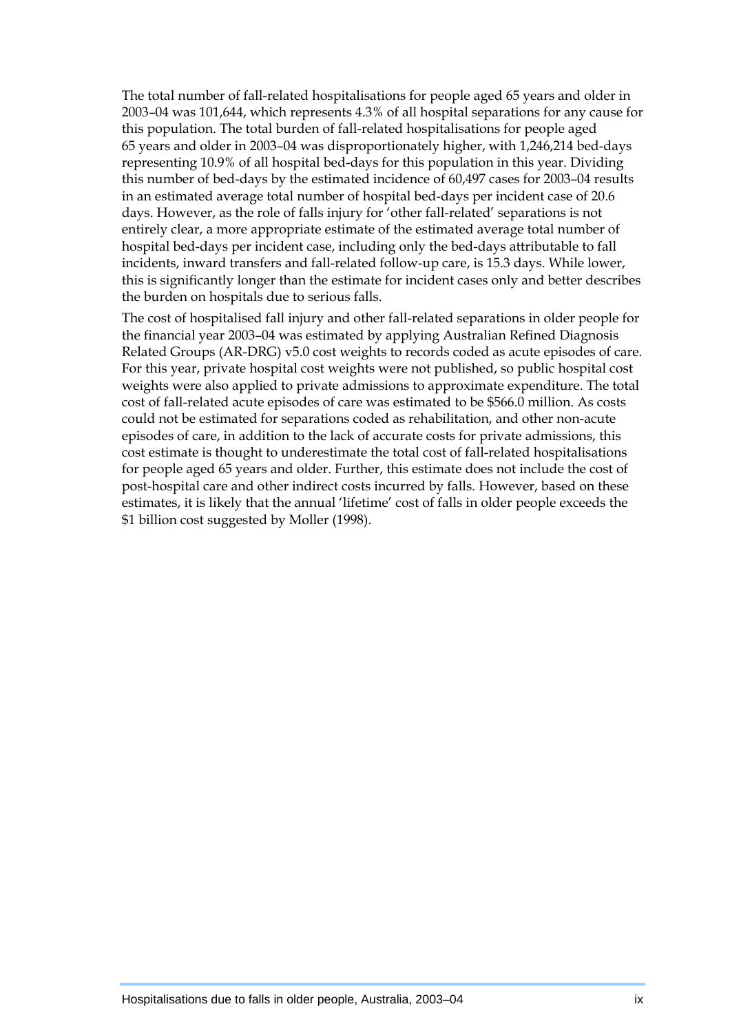The total number of fall-related hospitalisations for people aged 65 years and older in 2003–04 was 101,644, which represents 4.3% of all hospital separations for any cause for this population. The total burden of fall-related hospitalisations for people aged 65 years and older in 2003–04 was disproportionately higher, with 1,246,214 bed-days representing 10.9% of all hospital bed-days for this population in this year. Dividing this number of bed-days by the estimated incidence of 60,497 cases for 2003–04 results in an estimated average total number of hospital bed-days per incident case of 20.6 days. However, as the role of falls injury for 'other fall-related' separations is not entirely clear, a more appropriate estimate of the estimated average total number of hospital bed-days per incident case, including only the bed-days attributable to fall incidents, inward transfers and fall-related follow-up care, is 15.3 days. While lower, this is significantly longer than the estimate for incident cases only and better describes the burden on hospitals due to serious falls.

The cost of hospitalised fall injury and other fall-related separations in older people for the financial year 2003–04 was estimated by applying Australian Refined Diagnosis Related Groups (AR-DRG) v5.0 cost weights to records coded as acute episodes of care. For this year, private hospital cost weights were not published, so public hospital cost weights were also applied to private admissions to approximate expenditure. The total cost of fall-related acute episodes of care was estimated to be $566.0 million. As costs could not be estimated for separations coded as rehabilitation, and other non-acute episodes of care, in addition to the lack of accurate costs for private admissions, this cost estimate is thought to underestimate the total cost of fall-related hospitalisations for people aged 65 years and older. Further, this estimate does not include the cost of post-hospital care and other indirect costs incurred by falls. However, based on these estimates, it is likely that the annual 'lifetime' cost of falls in older people exceeds the $1 billion cost suggested by Moller (1998).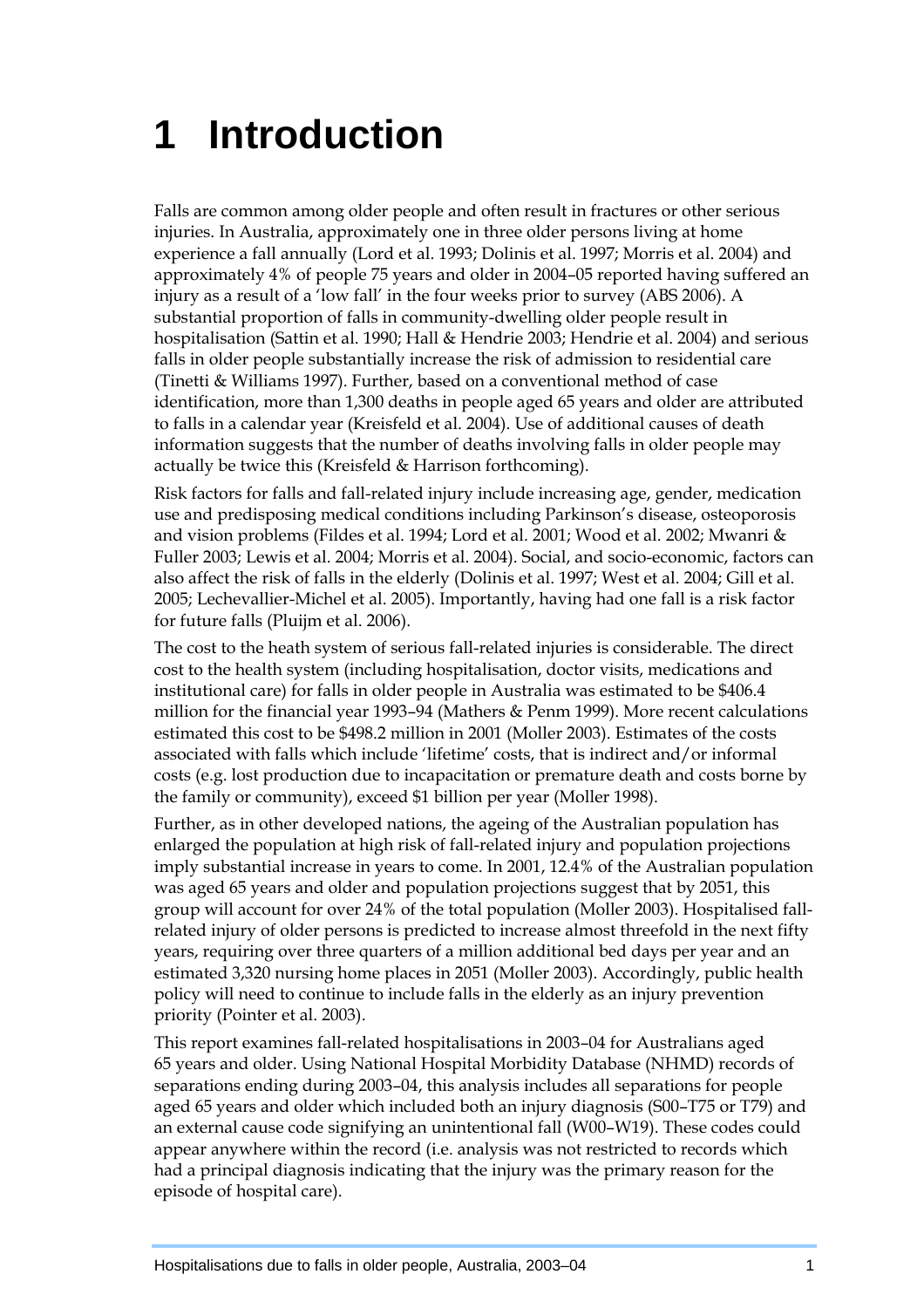# 1 Introduction

Falls are common among older people and often result in fractures or other serious injuries. In Australia, approximately one in three older persons living at home experience a fall annually (Lord et al. 1993; Dolinis et al. 1997; Morris et al. 2004) and approximately 4% of people 75 years and older in 2004–05 reported having suffered an injury as a result of a 'low fall' in the four weeks prior to survey (ABS 2006). A substantial proportion of falls in community-dwelling older people result in hospitalisation (Sattin et al. 1990; Hall & Hendrie 2003; Hendrie et al. 2004) and serious falls in older people substantially increase the risk of admission to residential care (Tinetti & Williams 1997). Further, based on a conventional method of case identification, more than 1,300 deaths in people aged 65 years and older are attributed to falls in a calendar year (Kreisfeld et al. 2004). Use of additional causes of death information suggests that the number of deaths involving falls in older people may actually be twice this (Kreisfeld & Harrison forthcoming).

Risk factors for falls and fall-related injury include increasing age, gender, medication use and predisposing medical conditions including Parkinson's disease, osteoporosis and vision problems (Fildes et al. 1994; Lord et al. 2001; Wood et al. 2002; Mwanri & Fuller 2003; Lewis et al. 2004; Morris et al. 2004). Social, and socio-economic, factors can also affect the risk of falls in the elderly (Dolinis et al. 1997; West et al. 2004; Gill et al. 2005; Lechevallier-Michel et al. 2005). Importantly, having had one fall is a risk factor for future falls (Pluijm et al. 2006).

The cost to the heath system of serious fall-related injuries is considerable. The direct cost to the health system (including hospitalisation, doctor visits, medications and institutional care) for falls in older people in Australia was estimated to be $406.4 million for the financial year 1993–94 (Mathers & Penm 1999). More recent calculations estimated this cost to be $498.2 million in 2001 (Moller 2003). Estimates of the costs associated with falls which include 'lifetime' costs, that is indirect and/or informal costs (e.g. lost production due to incapacitation or premature death and costs borne by the family or community), exceed $1 billion per year (Moller 1998).

Further, as in other developed nations, the ageing of the Australian population has enlarged the population at high risk of fall-related injury and population projections imply substantial increase in years to come. In 2001, 12.4% of the Australian population was aged 65 years and older and population projections suggest that by 2051, this group will account for over 24% of the total population (Moller 2003). Hospitalised fall-related injury of older persons is predicted to increase almost threefold in the next fifty years, requiring over three quarters of a million additional bed days per year and an estimated 3,320 nursing home places in 2051 (Moller 2003). Accordingly, public health policy will need to continue to include falls in the elderly as an injury prevention priority (Pointer et al. 2003).

This report examines fall-related hospitalisations in 2003–04 for Australians aged 65 years and older. Using National Hospital Morbidity Database (NHMD) records of separations ending during 2003–04, this analysis includes all separations for people aged 65 years and older which included both an injury diagnosis (S00–T75 or T79) and an external cause code signifying an unintentional fall (W00–W19). These codes could appear anywhere within the record (i.e. analysis was not restricted to records which had a principal diagnosis indicating that the injury was the primary reason for the episode of hospital care).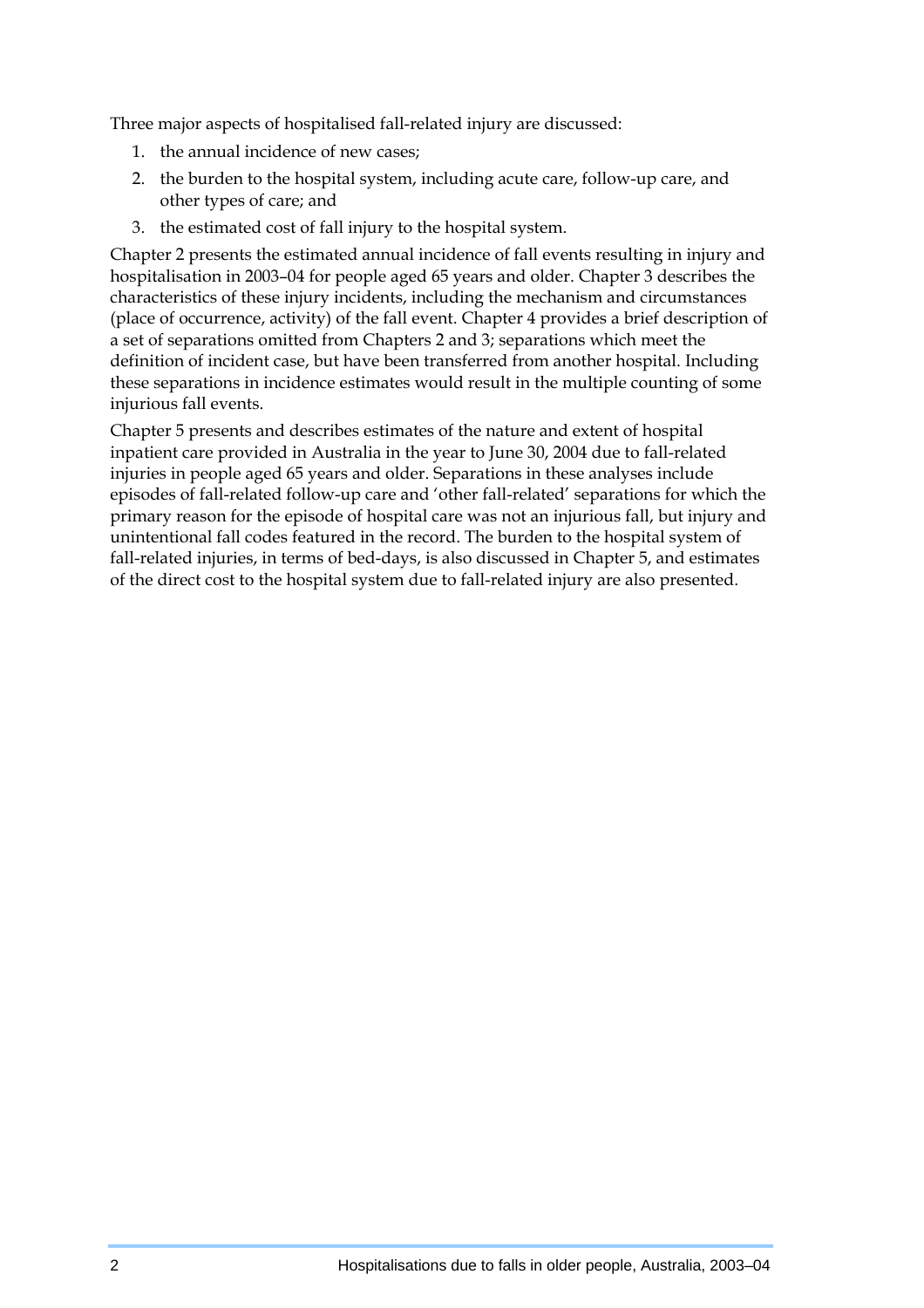Three major aspects of hospitalised fall-related injury are discussed:

1. the annual incidence of new cases;
2. the burden to the hospital system, including acute care, follow-up care, and other types of care; and
3. the estimated cost of fall injury to the hospital system.

Chapter 2 presents the estimated annual incidence of fall events resulting in injury and hospitalisation in 2003–04 for people aged 65 years and older. Chapter 3 describes the characteristics of these injury incidents, including the mechanism and circumstances (place of occurrence, activity) of the fall event. Chapter 4 provides a brief description of a set of separations omitted from Chapters 2 and 3; separations which meet the definition of incident case, but have been transferred from another hospital. Including these separations in incidence estimates would result in the multiple counting of some injurious fall events.

Chapter 5 presents and describes estimates of the nature and extent of hospital inpatient care provided in Australia in the year to June 30, 2004 due to fall-related injuries in people aged 65 years and older. Separations in these analyses include episodes of fall-related follow-up care and 'other fall-related' separations for which the primary reason for the episode of hospital care was not an injurious fall, but injury and unintentional fall codes featured in the record. The burden to the hospital system of fall-related injuries, in terms of bed-days, is also discussed in Chapter 5, and estimates of the direct cost to the hospital system due to fall-related injury are also presented.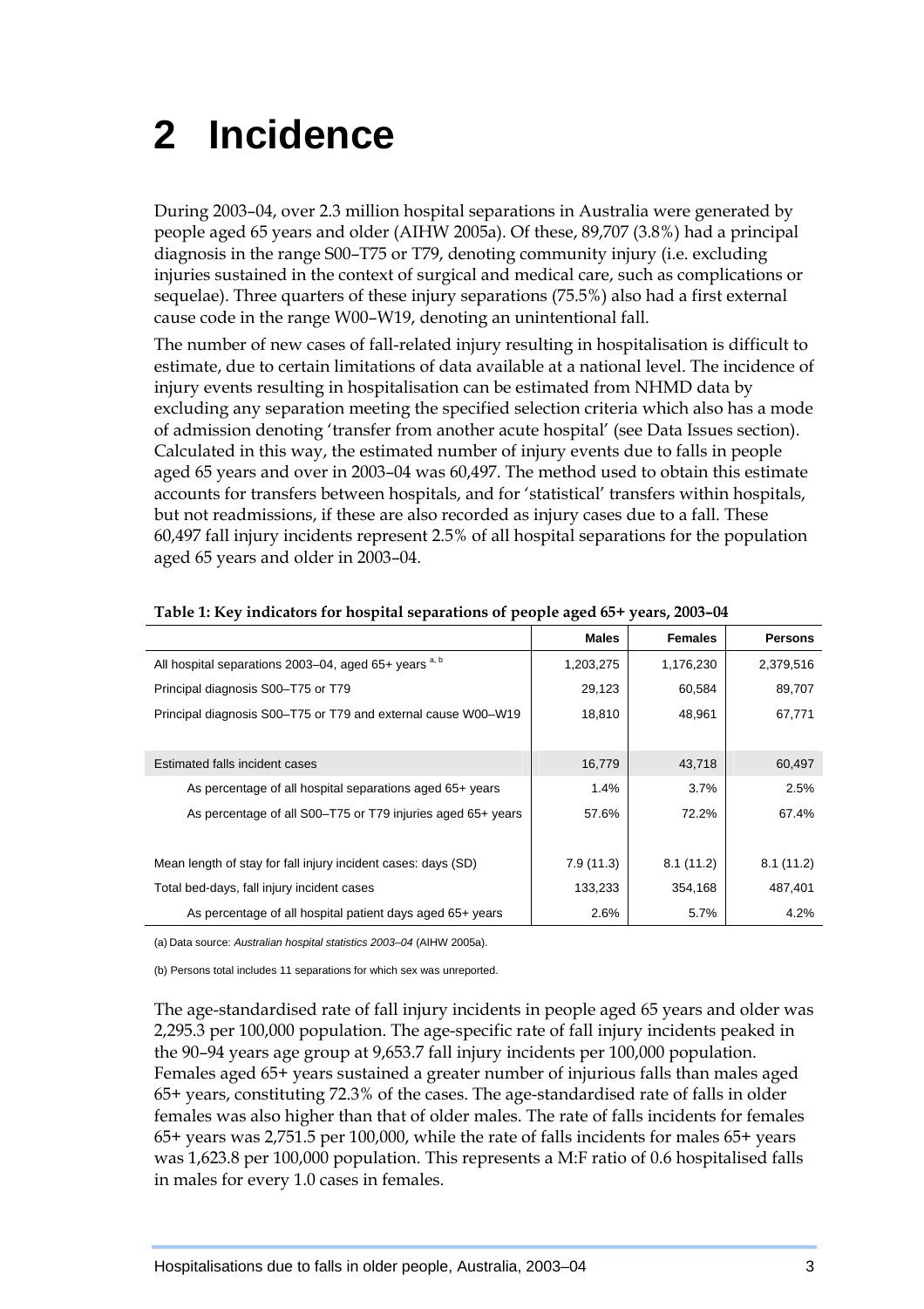# 2 Incidence

During 2003–04, over 2.3 million hospital separations in Australia were generated by people aged 65 years and older (AIHW 2005a). Of these, 89,707 (3.8%) had a principal diagnosis in the range S00–T75 or T79, denoting community injury (i.e. excluding injuries sustained in the context of surgical and medical care, such as complications or sequelae). Three quarters of these injury separations (75.5%) also had a first external cause code in the range W00–W19, denoting an unintentional fall.

The number of new cases of fall-related injury resulting in hospitalisation is difficult to estimate, due to certain limitations of data available at a national level. The incidence of injury events resulting in hospitalisation can be estimated from NHMD data by excluding any separation meeting the specified selection criteria which also has a mode of admission denoting 'transfer from another acute hospital' (see Data Issues section). Calculated in this way, the estimated number of injury events due to falls in people aged 65 years and over in 2003–04 was 60,497. The method used to obtain this estimate accounts for transfers between hospitals, and for 'statistical' transfers within hospitals, but not readmissions, if these are also recorded as injury cases due to a fall. These 60,497 fall injury incidents represent 2.5% of all hospital separations for the population aged 65 years and older in 2003–04.

**Table 1: Key indicators for hospital separations of people aged 65+ years, 2003–04**

| | Males | Females | Persons |
|---|---|---|---|
| All hospital separations 2003–04, aged 65+ years [a, b] | 1,203,275 | 1,176,230 | 2,379,516 |
| Principal diagnosis S00–T75 or T79 | 29,123 | 60,584 | 89,707 |
| Principal diagnosis S00–T75 or T79 and external cause W00–W19 | 18,810 | 48,961 | 67,771 |
| | | | |
| Estimated falls incident cases | 16,779 | 43,718 | 60,497 |
| As percentage of all hospital separations aged 65+ years | 1.4% | 3.7% | 2.5% |
| As percentage of all S00–T75 or T79 injuries aged 65+ years | 57.6% | 72.2% | 67.4% |
| | | | |
| Mean length of stay for fall injury incident cases: days (SD) | 7.9 (11.3) | 8.1 (11.2) | 8.1 (11.2) |
| Total bed-days, fall injury incident cases | 133,233 | 354,168 | 487,401 |
| As percentage of all hospital patient days aged 65+ years | 2.6% | 5.7% | 4.2% |

(a) Data source: *Australian hospital statistics 2003–04* (AIHW 2005a).

(b) Persons total includes 11 separations for which sex was unreported.

The age-standardised rate of fall injury incidents in people aged 65 years and older was 2,295.3 per 100,000 population. The age-specific rate of fall injury incidents peaked in the 90–94 years age group at 9,653.7 fall injury incidents per 100,000 population. Females aged 65+ years sustained a greater number of injurious falls than males aged 65+ years, constituting 72.3% of the cases. The age-standardised rate of falls in older females was also higher than that of older males. The rate of falls incidents for females 65+ years was 2,751.5 per 100,000, while the rate of falls incidents for males 65+ years was 1,623.8 per 100,000 population. This represents a M:F ratio of 0.6 hospitalised falls in males for every 1.0 cases in females.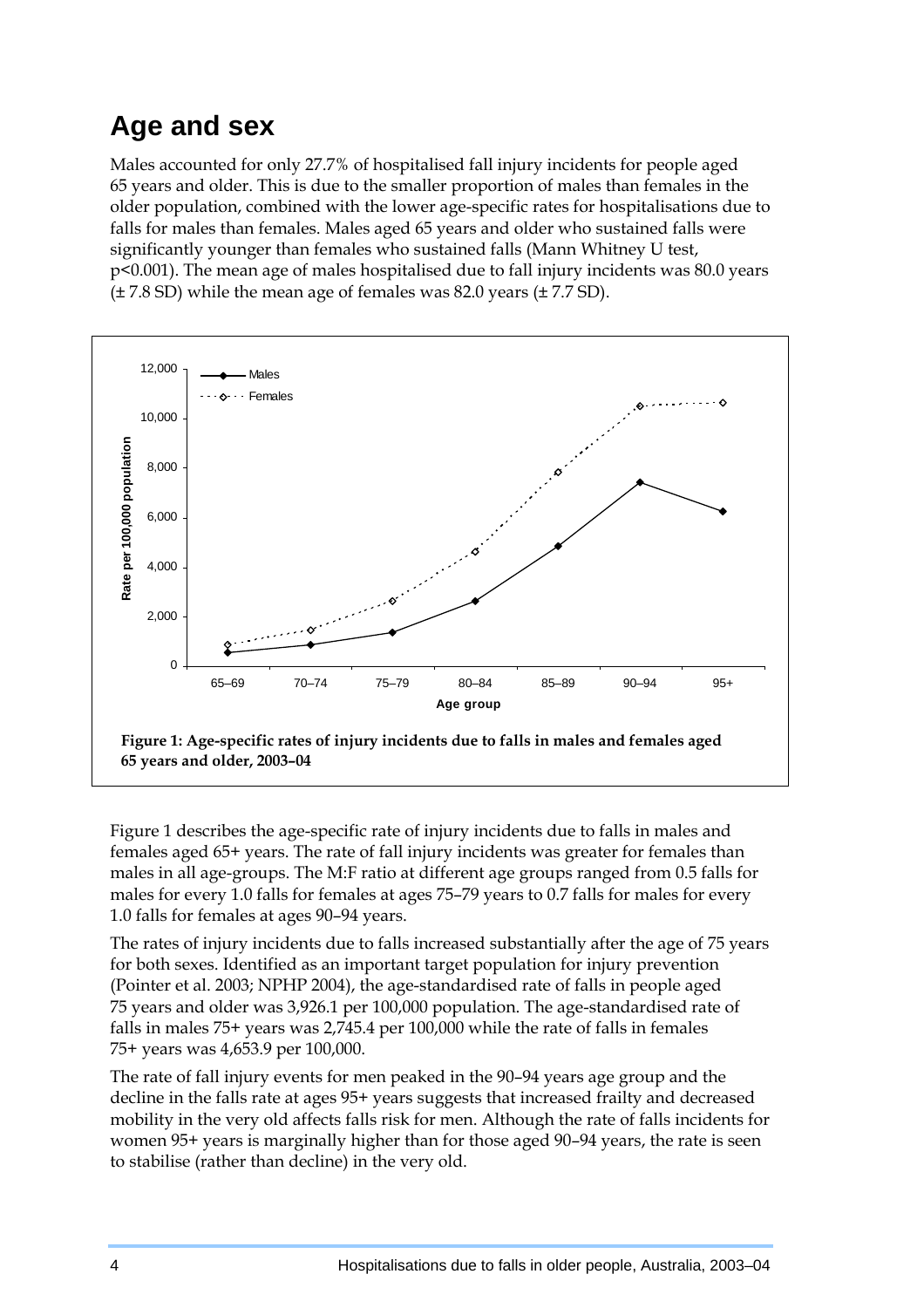## Age and sex

Males accounted for only 27.7% of hospitalised fall injury incidents for people aged 65 years and older. This is due to the smaller proportion of males than females in the older population, combined with the lower age-specific rates for hospitalisations due to falls for males than females. Males aged 65 years and older who sustained falls were significantly younger than females who sustained falls (Mann Whitney U test, $p<0.001$). The mean age of males hospitalised due to fall injury incidents was 80.0 years (± 7.8 SD) while the mean age of females was 82.0 years (± 7.7 SD).

Males
Females

Rate per 100,000 population

12,000
10,000
8,000
6,000
4,000
2,000
0

65–69
70–74
75–79
80–84
85–89
90–94
95+

Age group

**Figure 1: Age-specific rates of injury incidents due to falls in males and females aged 65 years and older, 2003–04**

Figure 1 describes the age-specific rate of injury incidents due to falls in males and females aged 65+ years. The rate of fall injury incidents was greater for females than males in all age-groups. The M:F ratio at different age groups ranged from 0.5 falls for males for every 1.0 falls for females at ages 75–79 years to 0.7 falls for males for every 1.0 falls for females at ages 90–94 years.

The rates of injury incidents due to falls increased substantially after the age of 75 years for both sexes. Identified as an important target population for injury prevention (Pointer et al. 2003; NPHP 2004), the age-standardised rate of falls in people aged 75 years and older was 3,926.1 per 100,000 population. The age-standardised rate of falls in males 75+ years was 2,745.4 per 100,000 while the rate of falls in females 75+ years was 4,653.9 per 100,000.

The rate of fall injury events for men peaked in the 90–94 years age group and the decline in the falls rate at ages 95+ years suggests that increased frailty and decreased mobility in the very old affects falls risk for men. Although the rate of falls incidents for women 95+ years is marginally higher than for those aged 90–94 years, the rate is seen to stabilise (rather than decline) in the very old.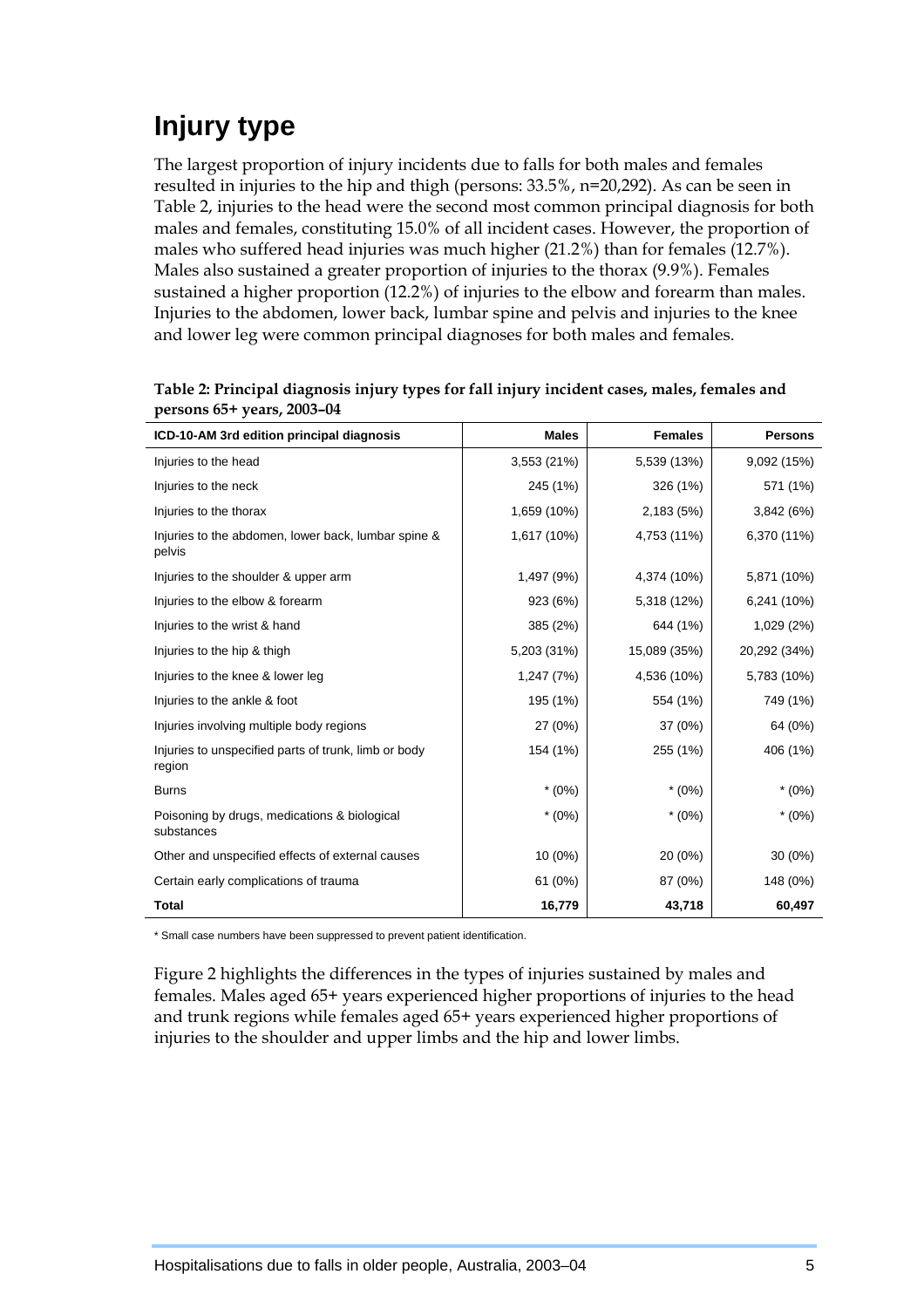# Injury type

The largest proportion of injury incidents due to falls for both males and females resulted in injuries to the hip and thigh (persons: 33.5%, n=20,292). As can be seen in Table 2, injuries to the head were the second most common principal diagnosis for both males and females, constituting 15.0% of all incident cases. However, the proportion of males who suffered head injuries was much higher (21.2%) than for females (12.7%). Males also sustained a greater proportion of injuries to the thorax (9.9%). Females sustained a higher proportion (12.2%) of injuries to the elbow and forearm than males. Injuries to the abdomen, lower back, lumbar spine and pelvis and injuries to the knee and lower leg were common principal diagnoses for both males and females.

**Table 2: Principal diagnosis injury types for fall injury incident cases, males, females and persons 65+ years, 2003–04**

| ICD-10-AM 3rd edition principal diagnosis | Males | Females | Persons |
|---|---|---|---|
| Injuries to the head | 3,553 (21%) | 5,539 (13%) | 9,092 (15%) |
| Injuries to the neck | 245 (1%) | 326 (1%) | 571 (1%) |
| Injuries to the thorax | 1,659 (10%) | 2,183 (5%) | 3,842 (6%) |
| Injuries to the abdomen, lower back, lumbar spine & pelvis | 1,617 (10%) | 4,753 (11%) | 6,370 (11%) |
| Injuries to the shoulder & upper arm | 1,497 (9%) | 4,374 (10%) | 5,871 (10%) |
| Injuries to the elbow & forearm | 923 (6%) | 5,318 (12%) | 6,241 (10%) |
| Injuries to the wrist & hand | 385 (2%) | 644 (1%) | 1,029 (2%) |
| Injuries to the hip & thigh | 5,203 (31%) | 15,089 (35%) | 20,292 (34%) |
| Injuries to the knee & lower leg | 1,247 (7%) | 4,536 (10%) | 5,783 (10%) |
| Injuries to the ankle & foot | 195 (1%) | 554 (1%) | 749 (1%) |
| Injuries involving multiple body regions | 27 (0%) | 37 (0%) | 64 (0%) |
| Injuries to unspecified parts of trunk, limb or body region | 154 (1%) | 255 (1%) | 406 (1%) |
| Burns | * (0%) | * (0%) | * (0%) |
| Poisoning by drugs, medications & biological substances | * (0%) | * (0%) | * (0%) |
| Other and unspecified effects of external causes | 10 (0%) | 20 (0%) | 30 (0%) |
| Certain early complications of trauma | 61 (0%) | 87 (0%) | 148 (0%) |
| **Total** | **16,779** | **43,718** | **60,497** |

\* Small case numbers have been suppressed to prevent patient identification.

Figure 2 highlights the differences in the types of injuries sustained by males and females. Males aged 65+ years experienced higher proportions of injuries to the head and trunk regions while females aged 65+ years experienced higher proportions of injuries to the shoulder and upper limbs and the hip and lower limbs.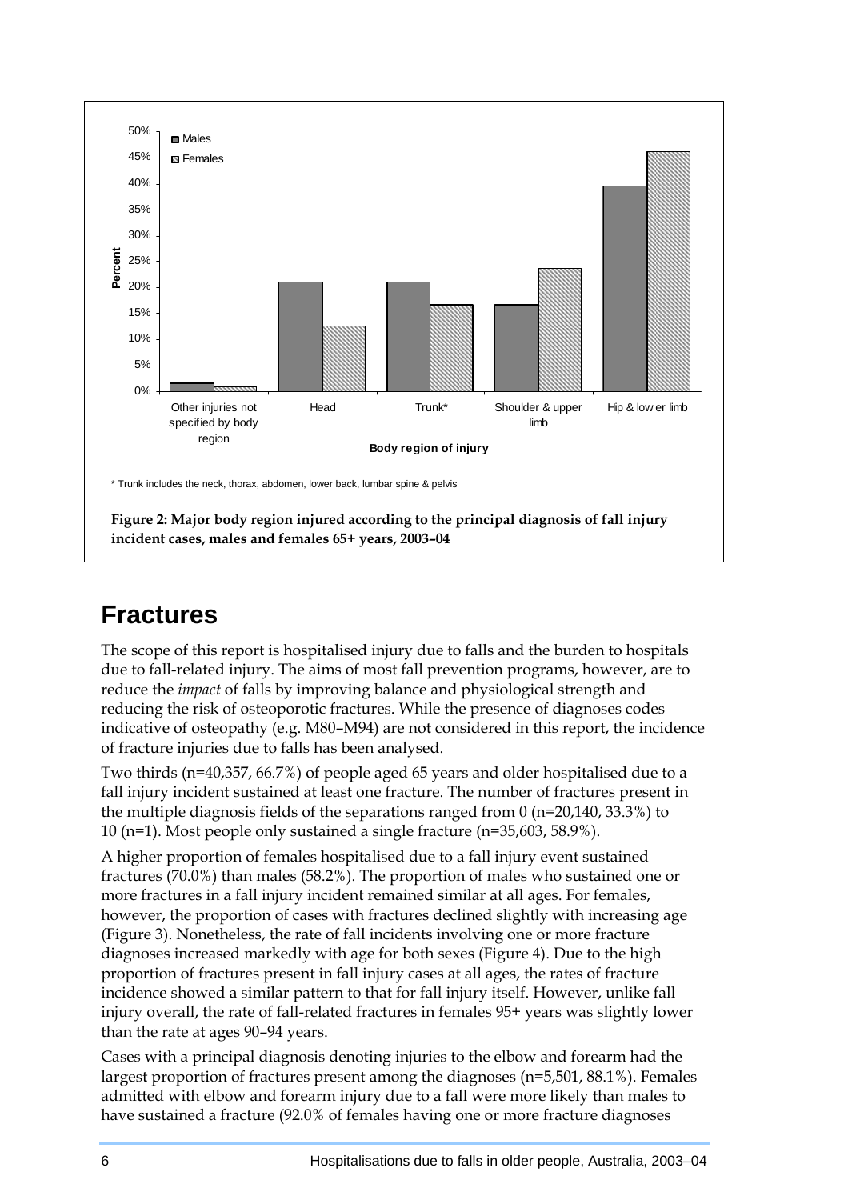50%
45%
40%
35%
30%
25%
20%
15%
10%
5%
0%

Percent

Males
Females

Other injuries not specified by body region
Head
Trunk*
Shoulder & upper limb
Hip & lower limb

Body region of injury

* Trunk includes the neck, thorax, abdomen, lower back, lumbar spine & pelvis

**Figure 2: Major body region injured according to the principal diagnosis of fall injury incident cases, males and females 65+ years, 2003–04**

## Fractures

The scope of this report is hospitalised injury due to falls and the burden to hospitals due to fall-related injury. The aims of most fall prevention programs, however, are to reduce the *impact* of falls by improving balance and physiological strength and reducing the risk of osteoporotic fractures. While the presence of diagnoses codes indicative of osteopathy (e.g. M80–M94) are not considered in this report, the incidence of fracture injuries due to falls has been analysed.

Two thirds (n=40,357, 66.7%) of people aged 65 years and older hospitalised due to a fall injury incident sustained at least one fracture. The number of fractures present in the multiple diagnosis fields of the separations ranged from 0 (n=20,140, 33.3%) to 10 (n=1). Most people only sustained a single fracture (n=35,603, 58.9%).

A higher proportion of females hospitalised due to a fall injury event sustained fractures (70.0%) than males (58.2%). The proportion of males who sustained one or more fractures in a fall injury incident remained similar at all ages. For females, however, the proportion of cases with fractures declined slightly with increasing age (Figure 3). Nonetheless, the rate of fall incidents involving one or more fracture diagnoses increased markedly with age for both sexes (Figure 4). Due to the high proportion of fractures present in fall injury cases at all ages, the rates of fracture incidence showed a similar pattern to that for fall injury itself. However, unlike fall injury overall, the rate of fall-related fractures in females 95+ years was slightly lower than the rate at ages 90–94 years.

Cases with a principal diagnosis denoting injuries to the elbow and forearm had the largest proportion of fractures present among the diagnoses (n=5,501, 88.1%). Females admitted with elbow and forearm injury due to a fall were more likely than males to have sustained a fracture (92.0% of females having one or more fracture diagnoses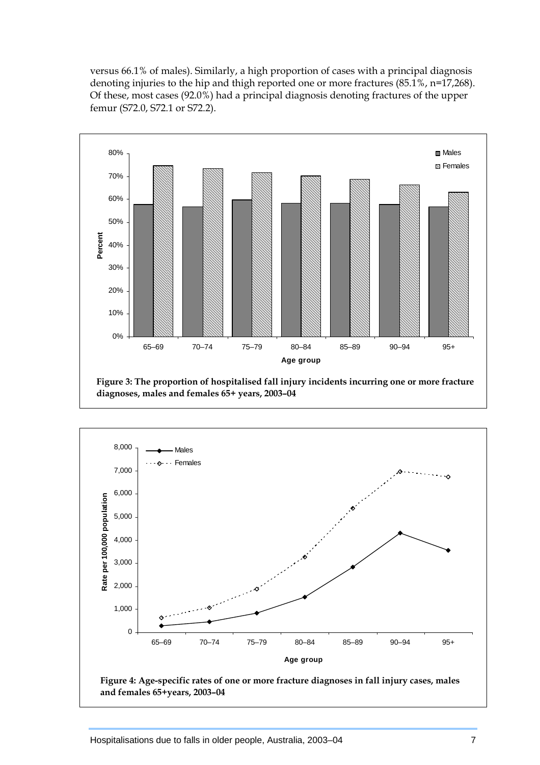versus 66.1% of males). Similarly, a high proportion of cases with a principal diagnosis denoting injuries to the hip and thigh reported one or more fractures (85.1%, n=17,268). Of these, most cases (92.0%) had a principal diagnosis denoting fractures of the upper femur (S72.0, S72.1 or S72.2).

Males
Females

80%
70%
60%
50%
40%
30%
20%
10%
0%

Percent

65–69
70–74
75–79
80–84
85–89
90–94
95+

Age group

**Figure 3: The proportion of hospitalised fall injury incidents incurring one or more fracture diagnoses, males and females 65+ years, 2003–04**

Males
Females

8,000
7,000
6,000
5,000
4,000
3,000
2,000
1,000
0

Rate per 100,000 population

65–69
70–74
75–79
80–84
85–89
90–94
95+

Age group

**Figure 4: Age-specific rates of one or more fracture diagnoses in fall injury cases, males and females 65+years, 2003–04**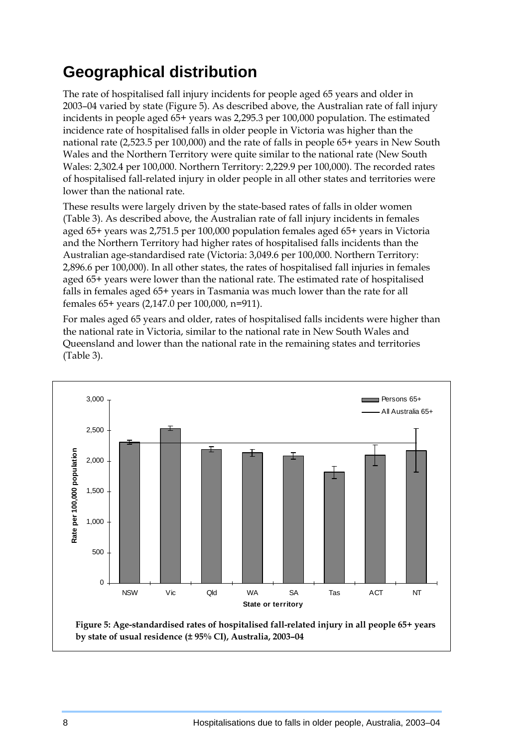## Geographical distribution

The rate of hospitalised fall injury incidents for people aged 65 years and older in 2003–04 varied by state (Figure 5). As described above, the Australian rate of fall injury incidents in people aged 65+ years was 2,295.3 per 100,000 population. The estimated incidence rate of hospitalised falls in older people in Victoria was higher than the national rate (2,523.5 per 100,000) and the rate of falls in people 65+ years in New South Wales and the Northern Territory were quite similar to the national rate (New South Wales: 2,302.4 per 100,000. Northern Territory: 2,229.9 per 100,000). The recorded rates of hospitalised fall-related injury in older people in all other states and territories were lower than the national rate.

These results were largely driven by the state-based rates of falls in older women (Table 3). As described above, the Australian rate of fall injury incidents in females aged 65+ years was 2,751.5 per 100,000 population females aged 65+ years in Victoria and the Northern Territory had higher rates of hospitalised falls incidents than the Australian age-standardised rate (Victoria: 3,049.6 per 100,000. Northern Territory: 2,896.6 per 100,000). In all other states, the rates of hospitalised fall injuries in females aged 65+ years were lower than the national rate. The estimated rate of hospitalised falls in females aged 65+ years in Tasmania was much lower than the rate for all females 65+ years (2,147.0 per 100,000, n=911).

For males aged 65 years and older, rates of hospitalised falls incidents were higher than the national rate in Victoria, similar to the national rate in New South Wales and Queensland and lower than the national rate in the remaining states and territories (Table 3).

**Figure 5: Age-standardised rates of hospitalised fall-related injury in all people 65+ years by state of usual residence (± 95% CI), Australia, 2003–04**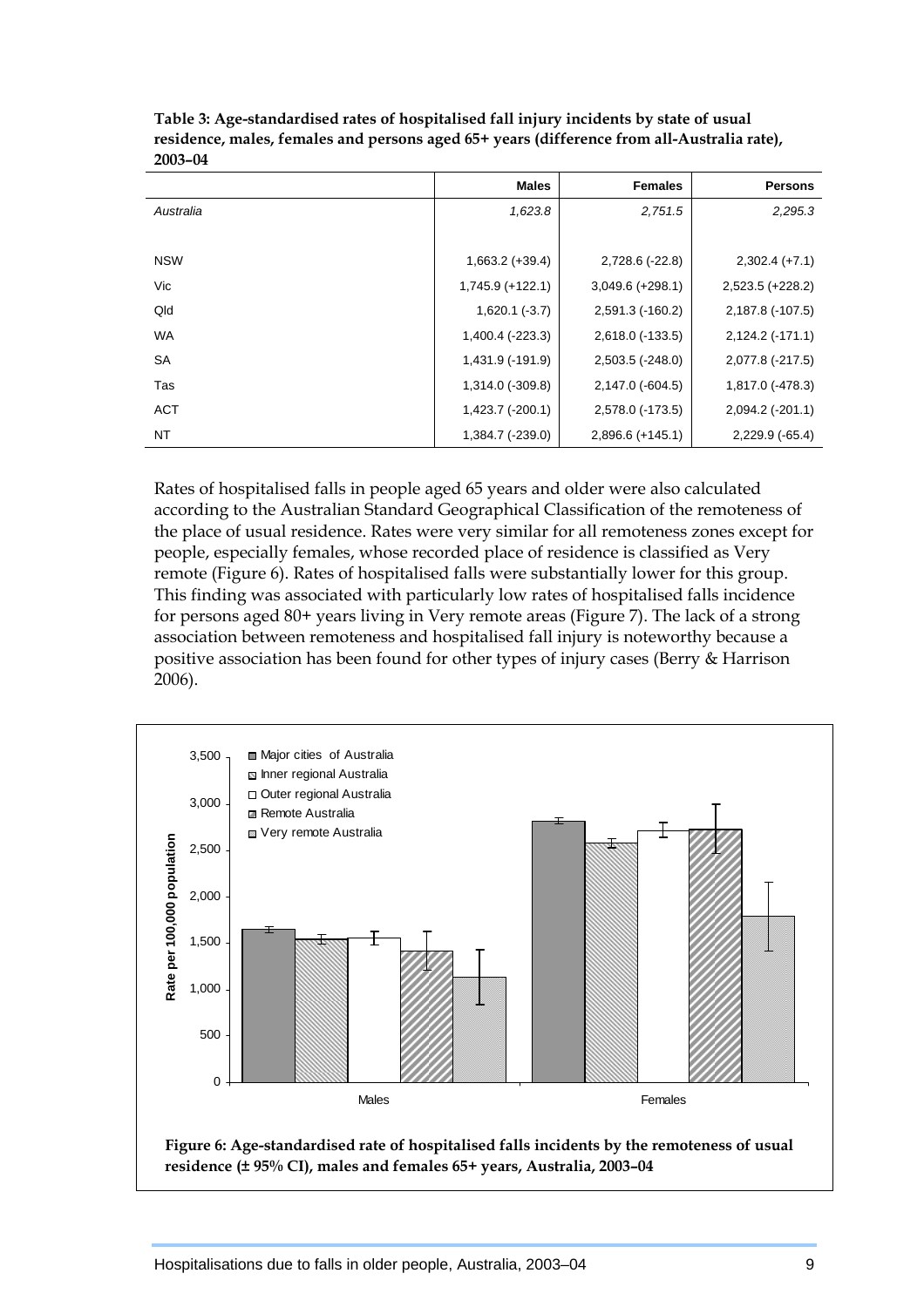**Table 3: Age-standardised rates of hospitalised fall injury incidents by state of usual residence, males, females and persons aged 65+ years (difference from all-Australia rate), 2003–04**

| | Males | Females | Persons |
|---|---|---|---|
| *Australia* | *1,623.8* | *2,751.5* | *2,295.3* |
| | | | |
| NSW | 1,663.2 (+39.4) | 2,728.6 (-22.8) | 2,302.4 (+7.1) |
| Vic | 1,745.9 (+122.1) | 3,049.6 (+298.1) | 2,523.5 (+228.2) |
| Qld | 1,620.1 (-3.7) | 2,591.3 (-160.2) | 2,187.8 (-107.5) |
| WA | 1,400.4 (-223.3) | 2,618.0 (-133.5) | 2,124.2 (-171.1) |
| SA | 1,431.9 (-191.9) | 2,503.5 (-248.0) | 2,077.8 (-217.5) |
| Tas | 1,314.0 (-309.8) | 2,147.0 (-604.5) | 1,817.0 (-478.3) |
| ACT | 1,423.7 (-200.1) | 2,578.0 (-173.5) | 2,094.2 (-201.1) |
| NT | 1,384.7 (-239.0) | 2,896.6 (+145.1) | 2,229.9 (-65.4) |

Rates of hospitalised falls in people aged 65 years and older were also calculated according to the Australian Standard Geographical Classification of the remoteness of the place of usual residence. Rates were very similar for all remoteness zones except for people, especially females, whose recorded place of residence is classified as Very remote (Figure 6). Rates of hospitalised falls were substantially lower for this group. This finding was associated with particularly low rates of hospitalised falls incidence for persons aged 80+ years living in Very remote areas (Figure 7). The lack of a strong association between remoteness and hospitalised fall injury is noteworthy because a positive association has been found for other types of injury cases (Berry & Harrison 2006).

Rate per 100,000 population

3,500
3,000
2,500
2,000
1,500
1,000
500
0

Major cities of Australia
Inner regional Australia
Outer regional Australia
Remote Australia
Very remote Australia

Males
Females

**Figure 6: Age-standardised rate of hospitalised falls incidents by the remoteness of usual residence (± 95% CI), males and females 65+ years, Australia, 2003–04**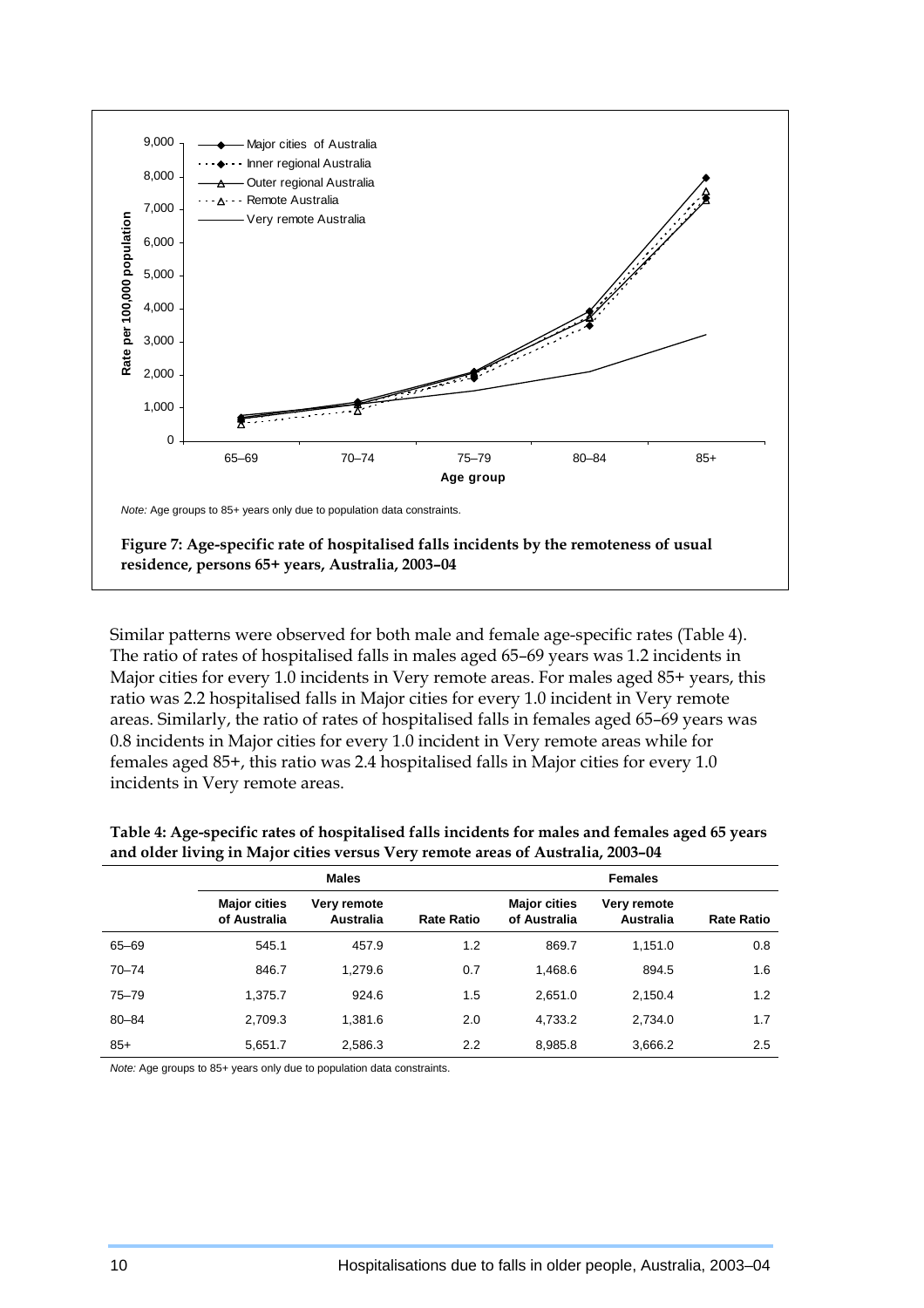9,000
8,000
7,000
6,000
5,000
4,000
3,000
2,000
1,000
0

Rate per 100,000 population

Major cities of Australia
Inner regional Australia
Outer regional Australia
Remote Australia
Very remote Australia

65–69
70–74
75–79
80–84
85+

Age group

*Note:* Age groups to 85+ years only due to population data constraints.

**Figure 7: Age-specific rate of hospitalised falls incidents by the remoteness of usual residence, persons 65+ years, Australia, 2003–04**

Similar patterns were observed for both male and female age-specific rates (Table 4). The ratio of rates of hospitalised falls in males aged 65–69 years was 1.2 incidents in Major cities for every 1.0 incidents in Very remote areas. For males aged 85+ years, this ratio was 2.2 hospitalised falls in Major cities for every 1.0 incident in Very remote areas. Similarly, the ratio of rates of hospitalised falls in females aged 65–69 years was 0.8 incidents in Major cities for every 1.0 incident in Very remote areas while for females aged 85+, this ratio was 2.4 hospitalised falls in Major cities for every 1.0 incidents in Very remote areas.

**Table 4: Age-specific rates of hospitalised falls incidents for males and females aged 65 years and older living in Major cities versus Very remote areas of Australia, 2003–04**

| | Males | | | Females | | |
|---|---|---|---|---|---|---|
| | Major cities of Australia | Very remote Australia | Rate Ratio | Major cities of Australia | Very remote Australia | Rate Ratio |
| 65–69 | 545.1 | 457.9 | 1.2 | 869.7 | 1,151.0 | 0.8 |
| 70–74 | 846.7 | 1,279.6 | 0.7 | 1,468.6 | 894.5 | 1.6 |
| 75–79 | 1,375.7 | 924.6 | 1.5 | 2,651.0 | 2,150.4 | 1.2 |
| 80–84 | 2,709.3 | 1,381.6 | 2.0 | 4,733.2 | 2,734.0 | 1.7 |
| 85+ | 5,651.7 | 2,586.3 | 2.2 | 8,985.8 | 3,666.2 | 2.5 |

*Note:* Age groups to 85+ years only due to population data constraints.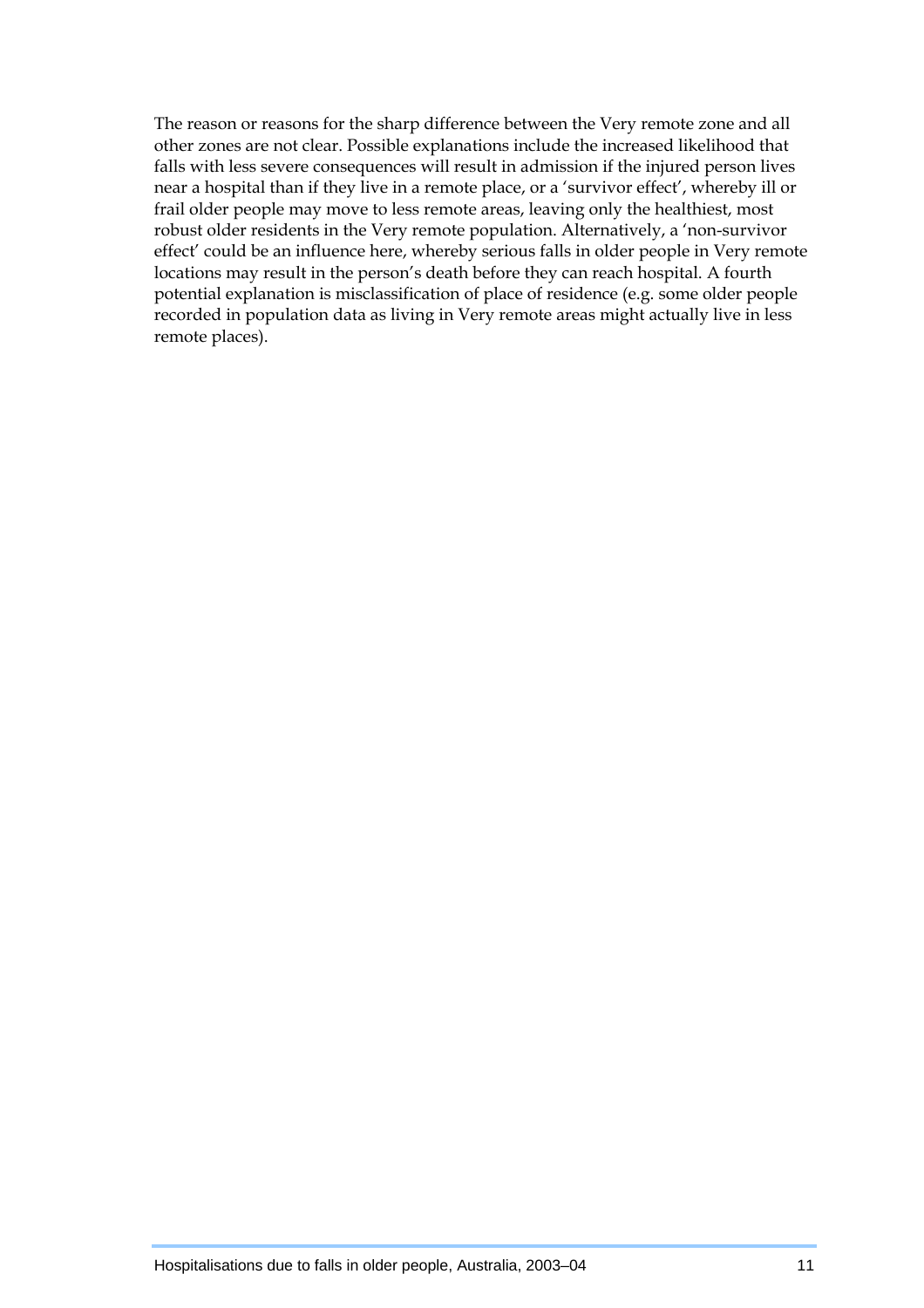The reason or reasons for the sharp difference between the Very remote zone and all other zones are not clear. Possible explanations include the increased likelihood that falls with less severe consequences will result in admission if the injured person lives near a hospital than if they live in a remote place, or a 'survivor effect', whereby ill or frail older people may move to less remote areas, leaving only the healthiest, most robust older residents in the Very remote population. Alternatively, a 'non-survivor effect' could be an influence here, whereby serious falls in older people in Very remote locations may result in the person's death before they can reach hospital. A fourth potential explanation is misclassification of place of residence (e.g. some older people recorded in population data as living in Very remote areas might actually live in less remote places).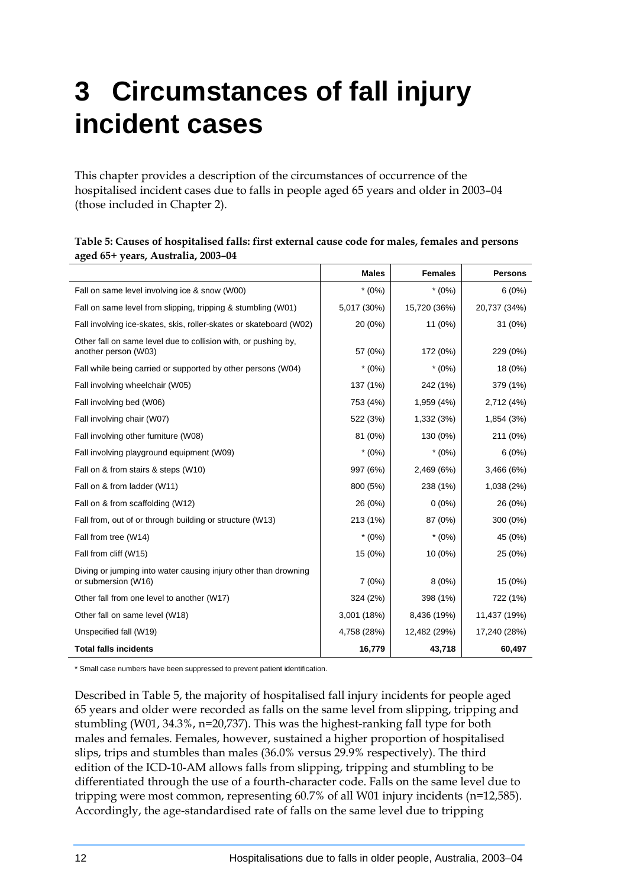# 3 Circumstances of fall injury incident cases

This chapter provides a description of the circumstances of occurrence of the hospitalised incident cases due to falls in people aged 65 years and older in 2003–04 (those included in Chapter 2).

**Table 5: Causes of hospitalised falls: first external cause code for males, females and persons aged 65+ years, Australia, 2003–04**

| | Males | Females | Persons |
|---|---|---|---|
| Fall on same level involving ice & snow (W00) | * (0%) | * (0%) | 6 (0%) |
| Fall on same level from slipping, tripping & stumbling (W01) | 5,017 (30%) | 15,720 (36%) | 20,737 (34%) |
| Fall involving ice-skates, skis, roller-skates or skateboard (W02) | 20 (0%) | 11 (0%) | 31 (0%) |
| Other fall on same level due to collision with, or pushing by, another person (W03) | 57 (0%) | 172 (0%) | 229 (0%) |
| Fall while being carried or supported by other persons (W04) | * (0%) | * (0%) | 18 (0%) |
| Fall involving wheelchair (W05) | 137 (1%) | 242 (1%) | 379 (1%) |
| Fall involving bed (W06) | 753 (4%) | 1,959 (4%) | 2,712 (4%) |
| Fall involving chair (W07) | 522 (3%) | 1,332 (3%) | 1,854 (3%) |
| Fall involving other furniture (W08) | 81 (0%) | 130 (0%) | 211 (0%) |
| Fall involving playground equipment (W09) | * (0%) | * (0%) | 6 (0%) |
| Fall on & from stairs & steps (W10) | 997 (6%) | 2,469 (6%) | 3,466 (6%) |
| Fall on & from ladder (W11) | 800 (5%) | 238 (1%) | 1,038 (2%) |
| Fall on & from scaffolding (W12) | 26 (0%) | 0 (0%) | 26 (0%) |
| Fall from, out of or through building or structure (W13) | 213 (1%) | 87 (0%) | 300 (0%) |
| Fall from tree (W14) | * (0%) | * (0%) | 45 (0%) |
| Fall from cliff (W15) | 15 (0%) | 10 (0%) | 25 (0%) |
| Diving or jumping into water causing injury other than drowning or submersion (W16) | 7 (0%) | 8 (0%) | 15 (0%) |
| Other fall from one level to another (W17) | 324 (2%) | 398 (1%) | 722 (1%) |
| Other fall on same level (W18) | 3,001 (18%) | 8,436 (19%) | 11,437 (19%) |
| Unspecified fall (W19) | 4,758 (28%) | 12,482 (29%) | 17,240 (28%) |
| **Total falls incidents** | **16,779** | **43,718** | **60,497** |

\* Small case numbers have been suppressed to prevent patient identification.

Described in Table 5, the majority of hospitalised fall injury incidents for people aged 65 years and older were recorded as falls on the same level from slipping, tripping and stumbling (W01, 34.3%, n=20,737). This was the highest-ranking fall type for both males and females. Females, however, sustained a higher proportion of hospitalised slips, trips and stumbles than males (36.0% versus 29.9% respectively). The third edition of the ICD-10-AM allows falls from slipping, tripping and stumbling to be differentiated through the use of a fourth-character code. Falls on the same level due to tripping were most common, representing 60.7% of all W01 injury incidents (n=12,585). Accordingly, the age-standardised rate of falls on the same level due to tripping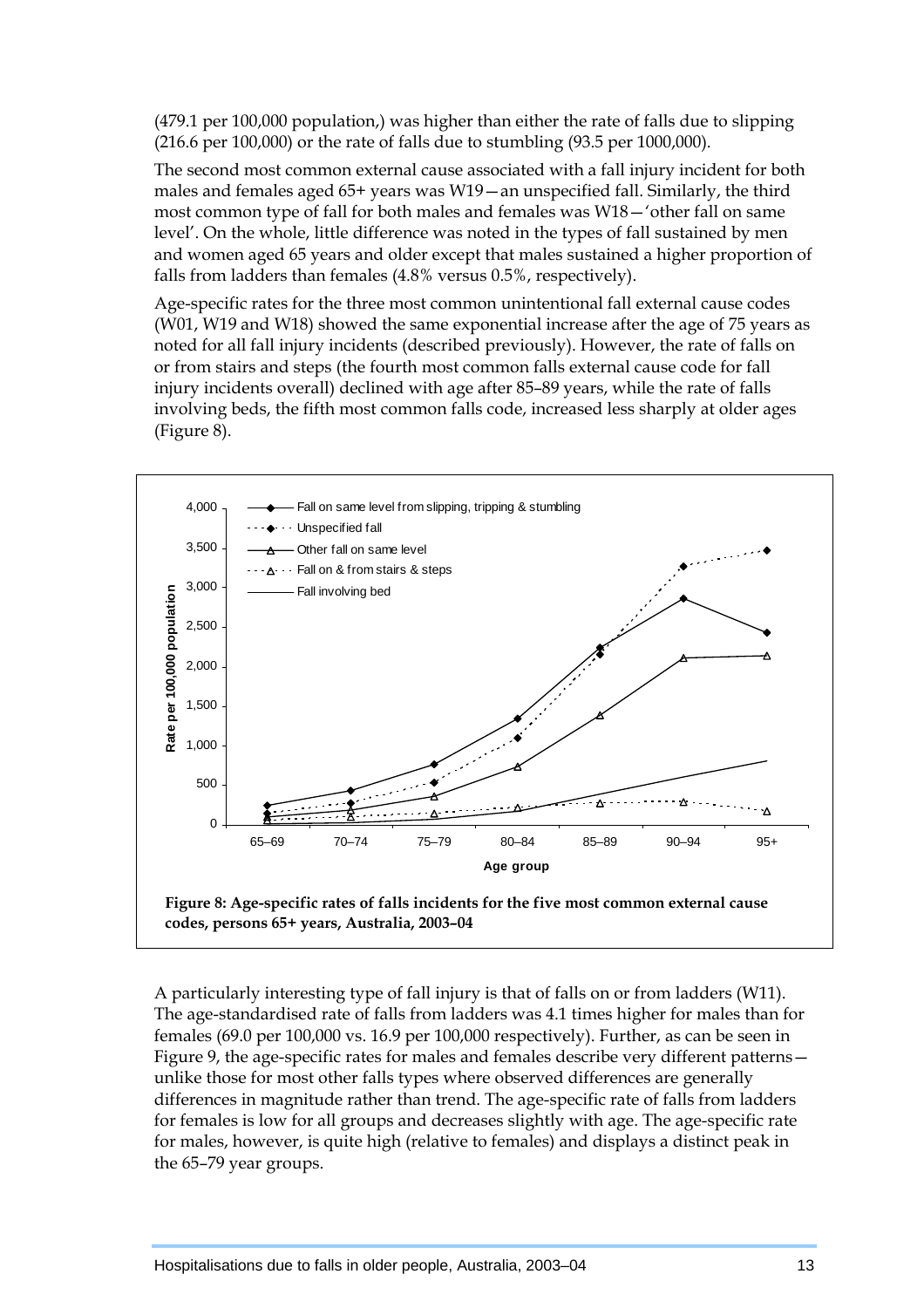(479.1 per 100,000 population,) was higher than either the rate of falls due to slipping (216.6 per 100,000) or the rate of falls due to stumbling (93.5 per 1000,000).

The second most common external cause associated with a fall injury incident for both males and females aged 65+ years was W19—an unspecified fall. Similarly, the third most common type of fall for both males and females was W18—'other fall on same level'. On the whole, little difference was noted in the types of fall sustained by men and women aged 65 years and older except that males sustained a higher proportion of falls from ladders than females (4.8% versus 0.5%, respectively).

Age-specific rates for the three most common unintentional fall external cause codes (W01, W19 and W18) showed the same exponential increase after the age of 75 years as noted for all fall injury incidents (described previously). However, the rate of falls on or from stairs and steps (the fourth most common falls external cause code for fall injury incidents overall) declined with age after 85–89 years, while the rate of falls involving beds, the fifth most common falls code, increased less sharply at older ages (Figure 8).

Fall on same level from slipping, tripping & stumbling
Unspecified fall
Other fall on same level
Fall on & from stairs & steps
Fall involving bed

Rate per 100,000 population
4,000
3,500
3,000
2,500
2,000
1,500
1,000
500
0

65–69
70–74
75–79
80–84
85–89
90–94
95+
Age group

**Figure 8: Age-specific rates of falls incidents for the five most common external cause codes, persons 65+ years, Australia, 2003–04**

A particularly interesting type of fall injury is that of falls on or from ladders (W11). The age-standardised rate of falls from ladders was 4.1 times higher for males than for females (69.0 per 100,000 vs. 16.9 per 100,000 respectively). Further, as can be seen in Figure 9, the age-specific rates for males and females describe very different patterns—unlike those for most other falls types where observed differences are generally differences in magnitude rather than trend. The age-specific rate of falls from ladders for females is low for all groups and decreases slightly with age. The age-specific rate for males, however, is quite high (relative to females) and displays a distinct peak in the 65–79 year groups.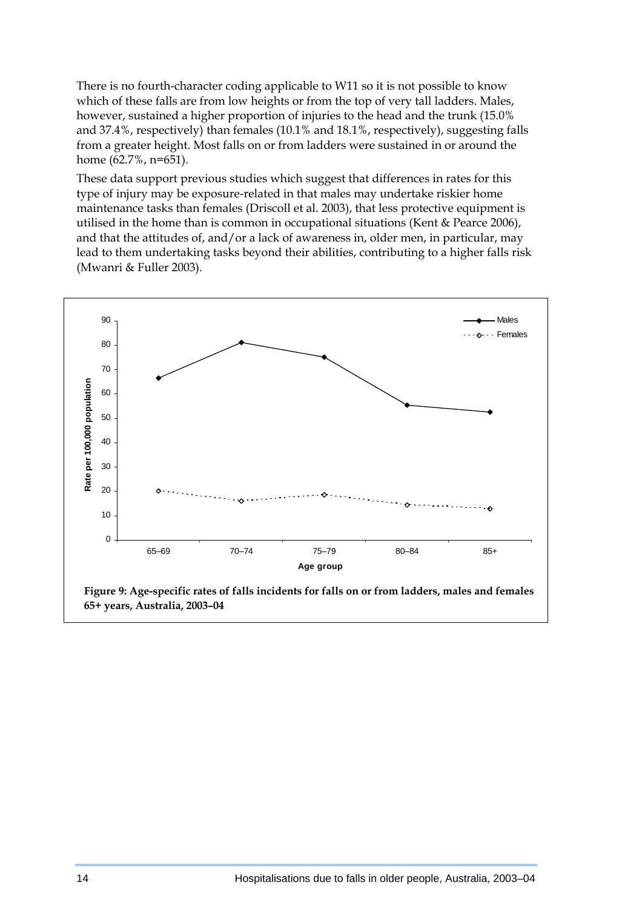There is no fourth-character coding applicable to W11 so it is not possible to know which of these falls are from low heights or from the top of very tall ladders. Males, however, sustained a higher proportion of injuries to the head and the trunk (15.0% and 37.4%, respectively) than females (10.1% and 18.1%, respectively), suggesting falls from a greater height. Most falls on or from ladders were sustained in or around the home (62.7%, n=651).

These data support previous studies which suggest that differences in rates for this type of injury may be exposure-related in that males may undertake riskier home maintenance tasks than females (Driscoll et al. 2003), that less protective equipment is utilised in the home than is common in occupational situations (Kent & Pearce 2006), and that the attitudes of, and/or a lack of awareness in, older men, in particular, may lead to them undertaking tasks beyond their abilities, contributing to a higher falls risk (Mwanri & Fuller 2003).

Males
Females

Rate per 100,000 population

0
10
20
30
40
50
60
70
80
90

65–69
70–74
75–79
80–84
85+

Age group

**Figure 9: Age-specific rates of falls incidents for falls on or from ladders, males and females 65+ years, Australia, 2003–04**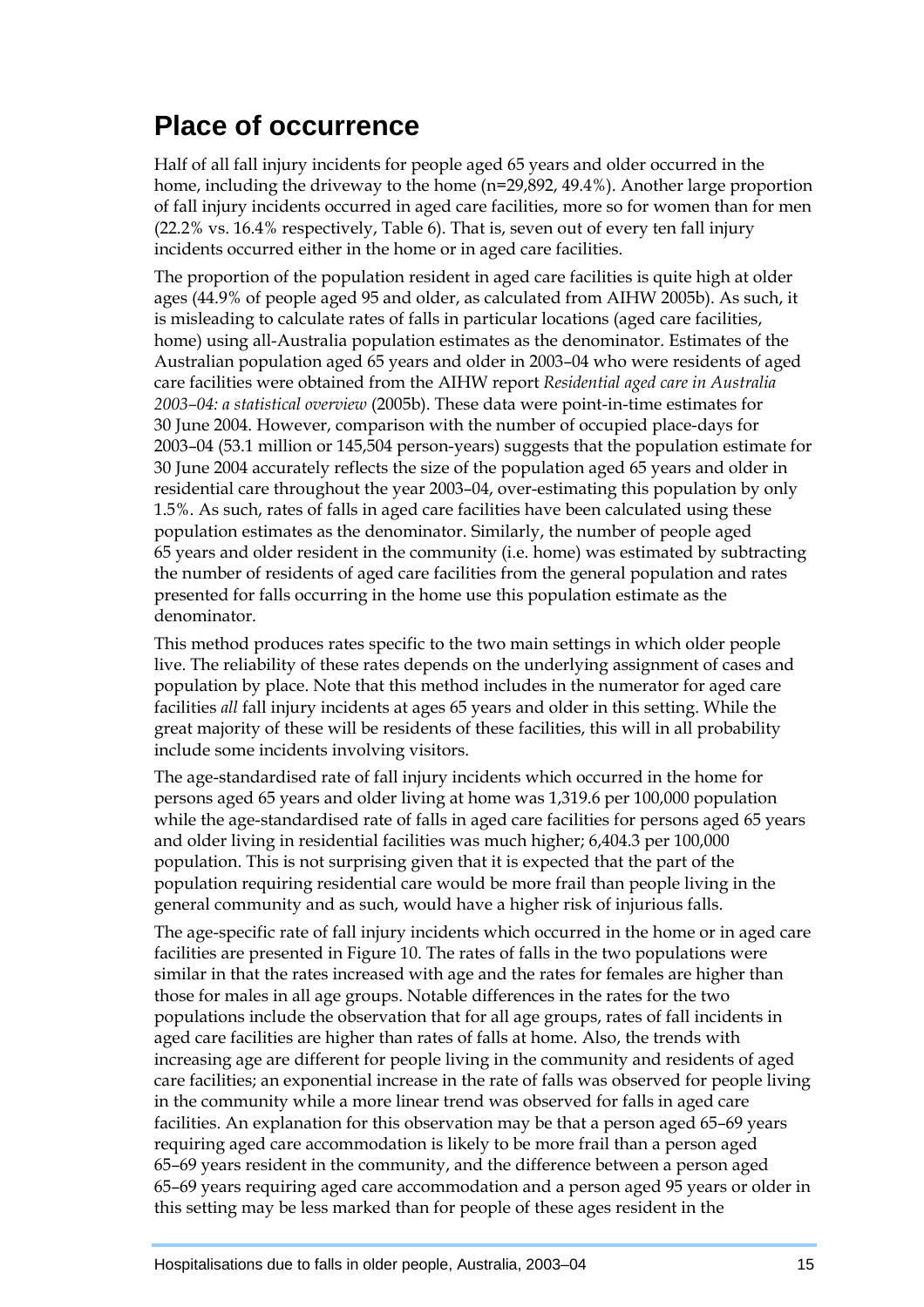## Place of occurrence

Half of all fall injury incidents for people aged 65 years and older occurred in the home, including the driveway to the home (n=29,892, 49.4%). Another large proportion of fall injury incidents occurred in aged care facilities, more so for women than for men (22.2% vs. 16.4% respectively, Table 6). That is, seven out of every ten fall injury incidents occurred either in the home or in aged care facilities.

The proportion of the population resident in aged care facilities is quite high at older ages (44.9% of people aged 95 and older, as calculated from AIHW 2005b). As such, it is misleading to calculate rates of falls in particular locations (aged care facilities, home) using all-Australia population estimates as the denominator. Estimates of the Australian population aged 65 years and older in 2003–04 who were residents of aged care facilities were obtained from the AIHW report *Residential aged care in Australia 2003–04: a statistical overview* (2005b). These data were point-in-time estimates for 30 June 2004. However, comparison with the number of occupied place-days for 2003–04 (53.1 million or 145,504 person-years) suggests that the population estimate for 30 June 2004 accurately reflects the size of the population aged 65 years and older in residential care throughout the year 2003–04, over-estimating this population by only 1.5%. As such, rates of falls in aged care facilities have been calculated using these population estimates as the denominator. Similarly, the number of people aged 65 years and older resident in the community (i.e. home) was estimated by subtracting the number of residents of aged care facilities from the general population and rates presented for falls occurring in the home use this population estimate as the denominator.

This method produces rates specific to the two main settings in which older people live. The reliability of these rates depends on the underlying assignment of cases and population by place. Note that this method includes in the numerator for aged care facilities *all* fall injury incidents at ages 65 years and older in this setting. While the great majority of these will be residents of these facilities, this will in all probability include some incidents involving visitors.

The age-standardised rate of fall injury incidents which occurred in the home for persons aged 65 years and older living at home was 1,319.6 per 100,000 population while the age-standardised rate of falls in aged care facilities for persons aged 65 years and older living in residential facilities was much higher; 6,404.3 per 100,000 population. This is not surprising given that it is expected that the part of the population requiring residential care would be more frail than people living in the general community and as such, would have a higher risk of injurious falls.

The age-specific rate of fall injury incidents which occurred in the home or in aged care facilities are presented in Figure 10. The rates of falls in the two populations were similar in that the rates increased with age and the rates for females are higher than those for males in all age groups. Notable differences in the rates for the two populations include the observation that for all age groups, rates of fall incidents in aged care facilities are higher than rates of falls at home. Also, the trends with increasing age are different for people living in the community and residents of aged care facilities; an exponential increase in the rate of falls was observed for people living in the community while a more linear trend was observed for falls in aged care facilities. An explanation for this observation may be that a person aged 65–69 years requiring aged care accommodation is likely to be more frail than a person aged 65–69 years resident in the community, and the difference between a person aged 65–69 years requiring aged care accommodation and a person aged 95 years or older in this setting may be less marked than for people of these ages resident in the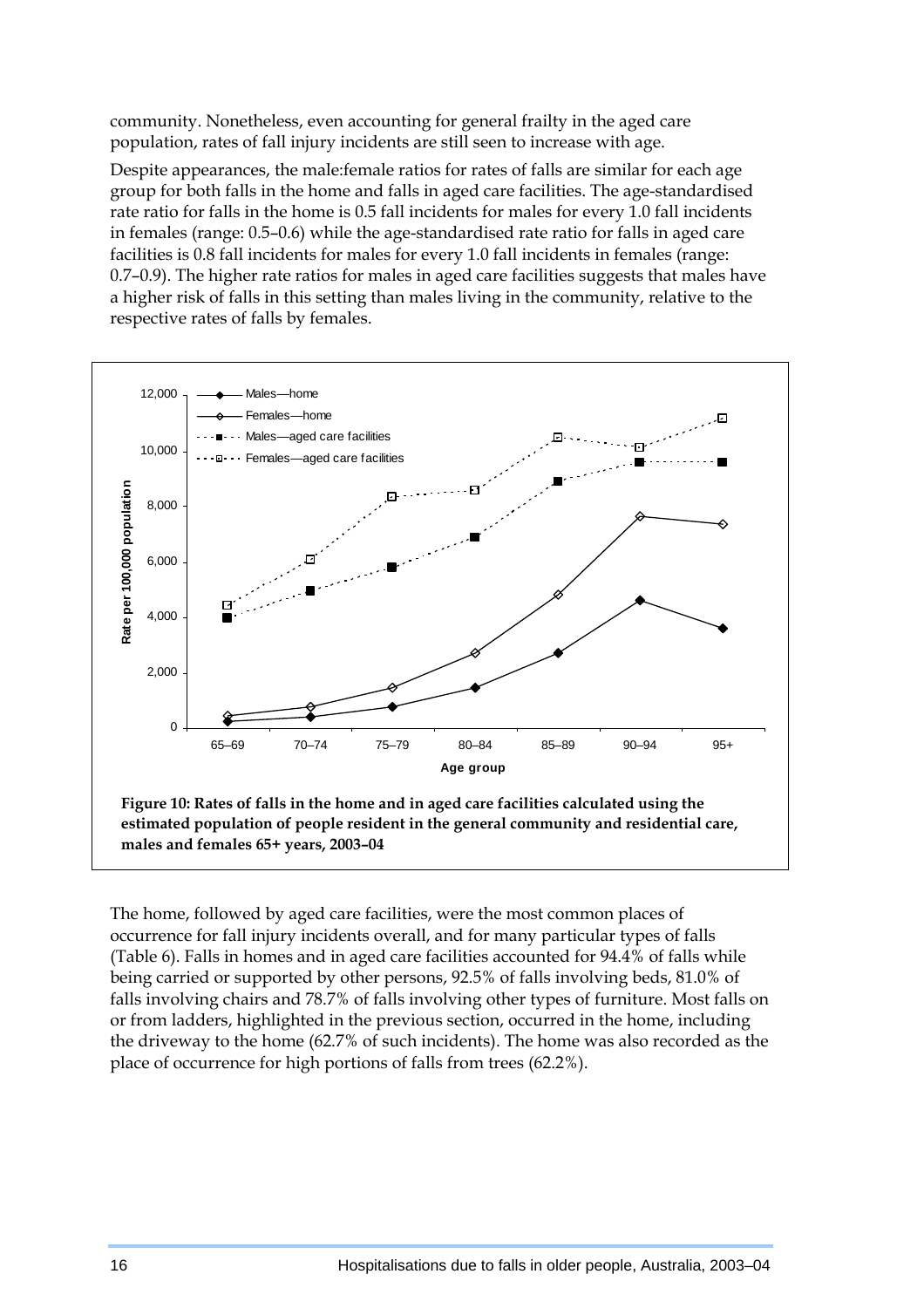community. Nonetheless, even accounting for general frailty in the aged care population, rates of fall injury incidents are still seen to increase with age.

Despite appearances, the male:female ratios for rates of falls are similar for each age group for both falls in the home and falls in aged care facilities. The age-standardised rate ratio for falls in the home is 0.5 fall incidents for males for every 1.0 fall incidents in females (range: 0.5–0.6) while the age-standardised rate ratio for falls in aged care facilities is 0.8 fall incidents for males for every 1.0 fall incidents in females (range: 0.7–0.9). The higher rate ratios for males in aged care facilities suggests that males have a higher risk of falls in this setting than males living in the community, relative to the respective rates of falls by females.

Males—home
Females—home
Males—aged care facilities
Females—aged care facilities

Rate per 100,000 population

12,000
10,000
8,000
6,000
4,000
2,000
0

65–69
70–74
75–79
80–84
85–89
90–94
95+

Age group

**Figure 10: Rates of falls in the home and in aged care facilities calculated using the estimated population of people resident in the general community and residential care, males and females 65+ years, 2003–04**

The home, followed by aged care facilities, were the most common places of occurrence for fall injury incidents overall, and for many particular types of falls (Table 6). Falls in homes and in aged care facilities accounted for 94.4% of falls while being carried or supported by other persons, 92.5% of falls involving beds, 81.0% of falls involving chairs and 78.7% of falls involving other types of furniture. Most falls on or from ladders, highlighted in the previous section, occurred in the home, including the driveway to the home (62.7% of such incidents). The home was also recorded as the place of occurrence for high portions of falls from trees (62.2%).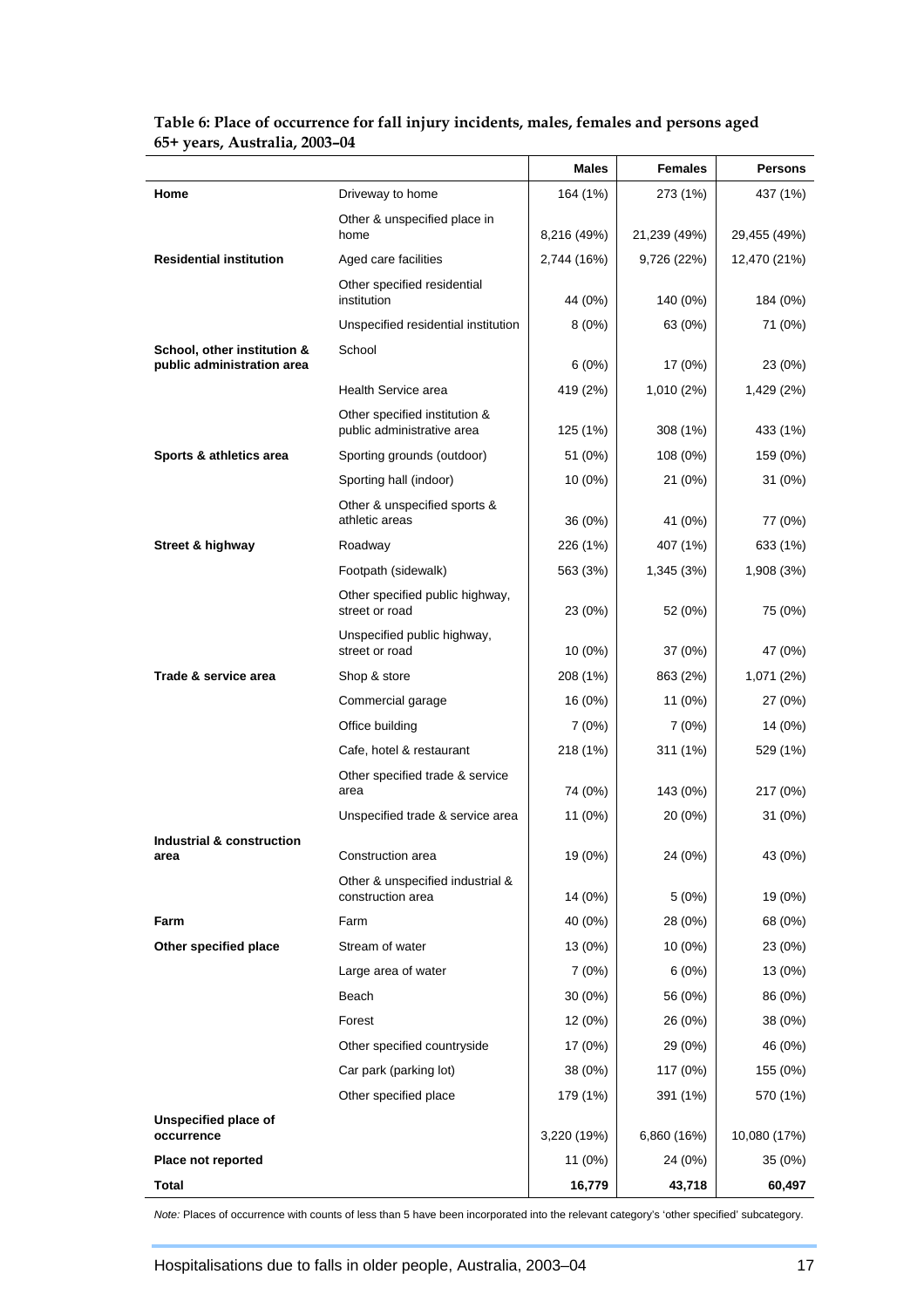**Table 6: Place of occurrence for fall injury incidents, males, females and persons aged 65+ years, Australia, 2003–04**

| | | Males | Females | Persons |
|---|---|---|---|---|
| **Home** | Driveway to home | 164 (1%) | 273 (1%) | 437 (1%) |
| | Other & unspecified place in home | 8,216 (49%) | 21,239 (49%) | 29,455 (49%) |
| **Residential institution** | Aged care facilities | 2,744 (16%) | 9,726 (22%) | 12,470 (21%) |
| | Other specified residential institution | 44 (0%) | 140 (0%) | 184 (0%) |
| | Unspecified residential institution | 8 (0%) | 63 (0%) | 71 (0%) |
| **School, other institution & public administration area** | School | 6 (0%) | 17 (0%) | 23 (0%) |
| | Health Service area | 419 (2%) | 1,010 (2%) | 1,429 (2%) |
| | Other specified institution & public administrative area | 125 (1%) | 308 (1%) | 433 (1%) |
| **Sports & athletics area** | Sporting grounds (outdoor) | 51 (0%) | 108 (0%) | 159 (0%) |
| | Sporting hall (indoor) | 10 (0%) | 21 (0%) | 31 (0%) |
| | Other & unspecified sports & athletic areas | 36 (0%) | 41 (0%) | 77 (0%) |
| **Street & highway** | Roadway | 226 (1%) | 407 (1%) | 633 (1%) |
| | Footpath (sidewalk) | 563 (3%) | 1,345 (3%) | 1,908 (3%) |
| | Other specified public highway, street or road | 23 (0%) | 52 (0%) | 75 (0%) |
| | Unspecified public highway, street or road | 10 (0%) | 37 (0%) | 47 (0%) |
| **Trade & service area** | Shop & store | 208 (1%) | 863 (2%) | 1,071 (2%) |
| | Commercial garage | 16 (0%) | 11 (0%) | 27 (0%) |
| | Office building | 7 (0%) | 7 (0%) | 14 (0%) |
| | Cafe, hotel & restaurant | 218 (1%) | 311 (1%) | 529 (1%) |
| | Other specified trade & service area | 74 (0%) | 143 (0%) | 217 (0%) |
| | Unspecified trade & service area | 11 (0%) | 20 (0%) | 31 (0%) |
| **Industrial & construction area** | Construction area | 19 (0%) | 24 (0%) | 43 (0%) |
| | Other & unspecified industrial & construction area | 14 (0%) | 5 (0%) | 19 (0%) |
| **Farm** | Farm | 40 (0%) | 28 (0%) | 68 (0%) |
| **Other specified place** | Stream of water | 13 (0%) | 10 (0%) | 23 (0%) |
| | Large area of water | 7 (0%) | 6 (0%) | 13 (0%) |
| | Beach | 30 (0%) | 56 (0%) | 86 (0%) |
| | Forest | 12 (0%) | 26 (0%) | 38 (0%) |
| | Other specified countryside | 17 (0%) | 29 (0%) | 46 (0%) |
| | Car park (parking lot) | 38 (0%) | 117 (0%) | 155 (0%) |
| | Other specified place | 179 (1%) | 391 (1%) | 570 (1%) |
| **Unspecified place of occurrence** | | 3,220 (19%) | 6,860 (16%) | 10,080 (17%) |
| **Place not reported** | | 11 (0%) | 24 (0%) | 35 (0%) |
| **Total** | | **16,779** | **43,718** | **60,497** |

*Note:* Places of occurrence with counts of less than 5 have been incorporated into the relevant category's 'other specified' subcategory.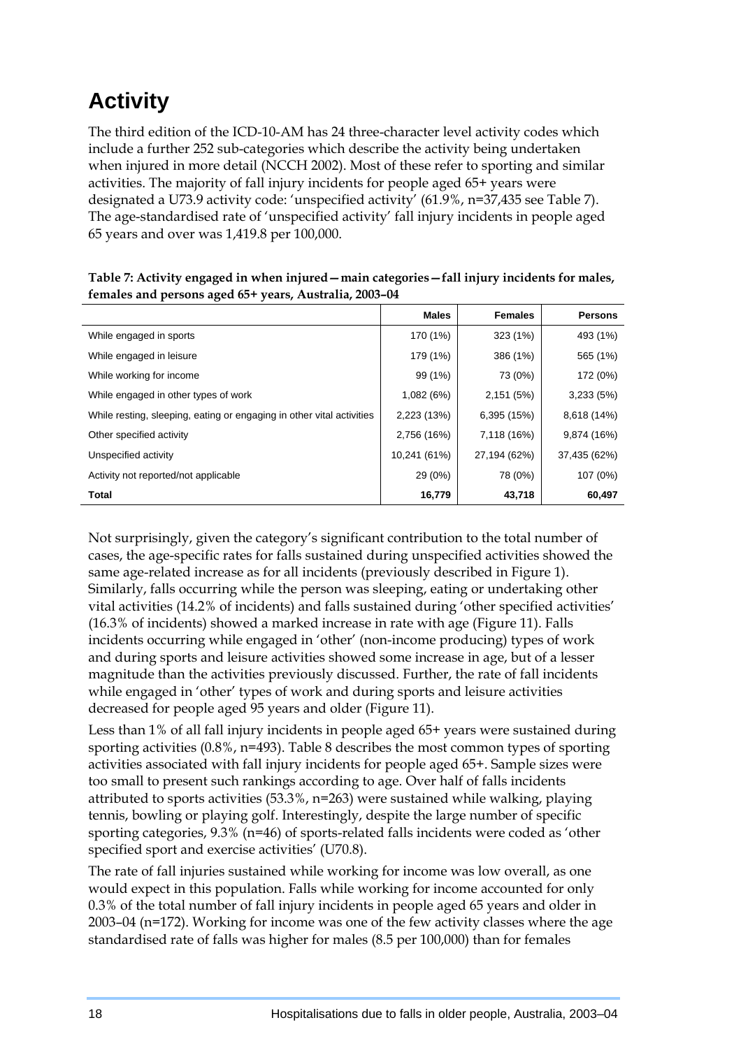# Activity

The third edition of the ICD-10-AM has 24 three-character level activity codes which include a further 252 sub-categories which describe the activity being undertaken when injured in more detail (NCCH 2002). Most of these refer to sporting and similar activities. The majority of fall injury incidents for people aged 65+ years were designated a U73.9 activity code: 'unspecified activity' (61.9%, n=37,435 see Table 7). The age-standardised rate of 'unspecified activity' fall injury incidents in people aged 65 years and over was 1,419.8 per 100,000.

**Table 7: Activity engaged in when injured—main categories—fall injury incidents for males, females and persons aged 65+ years, Australia, 2003–04**

| | Males | Females | Persons |
|---|---|---|---|
| While engaged in sports | 170 (1%) | 323 (1%) | 493 (1%) |
| While engaged in leisure | 179 (1%) | 386 (1%) | 565 (1%) |
| While working for income | 99 (1%) | 73 (0%) | 172 (0%) |
| While engaged in other types of work | 1,082 (6%) | 2,151 (5%) | 3,233 (5%) |
| While resting, sleeping, eating or engaging in other vital activities | 2,223 (13%) | 6,395 (15%) | 8,618 (14%) |
| Other specified activity | 2,756 (16%) | 7,118 (16%) | 9,874 (16%) |
| Unspecified activity | 10,241 (61%) | 27,194 (62%) | 37,435 (62%) |
| Activity not reported/not applicable | 29 (0%) | 78 (0%) | 107 (0%) |
| **Total** | **16,779** | **43,718** | **60,497** |

Not surprisingly, given the category's significant contribution to the total number of cases, the age-specific rates for falls sustained during unspecified activities showed the same age-related increase as for all incidents (previously described in Figure 1). Similarly, falls occurring while the person was sleeping, eating or undertaking other vital activities (14.2% of incidents) and falls sustained during 'other specified activities' (16.3% of incidents) showed a marked increase in rate with age (Figure 11). Falls incidents occurring while engaged in 'other' (non-income producing) types of work and during sports and leisure activities showed some increase in age, but of a lesser magnitude than the activities previously discussed. Further, the rate of fall incidents while engaged in 'other' types of work and during sports and leisure activities decreased for people aged 95 years and older (Figure 11).

Less than 1% of all fall injury incidents in people aged 65+ years were sustained during sporting activities (0.8%, n=493). Table 8 describes the most common types of sporting activities associated with fall injury incidents for people aged 65+. Sample sizes were too small to present such rankings according to age. Over half of falls incidents attributed to sports activities (53.3%, n=263) were sustained while walking, playing tennis, bowling or playing golf. Interestingly, despite the large number of specific sporting categories, 9.3% (n=46) of sports-related falls incidents were coded as 'other specified sport and exercise activities' (U70.8).

The rate of fall injuries sustained while working for income was low overall, as one would expect in this population. Falls while working for income accounted for only 0.3% of the total number of fall injury incidents in people aged 65 years and older in 2003–04 (n=172). Working for income was one of the few activity classes where the age standardised rate of falls was higher for males (8.5 per 100,000) than for females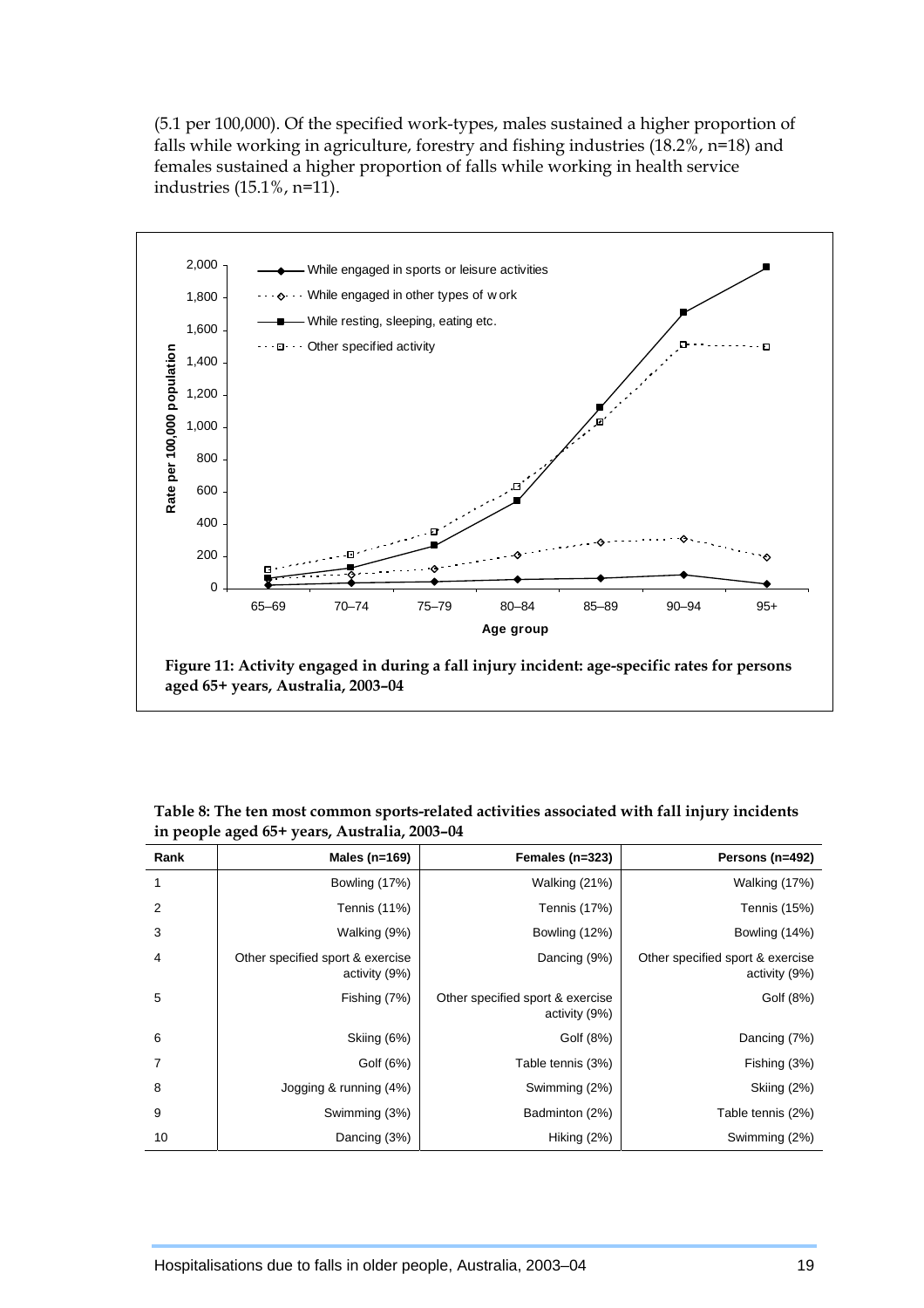(5.1 per 100,000). Of the specified work-types, males sustained a higher proportion of falls while working in agriculture, forestry and fishing industries (18.2%, n=18) and females sustained a higher proportion of falls while working in health service industries (15.1%, n=11).

2,000
1,800
1,600
1,400
1,200
1,000
800
600
400
200
0

Rate per 100,000 population

While engaged in sports or leisure activities
While engaged in other types of w ork
While resting, sleeping, eating etc.
Other specified activity

65–69 70–74 75–79 80–84 85–89 90–94 95+

Age group

**Figure 11: Activity engaged in during a fall injury incident: age-specific rates for persons aged 65+ years, Australia, 2003–04**

**Table 8: The ten most common sports-related activities associated with fall injury incidents in people aged 65+ years, Australia, 2003–04**

| Rank | Males (n=169) | Females (n=323) | Persons (n=492) |
|---|---|---|---|
| 1 | Bowling (17%) | Walking (21%) | Walking (17%) |
| 2 | Tennis (11%) | Tennis (17%) | Tennis (15%) |
| 3 | Walking (9%) | Bowling (12%) | Bowling (14%) |
| 4 | Other specified sport & exercise activity (9%) | Dancing (9%) | Other specified sport & exercise activity (9%) |
| 5 | Fishing (7%) | Other specified sport & exercise activity (9%) | Golf (8%) |
| 6 | Skiing (6%) | Golf (8%) | Dancing (7%) |
| 7 | Golf (6%) | Table tennis (3%) | Fishing (3%) |
| 8 | Jogging & running (4%) | Swimming (2%) | Skiing (2%) |
| 9 | Swimming (3%) | Badminton (2%) | Table tennis (2%) |
| 10 | Dancing (3%) | Hiking (2%) | Swimming (2%) |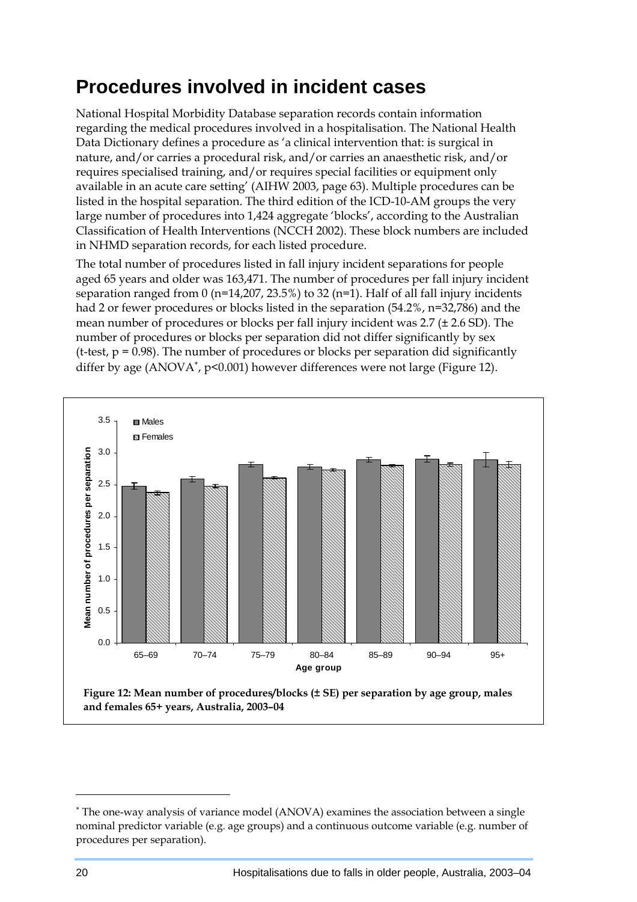## Procedures involved in incident cases

National Hospital Morbidity Database separation records contain information regarding the medical procedures involved in a hospitalisation. The National Health Data Dictionary defines a procedure as 'a clinical intervention that: is surgical in nature, and/or carries a procedural risk, and/or carries an anaesthetic risk, and/or requires specialised training, and/or requires special facilities or equipment only available in an acute care setting' (AIHW 2003, page 63). Multiple procedures can be listed in the hospital separation. The third edition of the ICD-10-AM groups the very large number of procedures into 1,424 aggregate 'blocks', according to the Australian Classification of Health Interventions (NCCH 2002). These block numbers are included in NHMD separation records, for each listed procedure.

The total number of procedures listed in fall injury incident separations for people aged 65 years and older was 163,471. The number of procedures per fall injury incident separation ranged from 0 (n=14,207, 23.5%) to 32 (n=1). Half of all fall injury incidents had 2 or fewer procedures or blocks listed in the separation (54.2%, n=32,786) and the mean number of procedures or blocks per fall injury incident was 2.7 (± 2.6 SD). The number of procedures or blocks per separation did not differ significantly by sex (t-test, $p = 0.98$). The number of procedures or blocks per separation did significantly differ by age (ANOVA[*], $p<0.001$) however differences were not large (Figure 12).

Males
Females

Mean number of procedures per separation

3.5
3.0
2.5
2.0
1.5
1.0
0.5
0.0

65–69
70–74
75–79
80–84
85–89
90–94
95+

Age group

**Figure 12: Mean number of procedures/blocks (± SE) per separation by age group, males and females 65+ years, Australia, 2003–04**

[*] The one-way analysis of variance model (ANOVA) examines the association between a single nominal predictor variable (e.g. age groups) and a continuous outcome variable (e.g. number of procedures per separation).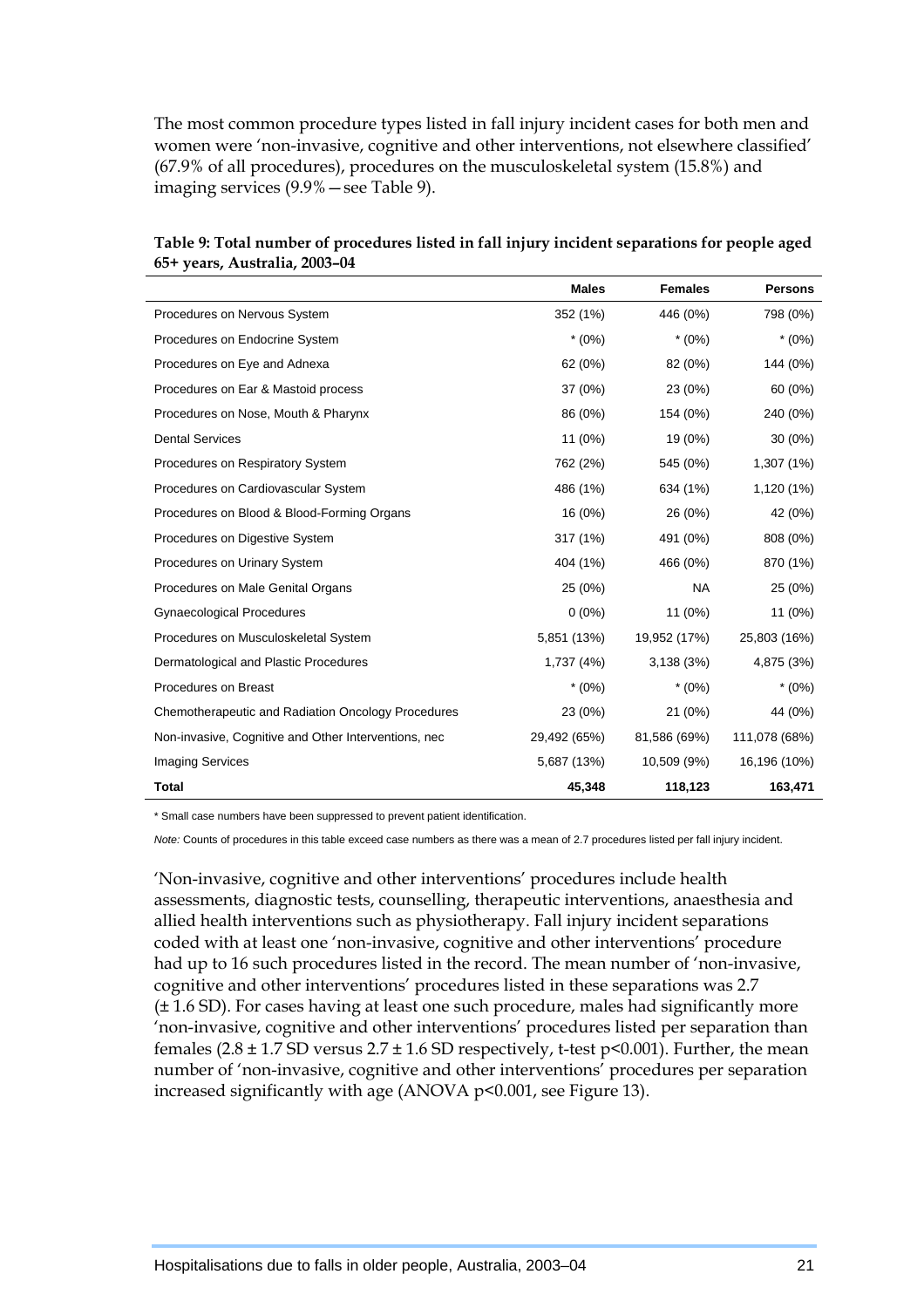The most common procedure types listed in fall injury incident cases for both men and women were 'non-invasive, cognitive and other interventions, not elsewhere classified' (67.9% of all procedures), procedures on the musculoskeletal system (15.8%) and imaging services (9.9%—see Table 9).

**Table 9: Total number of procedures listed in fall injury incident separations for people aged 65+ years, Australia, 2003–04**

| | Males | Females | Persons |
|---|---|---|---|
| Procedures on Nervous System | 352 (1%) | 446 (0%) | 798 (0%) |
| Procedures on Endocrine System | * (0%) | * (0%) | * (0%) |
| Procedures on Eye and Adnexa | 62 (0%) | 82 (0%) | 144 (0%) |
| Procedures on Ear & Mastoid process | 37 (0%) | 23 (0%) | 60 (0%) |
| Procedures on Nose, Mouth & Pharynx | 86 (0%) | 154 (0%) | 240 (0%) |
| Dental Services | 11 (0%) | 19 (0%) | 30 (0%) |
| Procedures on Respiratory System | 762 (2%) | 545 (0%) | 1,307 (1%) |
| Procedures on Cardiovascular System | 486 (1%) | 634 (1%) | 1,120 (1%) |
| Procedures on Blood & Blood-Forming Organs | 16 (0%) | 26 (0%) | 42 (0%) |
| Procedures on Digestive System | 317 (1%) | 491 (0%) | 808 (0%) |
| Procedures on Urinary System | 404 (1%) | 466 (0%) | 870 (1%) |
| Procedures on Male Genital Organs | 25 (0%) | NA | 25 (0%) |
| Gynaecological Procedures | 0 (0%) | 11 (0%) | 11 (0%) |
| Procedures on Musculoskeletal System | 5,851 (13%) | 19,952 (17%) | 25,803 (16%) |
| Dermatological and Plastic Procedures | 1,737 (4%) | 3,138 (3%) | 4,875 (3%) |
| Procedures on Breast | * (0%) | * (0%) | * (0%) |
| Chemotherapeutic and Radiation Oncology Procedures | 23 (0%) | 21 (0%) | 44 (0%) |
| Non-invasive, Cognitive and Other Interventions, nec | 29,492 (65%) | 81,586 (69%) | 111,078 (68%) |
| Imaging Services | 5,687 (13%) | 10,509 (9%) | 16,196 (10%) |
| **Total** | **45,348** | **118,123** | **163,471** |

* Small case numbers have been suppressed to prevent patient identification.

*Note:* Counts of procedures in this table exceed case numbers as there was a mean of 2.7 procedures listed per fall injury incident.

'Non-invasive, cognitive and other interventions' procedures include health assessments, diagnostic tests, counselling, therapeutic interventions, anaesthesia and allied health interventions such as physiotherapy. Fall injury incident separations coded with at least one 'non-invasive, cognitive and other interventions' procedure had up to 16 such procedures listed in the record. The mean number of 'non-invasive, cognitive and other interventions' procedures listed in these separations was 2.7 ($\pm$ 1.6 SD). For cases having at least one such procedure, males had significantly more 'non-invasive, cognitive and other interventions' procedures listed per separation than females (2.8 $\pm$ 1.7 SD versus 2.7 $\pm$ 1.6 SD respectively, t-test $p<0.001$). Further, the mean number of 'non-invasive, cognitive and other interventions' procedures per separation increased significantly with age (ANOVA $p<0.001$, see Figure 13).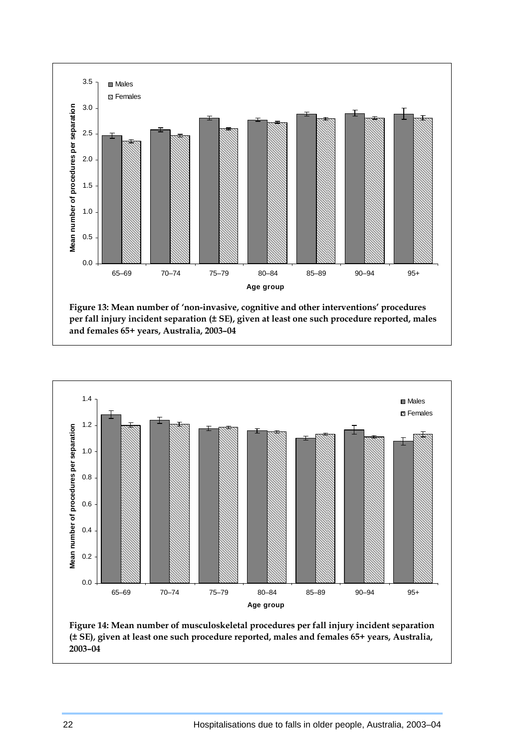3.5
3.0
2.5
2.0
1.5
1.0
0.5
0.0

Mean number of procedures per separation

Males
Females

65–69
70–74
75–79
80–84
85–89
90–94
95+

Age group

**Figure 13: Mean number of 'non-invasive, cognitive and other interventions' procedures per fall injury incident separation (± SE), given at least one such procedure reported, males and females 65+ years, Australia, 2003–04**

1.4
1.2
1.0
0.8
0.6
0.4
0.2
0.0

Mean number of procedures per separation

Males
Females

65–69
70–74
75–79
80–84
85–89
90–94
95+

Age group

**Figure 14: Mean number of musculoskeletal procedures per fall injury incident separation (± SE), given at least one such procedure reported, males and females 65+ years, Australia, 2003–04**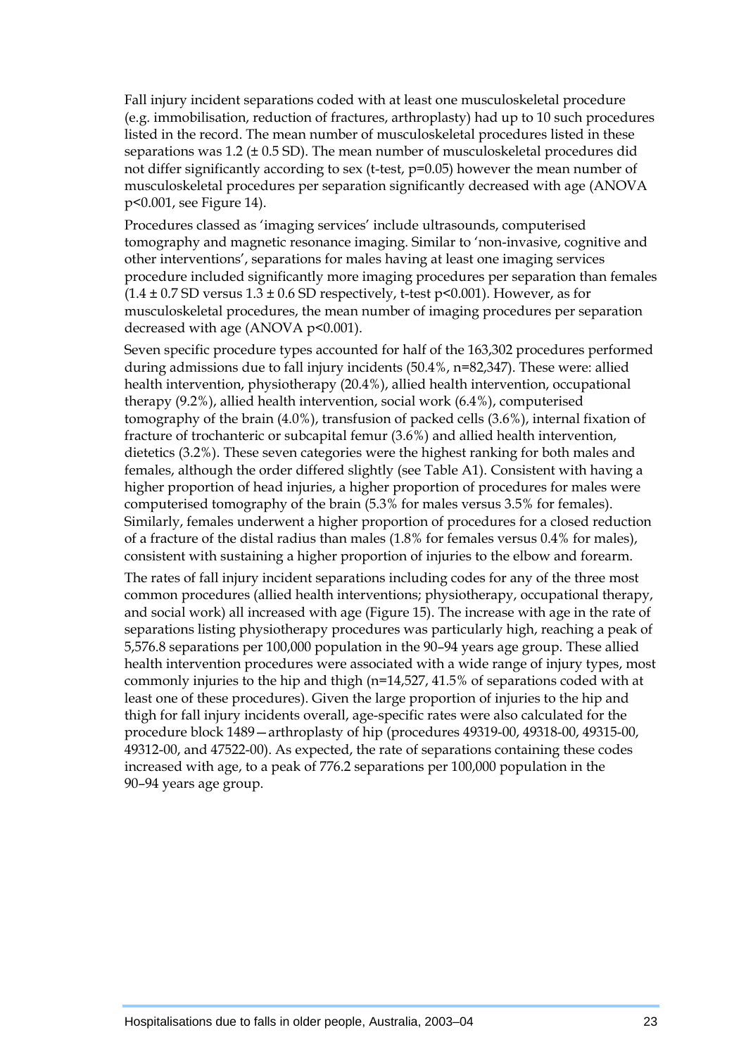Fall injury incident separations coded with at least one musculoskeletal procedure (e.g. immobilisation, reduction of fractures, arthroplasty) had up to 10 such procedures listed in the record. The mean number of musculoskeletal procedures listed in these separations was 1.2 (± 0.5 SD). The mean number of musculoskeletal procedures did not differ significantly according to sex (t-test, $p=0.05$) however the mean number of musculoskeletal procedures per separation significantly decreased with age (ANOVA $p<0.001$, see Figure 14).

Procedures classed as 'imaging services' include ultrasounds, computerised tomography and magnetic resonance imaging. Similar to 'non-invasive, cognitive and other interventions', separations for males having at least one imaging services procedure included significantly more imaging procedures per separation than females (1.4 ± 0.7 SD versus 1.3 ± 0.6 SD respectively, t-test $p<0.001$). However, as for musculoskeletal procedures, the mean number of imaging procedures per separation decreased with age (ANOVA $p<0.001$).

Seven specific procedure types accounted for half of the 163,302 procedures performed during admissions due to fall injury incidents (50.4%, n=82,347). These were: allied health intervention, physiotherapy (20.4%), allied health intervention, occupational therapy (9.2%), allied health intervention, social work (6.4%), computerised tomography of the brain (4.0%), transfusion of packed cells (3.6%), internal fixation of fracture of trochanteric or subcapital femur (3.6%) and allied health intervention, dietetics (3.2%). These seven categories were the highest ranking for both males and females, although the order differed slightly (see Table A1). Consistent with having a higher proportion of head injuries, a higher proportion of procedures for males were computerised tomography of the brain (5.3% for males versus 3.5% for females). Similarly, females underwent a higher proportion of procedures for a closed reduction of a fracture of the distal radius than males (1.8% for females versus 0.4% for males), consistent with sustaining a higher proportion of injuries to the elbow and forearm.

The rates of fall injury incident separations including codes for any of the three most common procedures (allied health interventions; physiotherapy, occupational therapy, and social work) all increased with age (Figure 15). The increase with age in the rate of separations listing physiotherapy procedures was particularly high, reaching a peak of 5,576.8 separations per 100,000 population in the 90–94 years age group. These allied health intervention procedures were associated with a wide range of injury types, most commonly injuries to the hip and thigh (n=14,527, 41.5% of separations coded with at least one of these procedures). Given the large proportion of injuries to the hip and thigh for fall injury incidents overall, age-specific rates were also calculated for the procedure block 1489—arthroplasty of hip (procedures 49319-00, 49318-00, 49315-00, 49312-00, and 47522-00). As expected, the rate of separations containing these codes increased with age, to a peak of 776.2 separations per 100,000 population in the 90–94 years age group.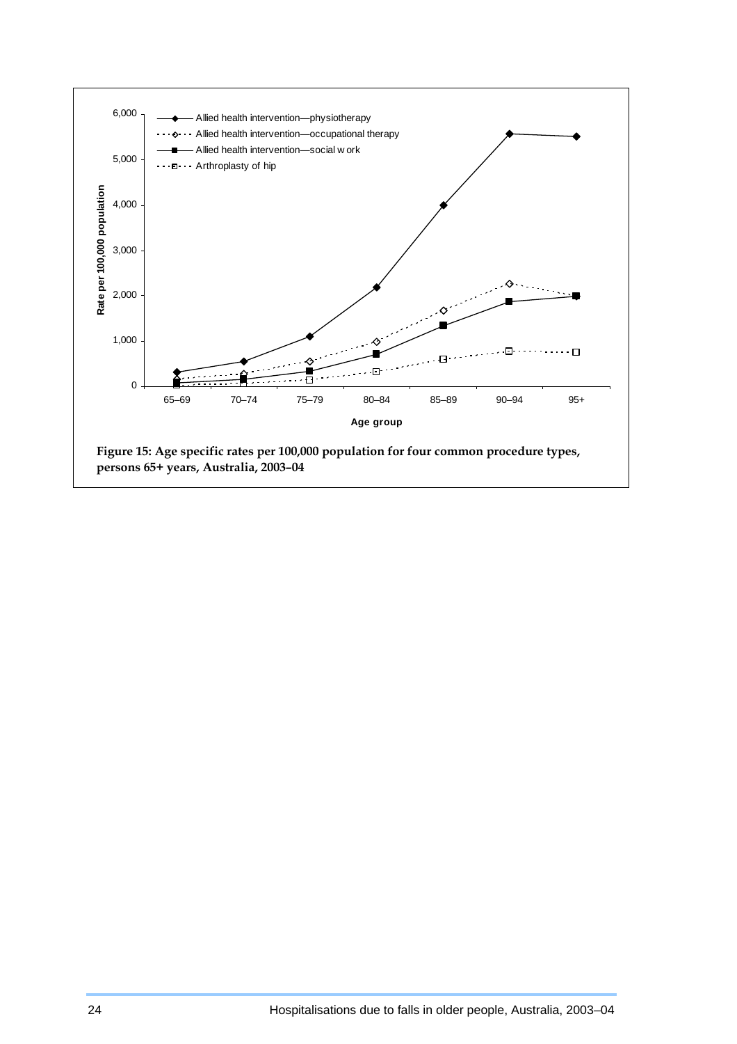6,000
5,000
4,000
3,000
2,000
1,000
0

Rate per 100,000 population

Allied health intervention—physiotherapy
Allied health intervention—occupational therapy
Allied health intervention—social w ork
Arthroplasty of hip

65–69
70–74
75–79
80–84
85–89
90–94
95+

Age group

**Figure 15: Age specific rates per 100,000 population for four common procedure types, persons 65+ years, Australia, 2003–04**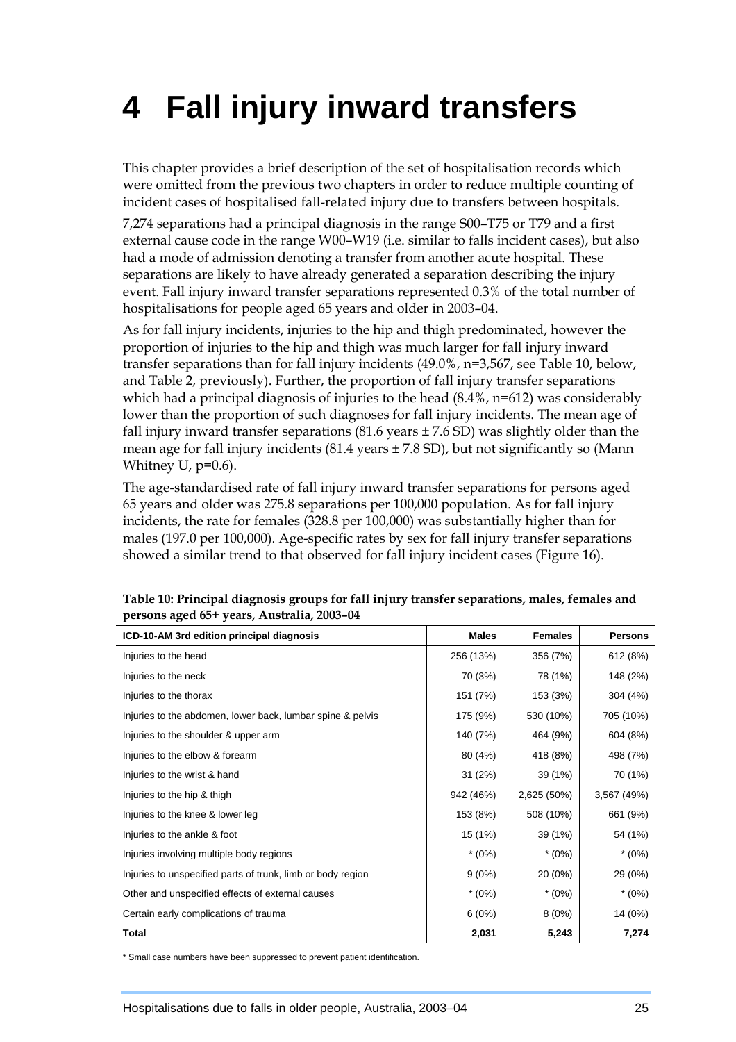# 4 Fall injury inward transfers

This chapter provides a brief description of the set of hospitalisation records which were omitted from the previous two chapters in order to reduce multiple counting of incident cases of hospitalised fall-related injury due to transfers between hospitals.

7,274 separations had a principal diagnosis in the range S00–T75 or T79 and a first external cause code in the range W00–W19 (i.e. similar to falls incident cases), but also had a mode of admission denoting a transfer from another acute hospital. These separations are likely to have already generated a separation describing the injury event. Fall injury inward transfer separations represented 0.3% of the total number of hospitalisations for people aged 65 years and older in 2003–04.

As for fall injury incidents, injuries to the hip and thigh predominated, however the proportion of injuries to the hip and thigh was much larger for fall injury inward transfer separations than for fall injury incidents (49.0%, n=3,567, see Table 10, below, and Table 2, previously). Further, the proportion of fall injury transfer separations which had a principal diagnosis of injuries to the head (8.4%, n=612) was considerably lower than the proportion of such diagnoses for fall injury incidents. The mean age of fall injury inward transfer separations (81.6 years ± 7.6 SD) was slightly older than the mean age for fall injury incidents (81.4 years ± 7.8 SD), but not significantly so (Mann Whitney U, p=0.6).

The age-standardised rate of fall injury inward transfer separations for persons aged 65 years and older was 275.8 separations per 100,000 population. As for fall injury incidents, the rate for females (328.8 per 100,000) was substantially higher than for males (197.0 per 100,000). Age-specific rates by sex for fall injury transfer separations showed a similar trend to that observed for fall injury incident cases (Figure 16).

**Table 10: Principal diagnosis groups for fall injury transfer separations, males, females and persons aged 65+ years, Australia, 2003–04**

| ICD-10-AM 3rd edition principal diagnosis | Males | Females | Persons |
|---|---|---|---|
| Injuries to the head | 256 (13%) | 356 (7%) | 612 (8%) |
| Injuries to the neck | 70 (3%) | 78 (1%) | 148 (2%) |
| Injuries to the thorax | 151 (7%) | 153 (3%) | 304 (4%) |
| Injuries to the abdomen, lower back, lumbar spine & pelvis | 175 (9%) | 530 (10%) | 705 (10%) |
| Injuries to the shoulder & upper arm | 140 (7%) | 464 (9%) | 604 (8%) |
| Injuries to the elbow & forearm | 80 (4%) | 418 (8%) | 498 (7%) |
| Injuries to the wrist & hand | 31 (2%) | 39 (1%) | 70 (1%) |
| Injuries to the hip & thigh | 942 (46%) | 2,625 (50%) | 3,567 (49%) |
| Injuries to the knee & lower leg | 153 (8%) | 508 (10%) | 661 (9%) |
| Injuries to the ankle & foot | 15 (1%) | 39 (1%) | 54 (1%) |
| Injuries involving multiple body regions | * (0%) | * (0%) | * (0%) |
| Injuries to unspecified parts of trunk, limb or body region | 9 (0%) | 20 (0%) | 29 (0%) |
| Other and unspecified effects of external causes | * (0%) | * (0%) | * (0%) |
| Certain early complications of trauma | 6 (0%) | 8 (0%) | 14 (0%) |
| **Total** | **2,031** | **5,243** | **7,274** |

\* Small case numbers have been suppressed to prevent patient identification.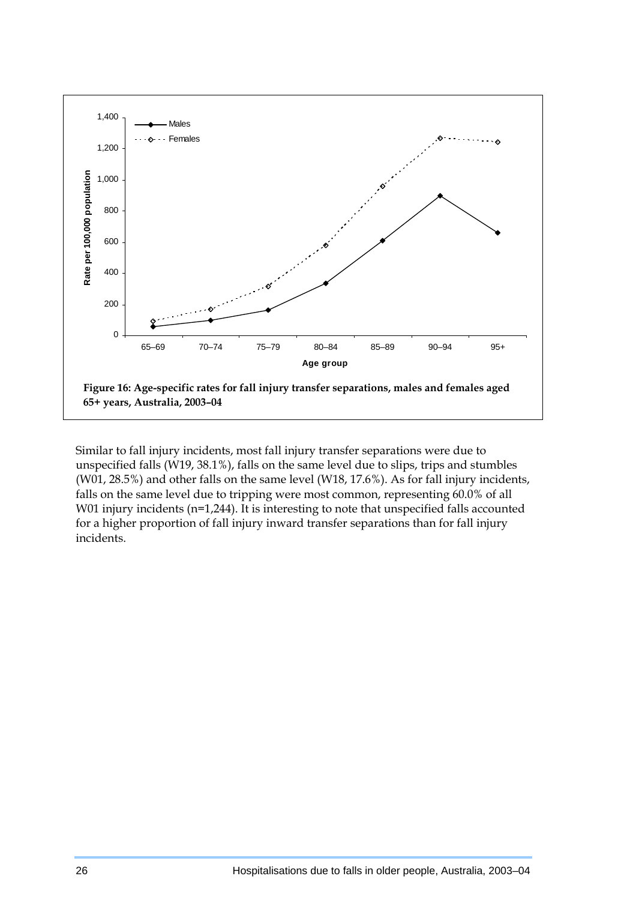1,400
1,200
1,000
800
600
400
200
0

Rate per 100,000 population

Males
Females

65–69
70–74
75–79
80–84
85–89
90–94
95+

Age group

**Figure 16: Age-specific rates for fall injury transfer separations, males and females aged 65+ years, Australia, 2003–04**

Similar to fall injury incidents, most fall injury transfer separations were due to unspecified falls (W19, 38.1%), falls on the same level due to slips, trips and stumbles (W01, 28.5%) and other falls on the same level (W18, 17.6%). As for fall injury incidents, falls on the same level due to tripping were most common, representing 60.0% of all W01 injury incidents (n=1,244). It is interesting to note that unspecified falls accounted for a higher proportion of fall injury inward transfer separations than for fall injury incidents.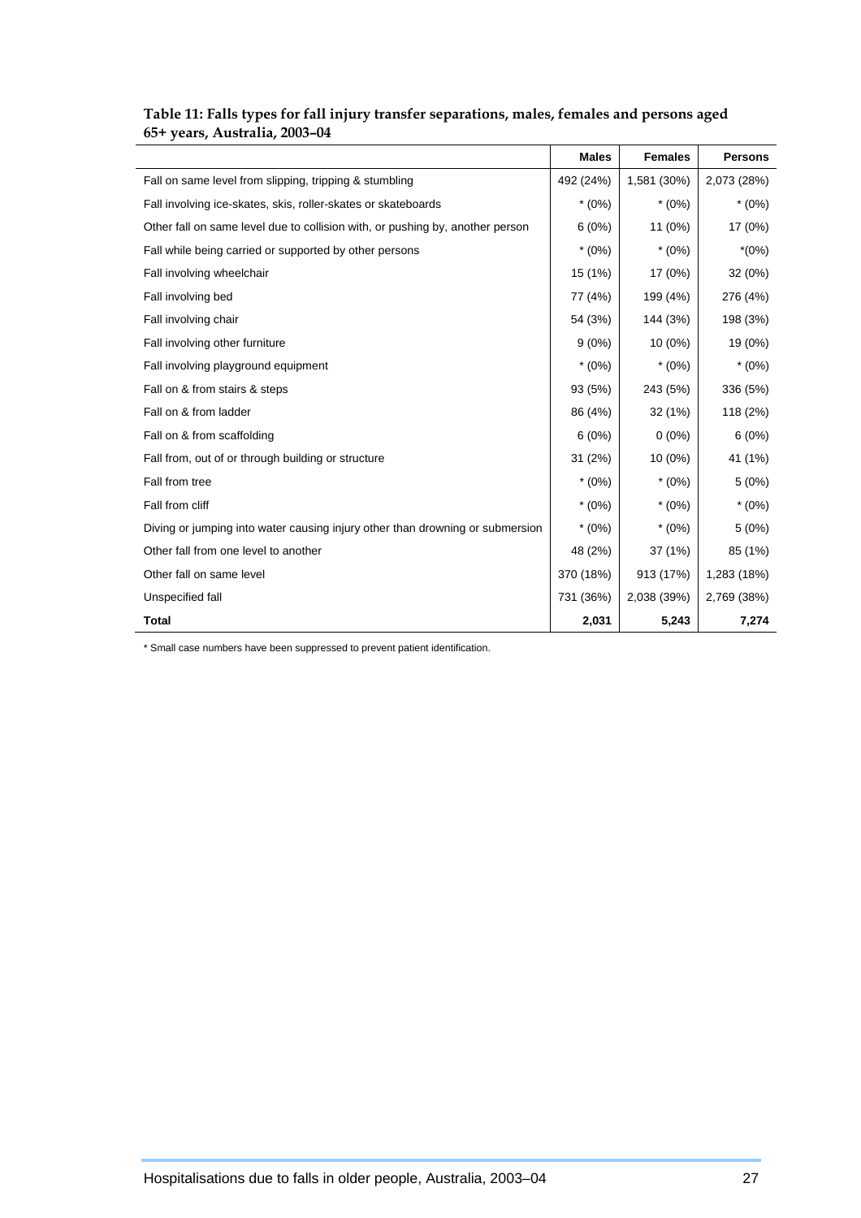**Table 11: Falls types for fall injury transfer separations, males, females and persons aged 65+ years, Australia, 2003–04**

| | Males | Females | Persons |
|---|---|---|---|
| Fall on same level from slipping, tripping & stumbling | 492 (24%) | 1,581 (30%) | 2,073 (28%) |
| Fall involving ice-skates, skis, roller-skates or skateboards | * (0%) | * (0%) | * (0%) |
| Other fall on same level due to collision with, or pushing by, another person | 6 (0%) | 11 (0%) | 17 (0%) |
| Fall while being carried or supported by other persons | * (0%) | * (0%) | *(0%) |
| Fall involving wheelchair | 15 (1%) | 17 (0%) | 32 (0%) |
| Fall involving bed | 77 (4%) | 199 (4%) | 276 (4%) |
| Fall involving chair | 54 (3%) | 144 (3%) | 198 (3%) |
| Fall involving other furniture | 9 (0%) | 10 (0%) | 19 (0%) |
| Fall involving playground equipment | * (0%) | * (0%) | * (0%) |
| Fall on & from stairs & steps | 93 (5%) | 243 (5%) | 336 (5%) |
| Fall on & from ladder | 86 (4%) | 32 (1%) | 118 (2%) |
| Fall on & from scaffolding | 6 (0%) | 0 (0%) | 6 (0%) |
| Fall from, out of or through building or structure | 31 (2%) | 10 (0%) | 41 (1%) |
| Fall from tree | * (0%) | * (0%) | 5 (0%) |
| Fall from cliff | * (0%) | * (0%) | * (0%) |
| Diving or jumping into water causing injury other than drowning or submersion | * (0%) | * (0%) | 5 (0%) |
| Other fall from one level to another | 48 (2%) | 37 (1%) | 85 (1%) |
| Other fall on same level | 370 (18%) | 913 (17%) | 1,283 (18%) |
| Unspecified fall | 731 (36%) | 2,038 (39%) | 2,769 (38%) |
| **Total** | **2,031** | **5,243** | **7,274** |

* Small case numbers have been suppressed to prevent patient identification.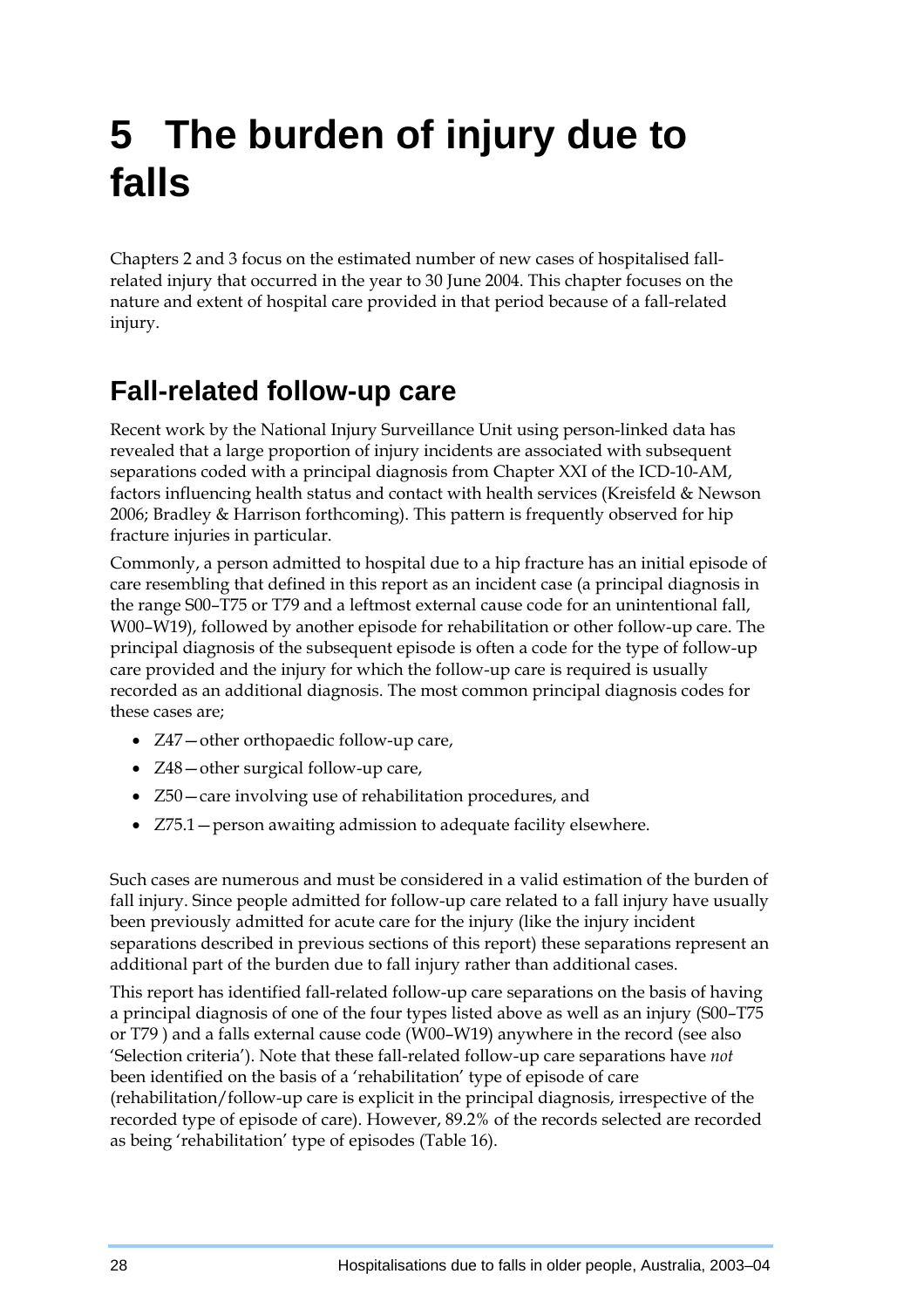# 5 The burden of injury due to falls

Chapters 2 and 3 focus on the estimated number of new cases of hospitalised fall-related injury that occurred in the year to 30 June 2004. This chapter focuses on the nature and extent of hospital care provided in that period because of a fall-related injury.

## Fall-related follow-up care

Recent work by the National Injury Surveillance Unit using person-linked data has revealed that a large proportion of injury incidents are associated with subsequent separations coded with a principal diagnosis from Chapter XXI of the ICD-10-AM, factors influencing health status and contact with health services (Kreisfeld & Newson 2006; Bradley & Harrison forthcoming). This pattern is frequently observed for hip fracture injuries in particular.

Commonly, a person admitted to hospital due to a hip fracture has an initial episode of care resembling that defined in this report as an incident case (a principal diagnosis in the range S00–T75 or T79 and a leftmost external cause code for an unintentional fall, W00–W19), followed by another episode for rehabilitation or other follow-up care. The principal diagnosis of the subsequent episode is often a code for the type of follow-up care provided and the injury for which the follow-up care is required is usually recorded as an additional diagnosis. The most common principal diagnosis codes for these cases are;

- Z47—other orthopaedic follow-up care,
- Z48—other surgical follow-up care,
- Z50—care involving use of rehabilitation procedures, and
- Z75.1—person awaiting admission to adequate facility elsewhere.

Such cases are numerous and must be considered in a valid estimation of the burden of fall injury. Since people admitted for follow-up care related to a fall injury have usually been previously admitted for acute care for the injury (like the injury incident separations described in previous sections of this report) these separations represent an additional part of the burden due to fall injury rather than additional cases.

This report has identified fall-related follow-up care separations on the basis of having a principal diagnosis of one of the four types listed above as well as an injury (S00–T75 or T79 ) and a falls external cause code (W00–W19) anywhere in the record (see also 'Selection criteria'). Note that these fall-related follow-up care separations have *not* been identified on the basis of a 'rehabilitation' type of episode of care (rehabilitation/follow-up care is explicit in the principal diagnosis, irrespective of the recorded type of episode of care). However, 89.2% of the records selected are recorded as being 'rehabilitation' type of episodes (Table 16).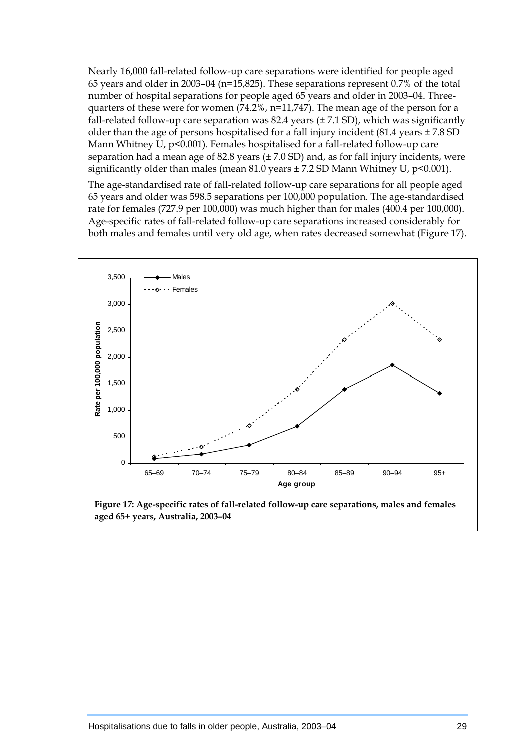Nearly 16,000 fall-related follow-up care separations were identified for people aged 65 years and older in 2003–04 (n=15,825). These separations represent 0.7% of the total number of hospital separations for people aged 65 years and older in 2003–04. Three-quarters of these were for women (74.2%, n=11,747). The mean age of the person for a fall-related follow-up care separation was 82.4 years (± 7.1 SD), which was significantly older than the age of persons hospitalised for a fall injury incident (81.4 years ± 7.8 SD Mann Whitney U, $p<0.001$). Females hospitalised for a fall-related follow-up care separation had a mean age of 82.8 years (± 7.0 SD) and, as for fall injury incidents, were significantly older than males (mean 81.0 years ± 7.2 SD Mann Whitney U, $p<0.001$).

The age-standardised rate of fall-related follow-up care separations for all people aged 65 years and older was 598.5 separations per 100,000 population. The age-standardised rate for females (727.9 per 100,000) was much higher than for males (400.4 per 100,000). Age-specific rates of fall-related follow-up care separations increased considerably for both males and females until very old age, when rates decreased somewhat (Figure 17).

Rate per 100,000 population

3,500
3,000
2,500
2,000
1,500
1,000
500
0

Males
Females

65–69
70–74
75–79
80–84
85–89
90–94
95+

Age group

**Figure 17: Age-specific rates of fall-related follow-up care separations, males and females aged 65+ years, Australia, 2003–04**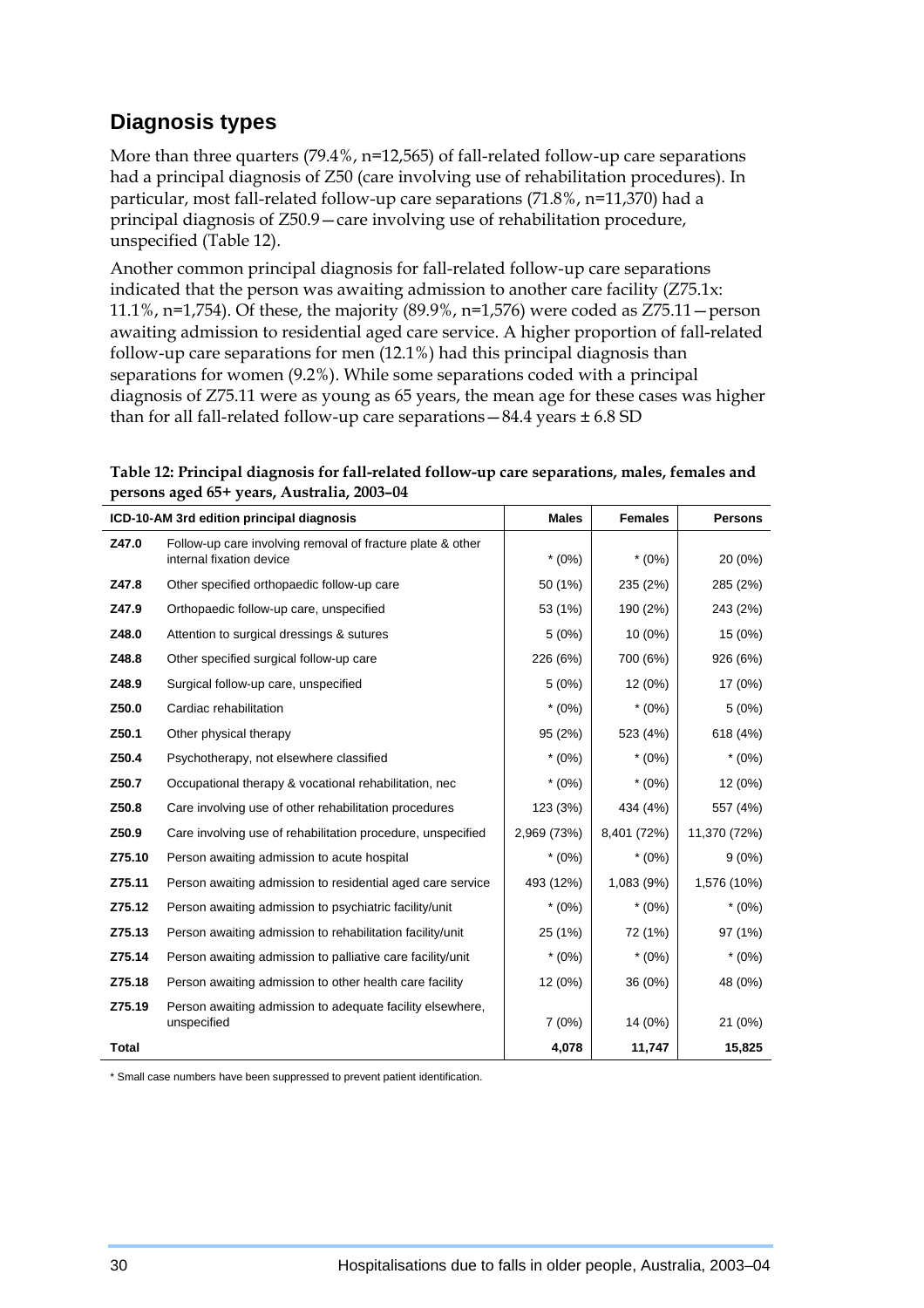## Diagnosis types

More than three quarters (79.4%, n=12,565) of fall-related follow-up care separations had a principal diagnosis of Z50 (care involving use of rehabilitation procedures). In particular, most fall-related follow-up care separations (71.8%, n=11,370) had a principal diagnosis of Z50.9—care involving use of rehabilitation procedure, unspecified (Table 12).

Another common principal diagnosis for fall-related follow-up care separations indicated that the person was awaiting admission to another care facility (Z75.1x: 11.1%, n=1,754). Of these, the majority (89.9%, n=1,576) were coded as Z75.11—person awaiting admission to residential aged care service. A higher proportion of fall-related follow-up care separations for men (12.1%) had this principal diagnosis than separations for women (9.2%). While some separations coded with a principal diagnosis of Z75.11 were as young as 65 years, the mean age for these cases was higher than for all fall-related follow-up care separations—84.4 years ± 6.8 SD

**Table 12: Principal diagnosis for fall-related follow-up care separations, males, females and persons aged 65+ years, Australia, 2003–04**

| ICD-10-AM 3rd edition principal diagnosis | | Males | Females | Persons |
|---|---|---|---|---|
| **Z47.0** | Follow-up care involving removal of fracture plate & other internal fixation device | * (0%) | * (0%) | 20 (0%) |
| **Z47.8** | Other specified orthopaedic follow-up care | 50 (1%) | 235 (2%) | 285 (2%) |
| **Z47.9** | Orthopaedic follow-up care, unspecified | 53 (1%) | 190 (2%) | 243 (2%) |
| **Z48.0** | Attention to surgical dressings & sutures | 5 (0%) | 10 (0%) | 15 (0%) |
| **Z48.8** | Other specified surgical follow-up care | 226 (6%) | 700 (6%) | 926 (6%) |
| **Z48.9** | Surgical follow-up care, unspecified | 5 (0%) | 12 (0%) | 17 (0%) |
| **Z50.0** | Cardiac rehabilitation | * (0%) | * (0%) | 5 (0%) |
| **Z50.1** | Other physical therapy | 95 (2%) | 523 (4%) | 618 (4%) |
| **Z50.4** | Psychotherapy, not elsewhere classified | * (0%) | * (0%) | * (0%) |
| **Z50.7** | Occupational therapy & vocational rehabilitation, nec | * (0%) | * (0%) | 12 (0%) |
| **Z50.8** | Care involving use of other rehabilitation procedures | 123 (3%) | 434 (4%) | 557 (4%) |
| **Z50.9** | Care involving use of rehabilitation procedure, unspecified | 2,969 (73%) | 8,401 (72%) | 11,370 (72%) |
| **Z75.10** | Person awaiting admission to acute hospital | * (0%) | * (0%) | 9 (0%) |
| **Z75.11** | Person awaiting admission to residential aged care service | 493 (12%) | 1,083 (9%) | 1,576 (10%) |
| **Z75.12** | Person awaiting admission to psychiatric facility/unit | * (0%) | * (0%) | * (0%) |
| **Z75.13** | Person awaiting admission to rehabilitation facility/unit | 25 (1%) | 72 (1%) | 97 (1%) |
| **Z75.14** | Person awaiting admission to palliative care facility/unit | * (0%) | * (0%) | * (0%) |
| **Z75.18** | Person awaiting admission to other health care facility | 12 (0%) | 36 (0%) | 48 (0%) |
| **Z75.19** | Person awaiting admission to adequate facility elsewhere, unspecified | 7 (0%) | 14 (0%) | 21 (0%) |
| **Total** | | **4,078** | **11,747** | **15,825** |

\* Small case numbers have been suppressed to prevent patient identification.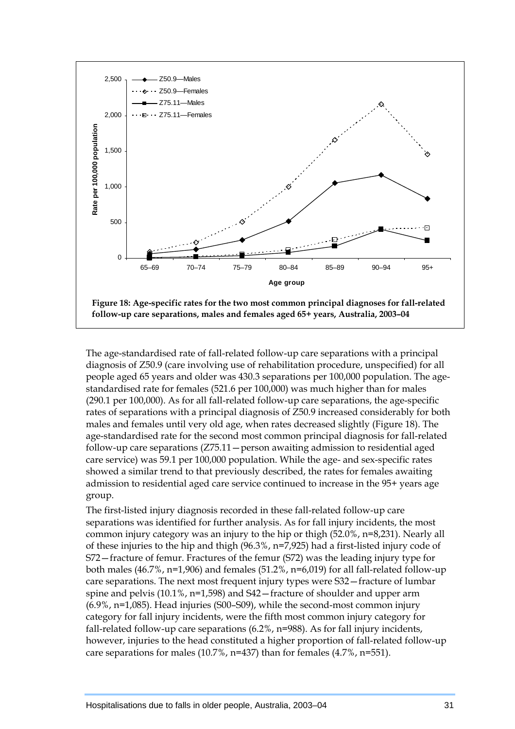2,500
2,000
1,500
1,000
500
0

Rate per 100,000 population

Z50.9—Males
Z50.9—Females
Z75.11—Males
Z75.11—Females

65–69
70–74
75–79
80–84
85–89
90–94
95+

Age group

**Figure 18: Age-specific rates for the two most common principal diagnoses for fall-related follow-up care separations, males and females aged 65+ years, Australia, 2003–04**

The age-standardised rate of fall-related follow-up care separations with a principal diagnosis of Z50.9 (care involving use of rehabilitation procedure, unspecified) for all people aged 65 years and older was 430.3 separations per 100,000 population. The age-standardised rate for females (521.6 per 100,000) was much higher than for males (290.1 per 100,000). As for all fall-related follow-up care separations, the age-specific rates of separations with a principal diagnosis of Z50.9 increased considerably for both males and females until very old age, when rates decreased slightly (Figure 18). The age-standardised rate for the second most common principal diagnosis for fall-related follow-up care separations (Z75.11—person awaiting admission to residential aged care service) was 59.1 per 100,000 population. While the age- and sex-specific rates showed a similar trend to that previously described, the rates for females awaiting admission to residential aged care service continued to increase in the 95+ years age group.

The first-listed injury diagnosis recorded in these fall-related follow-up care separations was identified for further analysis. As for fall injury incidents, the most common injury category was an injury to the hip or thigh (52.0%, n=8,231). Nearly all of these injuries to the hip and thigh (96.3%, n=7,925) had a first-listed injury code of S72—fracture of femur. Fractures of the femur (S72) was the leading injury type for both males (46.7%, n=1,906) and females (51.2%, n=6,019) for all fall-related follow-up care separations. The next most frequent injury types were S32—fracture of lumbar spine and pelvis (10.1%, n=1,598) and S42—fracture of shoulder and upper arm (6.9%, n=1,085). Head injuries (S00–S09), while the second-most common injury category for fall injury incidents, were the fifth most common injury category for fall-related follow-up care separations (6.2%, n=988). As for fall injury incidents, however, injuries to the head constituted a higher proportion of fall-related follow-up care separations for males (10.7%, n=437) than for females (4.7%, n=551).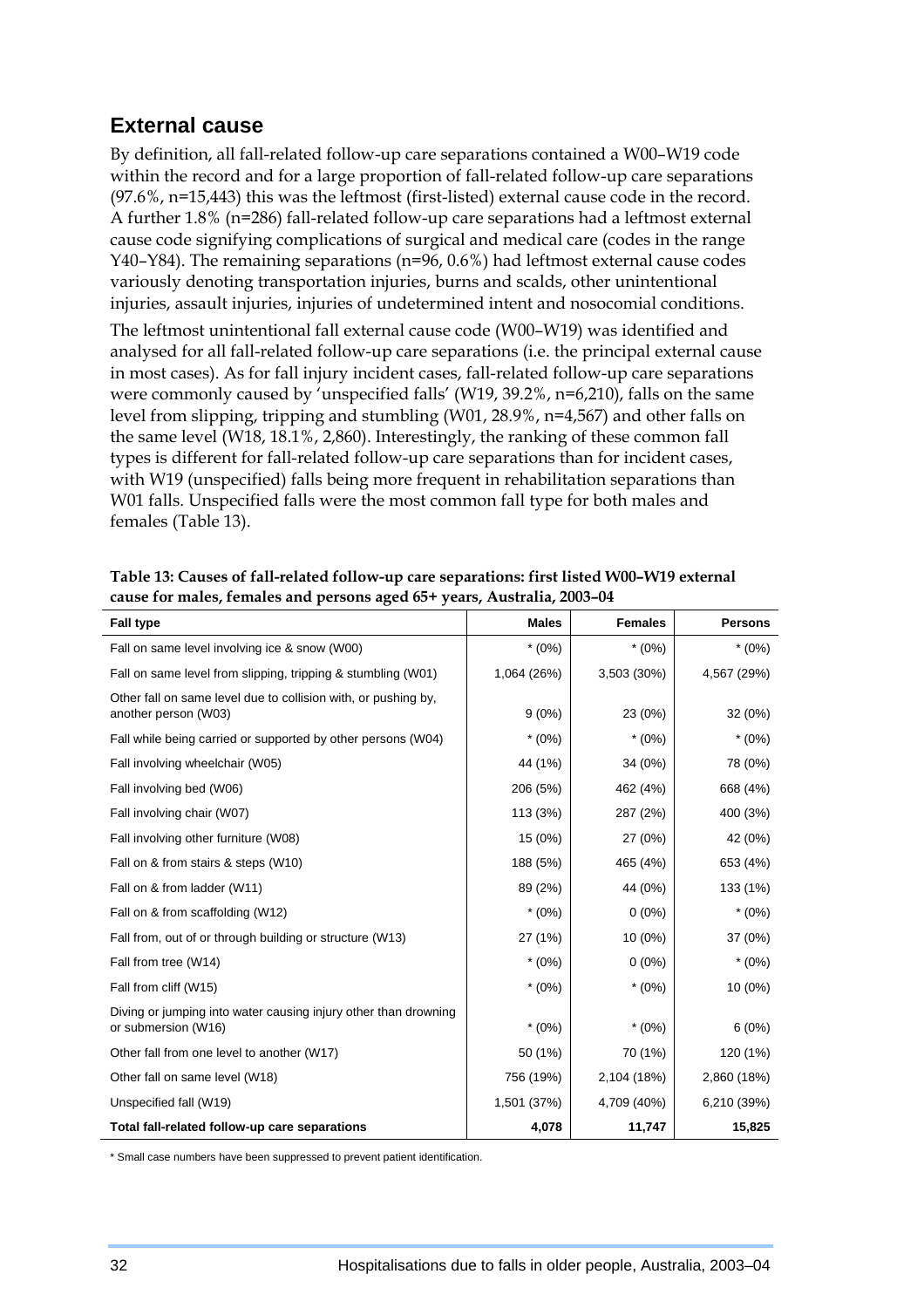## External cause

By definition, all fall-related follow-up care separations contained a W00–W19 code within the record and for a large proportion of fall-related follow-up care separations (97.6%, n=15,443) this was the leftmost (first-listed) external cause code in the record. A further 1.8% (n=286) fall-related follow-up care separations had a leftmost external cause code signifying complications of surgical and medical care (codes in the range Y40–Y84). The remaining separations (n=96, 0.6%) had leftmost external cause codes variously denoting transportation injuries, burns and scalds, other unintentional injuries, assault injuries, injuries of undetermined intent and nosocomial conditions.

The leftmost unintentional fall external cause code (W00–W19) was identified and analysed for all fall-related follow-up care separations (i.e. the principal external cause in most cases). As for fall injury incident cases, fall-related follow-up care separations were commonly caused by 'unspecified falls' (W19, 39.2%, n=6,210), falls on the same level from slipping, tripping and stumbling (W01, 28.9%, n=4,567) and other falls on the same level (W18, 18.1%, 2,860). Interestingly, the ranking of these common fall types is different for fall-related follow-up care separations than for incident cases, with W19 (unspecified) falls being more frequent in rehabilitation separations than W01 falls. Unspecified falls were the most common fall type for both males and females (Table 13).

**Table 13: Causes of fall-related follow-up care separations: first listed W00–W19 external cause for males, females and persons aged 65+ years, Australia, 2003–04**

| Fall type | Males | Females | Persons |
|---|---|---|---|
| Fall on same level involving ice & snow (W00) | * (0%) | * (0%) | * (0%) |
| Fall on same level from slipping, tripping & stumbling (W01) | 1,064 (26%) | 3,503 (30%) | 4,567 (29%) |
| Other fall on same level due to collision with, or pushing by, another person (W03) | 9 (0%) | 23 (0%) | 32 (0%) |
| Fall while being carried or supported by other persons (W04) | * (0%) | * (0%) | * (0%) |
| Fall involving wheelchair (W05) | 44 (1%) | 34 (0%) | 78 (0%) |
| Fall involving bed (W06) | 206 (5%) | 462 (4%) | 668 (4%) |
| Fall involving chair (W07) | 113 (3%) | 287 (2%) | 400 (3%) |
| Fall involving other furniture (W08) | 15 (0%) | 27 (0%) | 42 (0%) |
| Fall on & from stairs & steps (W10) | 188 (5%) | 465 (4%) | 653 (4%) |
| Fall on & from ladder (W11) | 89 (2%) | 44 (0%) | 133 (1%) |
| Fall on & from scaffolding (W12) | * (0%) | 0 (0%) | * (0%) |
| Fall from, out of or through building or structure (W13) | 27 (1%) | 10 (0%) | 37 (0%) |
| Fall from tree (W14) | * (0%) | 0 (0%) | * (0%) |
| Fall from cliff (W15) | * (0%) | * (0%) | 10 (0%) |
| Diving or jumping into water causing injury other than drowning or submersion (W16) | * (0%) | * (0%) | 6 (0%) |
| Other fall from one level to another (W17) | 50 (1%) | 70 (1%) | 120 (1%) |
| Other fall on same level (W18) | 756 (19%) | 2,104 (18%) | 2,860 (18%) |
| Unspecified fall (W19) | 1,501 (37%) | 4,709 (40%) | 6,210 (39%) |
| **Total fall-related follow-up care separations** | **4,078** | **11,747** | **15,825** |

* Small case numbers have been suppressed to prevent patient identification.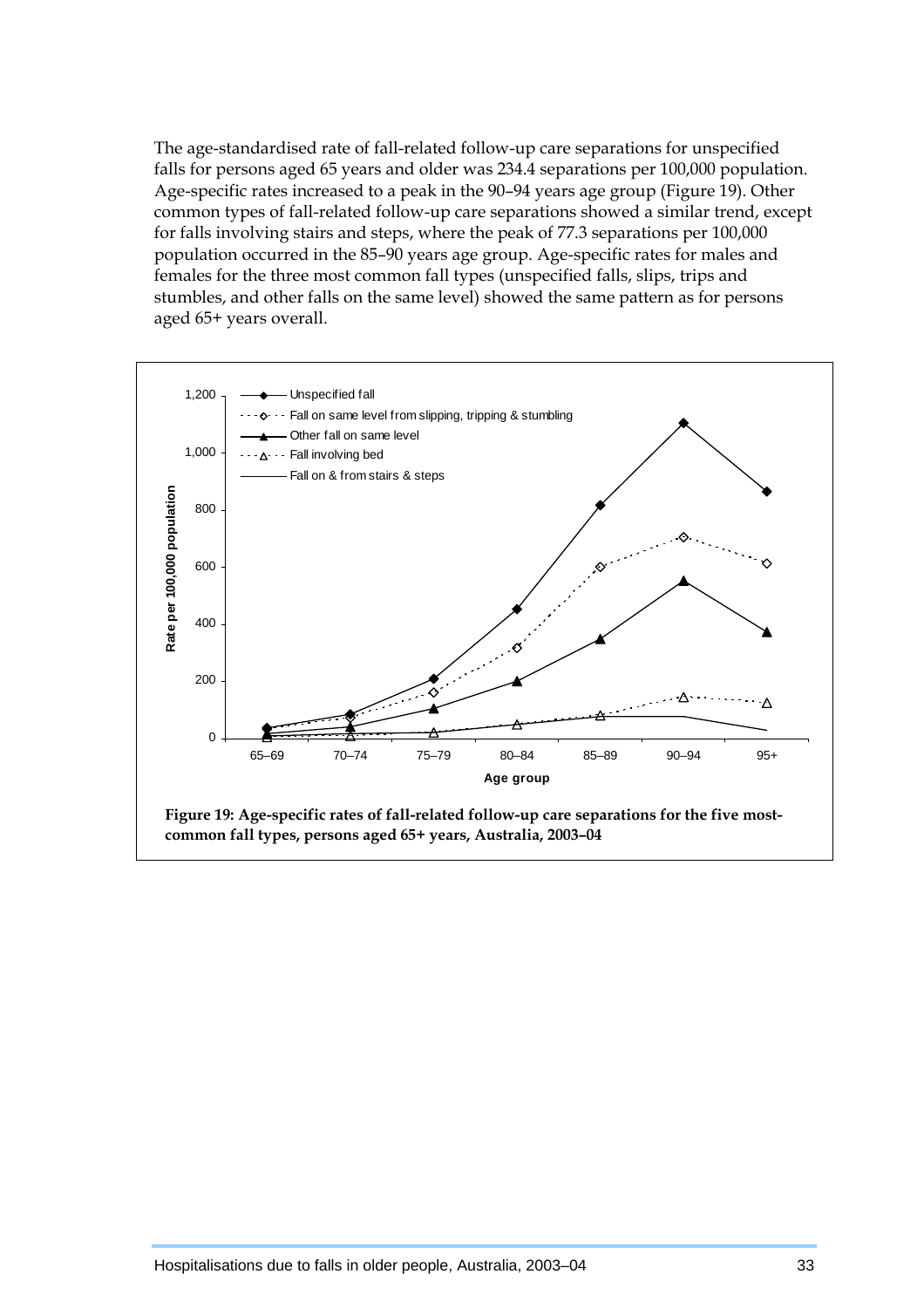The age-standardised rate of fall-related follow-up care separations for unspecified falls for persons aged 65 years and older was 234.4 separations per 100,000 population. Age-specific rates increased to a peak in the 90–94 years age group (Figure 19). Other common types of fall-related follow-up care separations showed a similar trend, except for falls involving stairs and steps, where the peak of 77.3 separations per 100,000 population occurred in the 85–90 years age group. Age-specific rates for males and females for the three most common fall types (unspecified falls, slips, trips and stumbles, and other falls on the same level) showed the same pattern as for persons aged 65+ years overall.

Unspecified fall
Fall on same level from slipping, tripping & stumbling
Other fall on same level
Fall involving bed
Fall on & from stairs & steps

Rate per 100,000 population

1,200
1,000
800
600
400
200
0

65–69
70–74
75–79
80–84
85–89
90–94
95+

Age group

**Figure 19: Age-specific rates of fall-related follow-up care separations for the five most-common fall types, persons aged 65+ years, Australia, 2003–04**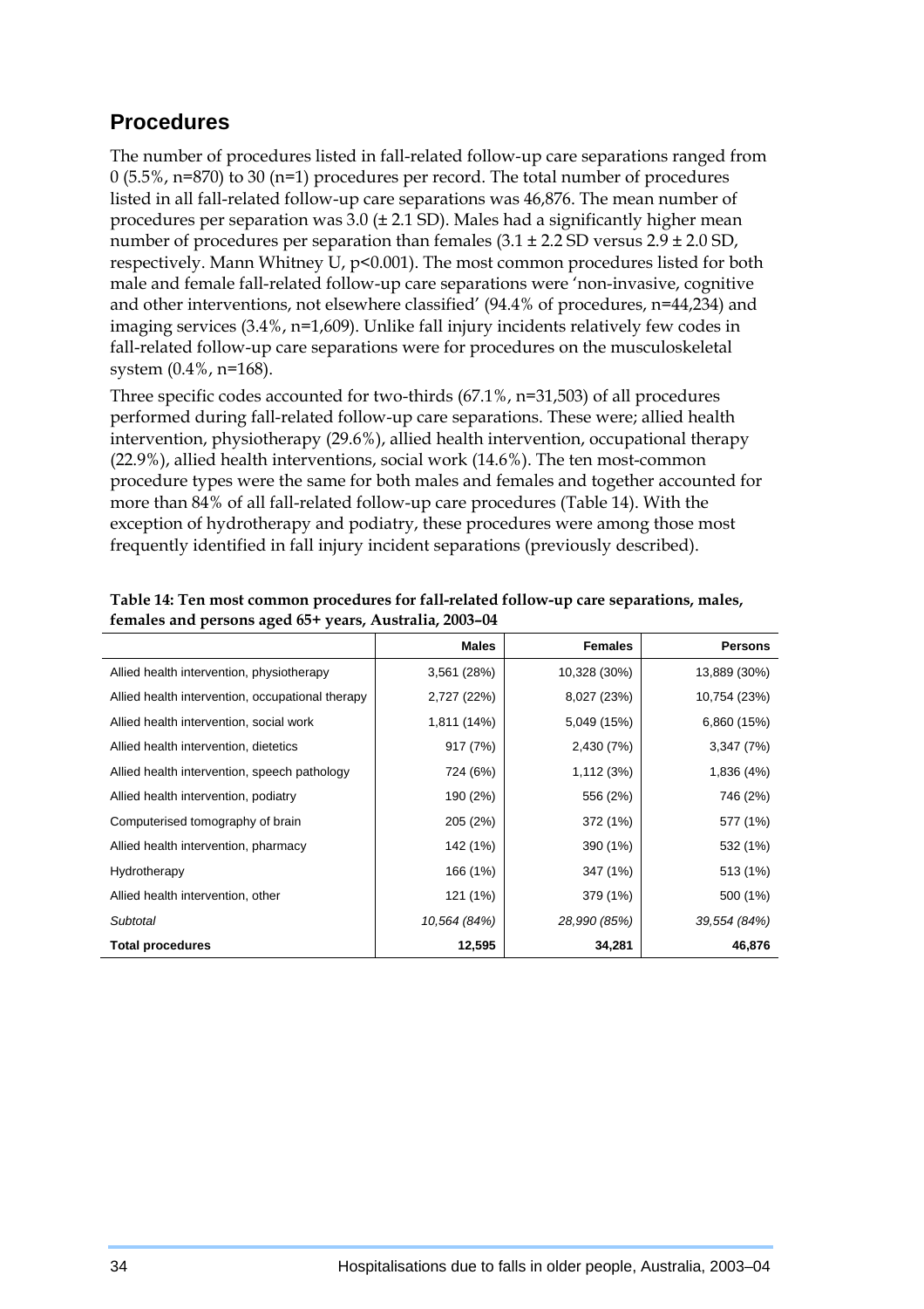## Procedures

The number of procedures listed in fall-related follow-up care separations ranged from 0 (5.5%, n=870) to 30 (n=1) procedures per record. The total number of procedures listed in all fall-related follow-up care separations was 46,876. The mean number of procedures per separation was 3.0 (± 2.1 SD). Males had a significantly higher mean number of procedures per separation than females (3.1 ± 2.2 SD versus 2.9 ± 2.0 SD, respectively. Mann Whitney U, $p<0.001$). The most common procedures listed for both male and female fall-related follow-up care separations were 'non-invasive, cognitive and other interventions, not elsewhere classified' (94.4% of procedures, n=44,234) and imaging services (3.4%, n=1,609). Unlike fall injury incidents relatively few codes in fall-related follow-up care separations were for procedures on the musculoskeletal system (0.4%, n=168).

Three specific codes accounted for two-thirds (67.1%, n=31,503) of all procedures performed during fall-related follow-up care separations. These were; allied health intervention, physiotherapy (29.6%), allied health intervention, occupational therapy (22.9%), allied health interventions, social work (14.6%). The ten most-common procedure types were the same for both males and females and together accounted for more than 84% of all fall-related follow-up care procedures (Table 14). With the exception of hydrotherapy and podiatry, these procedures were among those most frequently identified in fall injury incident separations (previously described).

**Table 14: Ten most common procedures for fall-related follow-up care separations, males, females and persons aged 65+ years, Australia, 2003–04**

| | **Males** | **Females** | **Persons** |
|---|---|---|---|
| Allied health intervention, physiotherapy | 3,561 (28%) | 10,328 (30%) | 13,889 (30%) |
| Allied health intervention, occupational therapy | 2,727 (22%) | 8,027 (23%) | 10,754 (23%) |
| Allied health intervention, social work | 1,811 (14%) | 5,049 (15%) | 6,860 (15%) |
| Allied health intervention, dietetics | 917 (7%) | 2,430 (7%) | 3,347 (7%) |
| Allied health intervention, speech pathology | 724 (6%) | 1,112 (3%) | 1,836 (4%) |
| Allied health intervention, podiatry | 190 (2%) | 556 (2%) | 746 (2%) |
| Computerised tomography of brain | 205 (2%) | 372 (1%) | 577 (1%) |
| Allied health intervention, pharmacy | 142 (1%) | 390 (1%) | 532 (1%) |
| Hydrotherapy | 166 (1%) | 347 (1%) | 513 (1%) |
| Allied health intervention, other | 121 (1%) | 379 (1%) | 500 (1%) |
| *Subtotal* | *10,564 (84%)* | *28,990 (85%)* | *39,554 (84%)* |
| **Total procedures** | **12,595** | **34,281** | **46,876** |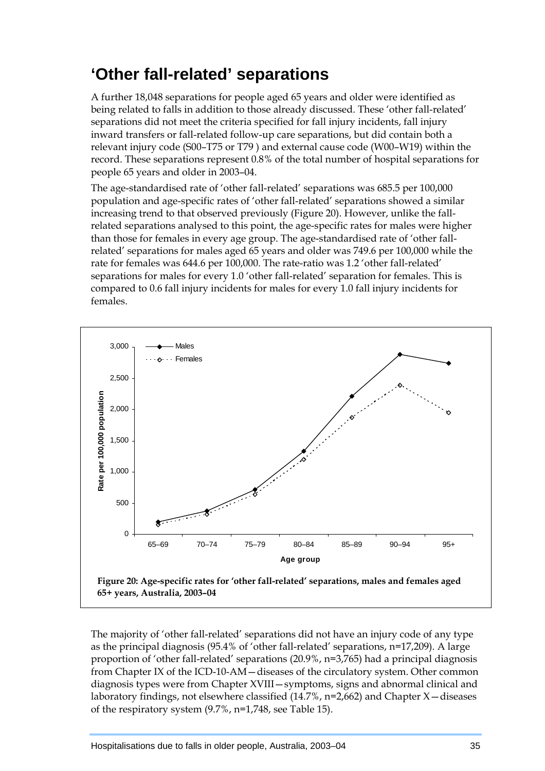## 'Other fall-related' separations

A further 18,048 separations for people aged 65 years and older were identified as being related to falls in addition to those already discussed. These 'other fall-related' separations did not meet the criteria specified for fall injury incidents, fall injury inward transfers or fall-related follow-up care separations, but did contain both a relevant injury code (S00–T75 or T79 ) and external cause code (W00–W19) within the record. These separations represent 0.8% of the total number of hospital separations for people 65 years and older in 2003–04.

The age-standardised rate of 'other fall-related' separations was 685.5 per 100,000 population and age-specific rates of 'other fall-related' separations showed a similar increasing trend to that observed previously (Figure 20). However, unlike the fall-related separations analysed to this point, the age-specific rates for males were higher than those for females in every age group. The age-standardised rate of 'other fall-related' separations for males aged 65 years and older was 749.6 per 100,000 while the rate for females was 644.6 per 100,000. The rate-ratio was 1.2 'other fall-related' separations for males for every 1.0 'other fall-related' separation for females. This is compared to 0.6 fall injury incidents for males for every 1.0 fall injury incidents for females.

Males
Females

Rate per 100,000 population

3,000
2,500
2,000
1,500
1,000
500
0

65–69
70–74
75–79
80–84
85–89
90–94
95+

Age group

**Figure 20: Age-specific rates for 'other fall-related' separations, males and females aged 65+ years, Australia, 2003–04**

The majority of 'other fall-related' separations did not have an injury code of any type as the principal diagnosis (95.4% of 'other fall-related' separations, n=17,209). A large proportion of 'other fall-related' separations (20.9%, n=3,765) had a principal diagnosis from Chapter IX of the ICD-10-AM—diseases of the circulatory system. Other common diagnosis types were from Chapter XVIII—symptoms, signs and abnormal clinical and laboratory findings, not elsewhere classified (14.7%, n=2,662) and Chapter X—diseases of the respiratory system (9.7%, n=1,748, see Table 15).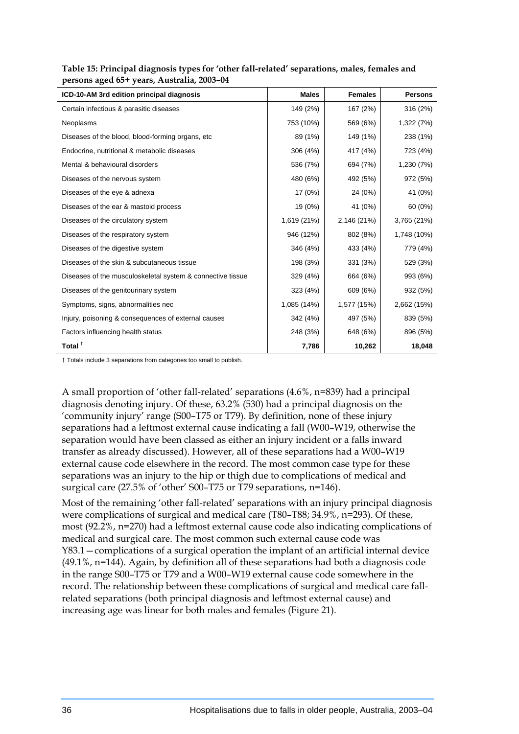**Table 15: Principal diagnosis types for 'other fall-related' separations, males, females and persons aged 65+ years, Australia, 2003–04**

| ICD-10-AM 3rd edition principal diagnosis | Males | Females | Persons |
|---|---|---|---|
| Certain infectious & parasitic diseases | 149 (2%) | 167 (2%) | 316 (2%) |
| Neoplasms | 753 (10%) | 569 (6%) | 1,322 (7%) |
| Diseases of the blood, blood-forming organs, etc | 89 (1%) | 149 (1%) | 238 (1%) |
| Endocrine, nutritional & metabolic diseases | 306 (4%) | 417 (4%) | 723 (4%) |
| Mental & behavioural disorders | 536 (7%) | 694 (7%) | 1,230 (7%) |
| Diseases of the nervous system | 480 (6%) | 492 (5%) | 972 (5%) |
| Diseases of the eye & adnexa | 17 (0%) | 24 (0%) | 41 (0%) |
| Diseases of the ear & mastoid process | 19 (0%) | 41 (0%) | 60 (0%) |
| Diseases of the circulatory system | 1,619 (21%) | 2,146 (21%) | 3,765 (21%) |
| Diseases of the respiratory system | 946 (12%) | 802 (8%) | 1,748 (10%) |
| Diseases of the digestive system | 346 (4%) | 433 (4%) | 779 (4%) |
| Diseases of the skin & subcutaneous tissue | 198 (3%) | 331 (3%) | 529 (3%) |
| Diseases of the musculoskeletal system & connective tissue | 329 (4%) | 664 (6%) | 993 (6%) |
| Diseases of the genitourinary system | 323 (4%) | 609 (6%) | 932 (5%) |
| Symptoms, signs, abnormalities nec | 1,085 (14%) | 1,577 (15%) | 2,662 (15%) |
| Injury, poisoning & consequences of external causes | 342 (4%) | 497 (5%) | 839 (5%) |
| Factors influencing health status | 248 (3%) | 648 (6%) | 896 (5%) |
| **Total** † | **7,786** | **10,262** | **18,048** |

† Totals include 3 separations from categories too small to publish.

A small proportion of 'other fall-related' separations (4.6%, n=839) had a principal diagnosis denoting injury. Of these, 63.2% (530) had a principal diagnosis on the 'community injury' range (S00–T75 or T79). By definition, none of these injury separations had a leftmost external cause indicating a fall (W00–W19, otherwise the separation would have been classed as either an injury incident or a falls inward transfer as already discussed). However, all of these separations had a W00–W19 external cause code elsewhere in the record. The most common case type for these separations was an injury to the hip or thigh due to complications of medical and surgical care (27.5% of 'other' S00–T75 or T79 separations, n=146).

Most of the remaining 'other fall-related' separations with an injury principal diagnosis were complications of surgical and medical care (T80–T88; 34.9%, n=293). Of these, most (92.2%, n=270) had a leftmost external cause code also indicating complications of medical and surgical care. The most common such external cause code was Y83.1—complications of a surgical operation the implant of an artificial internal device (49.1%, n=144). Again, by definition all of these separations had both a diagnosis code in the range S00–T75 or T79 and a W00–W19 external cause code somewhere in the record. The relationship between these complications of surgical and medical care fall-related separations (both principal diagnosis and leftmost external cause) and increasing age was linear for both males and females (Figure 21).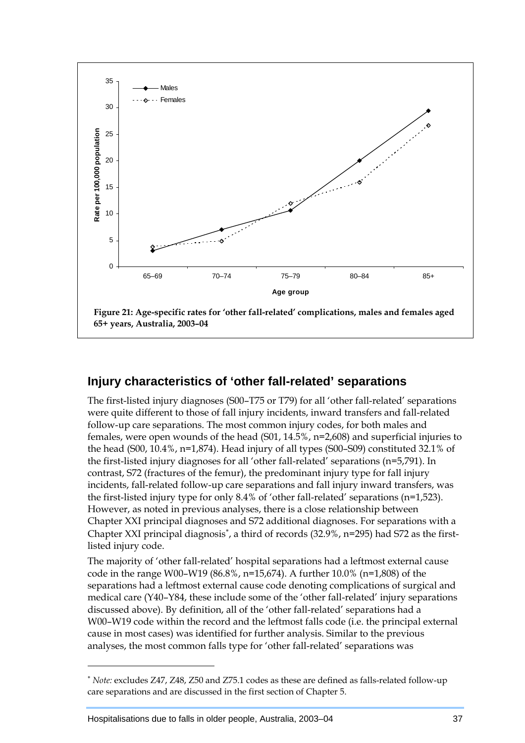35
30
25
20
15
10
5
0

Rate per 100,000 population

Males
Females

65–69
70–74
75–79
80–84
85+

Age group

**Figure 21: Age-specific rates for 'other fall-related' complications, males and females aged 65+ years, Australia, 2003–04**

## Injury characteristics of 'other fall-related' separations

The first-listed injury diagnoses (S00–T75 or T79) for all 'other fall-related' separations were quite different to those of fall injury incidents, inward transfers and fall-related follow-up care separations. The most common injury codes, for both males and females, were open wounds of the head (S01, 14.5%, n=2,608) and superficial injuries to the head (S00, 10.4%, n=1,874). Head injury of all types (S00–S09) constituted 32.1% of the first-listed injury diagnoses for all 'other fall-related' separations (n=5,791). In contrast, S72 (fractures of the femur), the predominant injury type for fall injury incidents, fall-related follow-up care separations and fall injury inward transfers, was the first-listed injury type for only 8.4% of 'other fall-related' separations (n=1,523). However, as noted in previous analyses, there is a close relationship between Chapter XXI principal diagnoses and S72 additional diagnoses. For separations with a Chapter XXI principal diagnosis*, a third of records (32.9%, n=295) had S72 as the first-listed injury code.

The majority of 'other fall-related' hospital separations had a leftmost external cause code in the range W00–W19 (86.8%, n=15,674). A further 10.0% (n=1,808) of the separations had a leftmost external cause code denoting complications of surgical and medical care (Y40–Y84, these include some of the 'other fall-related' injury separations discussed above). By definition, all of the 'other fall-related' separations had a W00–W19 code within the record and the leftmost falls code (i.e. the principal external cause in most cases) was identified for further analysis. Similar to the previous analyses, the most common falls type for 'other fall-related' separations was

---

* *Note:* excludes Z47, Z48, Z50 and Z75.1 codes as these are defined as falls-related follow-up care separations and are discussed in the first section of Chapter 5.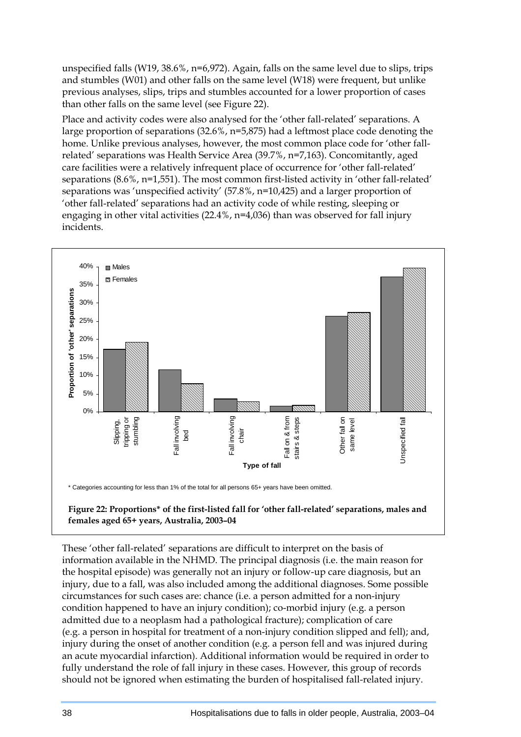unspecified falls (W19, 38.6%, n=6,972). Again, falls on the same level due to slips, trips and stumbles (W01) and other falls on the same level (W18) were frequent, but unlike previous analyses, slips, trips and stumbles accounted for a lower proportion of cases than other falls on the same level (see Figure 22).

Place and activity codes were also analysed for the 'other fall-related' separations. A large proportion of separations (32.6%, n=5,875) had a leftmost place code denoting the home. Unlike previous analyses, however, the most common place code for 'other fall-related' separations was Health Service Area (39.7%, n=7,163). Concomitantly, aged care facilities were a relatively infrequent place of occurrence for 'other fall-related' separations (8.6%, n=1,551). The most common first-listed activity in 'other fall-related' separations was 'unspecified activity' (57.8%, n=10,425) and a larger proportion of 'other fall-related' separations had an activity code of while resting, sleeping or engaging in other vital activities (22.4%, n=4,036) than was observed for fall injury incidents.

Males
Females

Proportion of 'other' separations

40%
35%
30%
25%
20%
15%
10%
5%
0%

Slipping, tripping or stumbling
Fall involving bed
Fall involving chair
Fall on & from stairs & steps
Other fall on same level
Unspecified fall

Type of fall

\* Categories accounting for less than 1% of the total for all persons 65+ years have been omitted.

**Figure 22: Proportions\* of the first-listed fall for 'other fall-related' separations, males and females aged 65+ years, Australia, 2003–04**

These 'other fall-related' separations are difficult to interpret on the basis of information available in the NHMD. The principal diagnosis (i.e. the main reason for the hospital episode) was generally not an injury or follow-up care diagnosis, but an injury, due to a fall, was also included among the additional diagnoses. Some possible circumstances for such cases are: chance (i.e. a person admitted for a non-injury condition happened to have an injury condition); co-morbid injury (e.g. a person admitted due to a neoplasm had a pathological fracture); complication of care (e.g. a person in hospital for treatment of a non-injury condition slipped and fell); and, injury during the onset of another condition (e.g. a person fell and was injured during an acute myocardial infarction). Additional information would be required in order to fully understand the role of fall injury in these cases. However, this group of records should not be ignored when estimating the burden of hospitalised fall-related injury.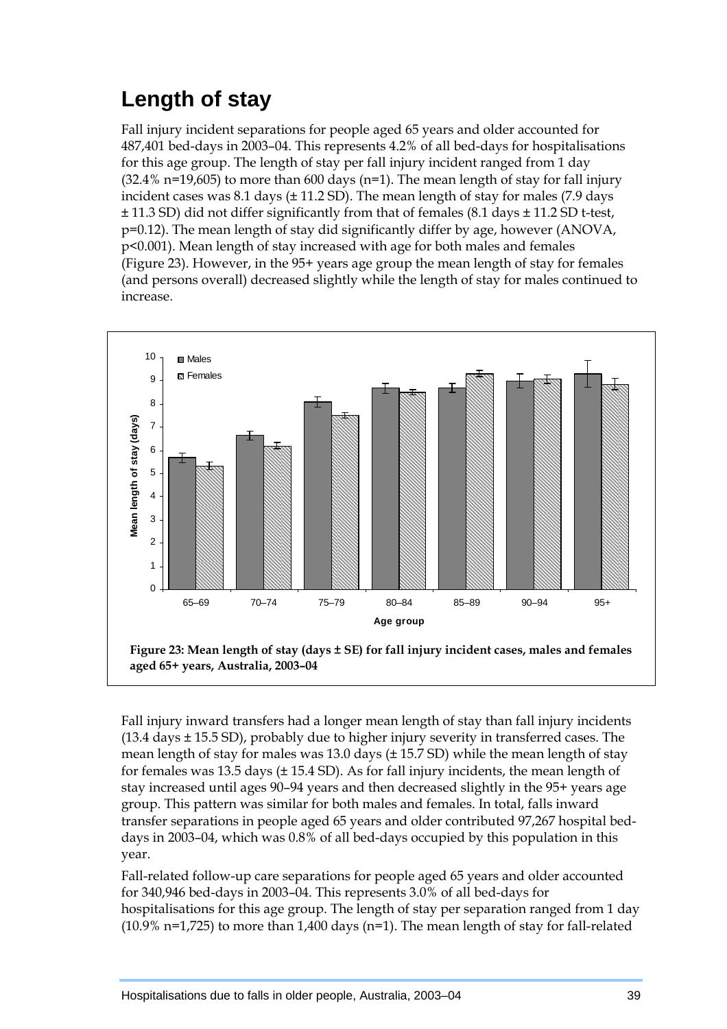## Length of stay

Fall injury incident separations for people aged 65 years and older accounted for 487,401 bed-days in 2003–04. This represents 4.2% of all bed-days for hospitalisations for this age group. The length of stay per fall injury incident ranged from 1 day (32.4% n=19,605) to more than 600 days (n=1). The mean length of stay for fall injury incident cases was 8.1 days (± 11.2 SD). The mean length of stay for males (7.9 days ± 11.3 SD) did not differ significantly from that of females (8.1 days ± 11.2 SD t-test, p=0.12). The mean length of stay did significantly differ by age, however (ANOVA, p<0.001). Mean length of stay increased with age for both males and females (Figure 23). However, in the 95+ years age group the mean length of stay for females (and persons overall) decreased slightly while the length of stay for males continued to increase.

Males
Females

Mean length of stay (days)

0
1
2
3
4
5
6
7
8
9
10

65–69
70–74
75–79
80–84
85–89
90–94
95+

Age group

**Figure 23: Mean length of stay (days ± SE) for fall injury incident cases, males and females aged 65+ years, Australia, 2003–04**

Fall injury inward transfers had a longer mean length of stay than fall injury incidents (13.4 days ± 15.5 SD), probably due to higher injury severity in transferred cases. The mean length of stay for males was 13.0 days (± 15.7 SD) while the mean length of stay for females was 13.5 days (± 15.4 SD). As for fall injury incidents, the mean length of stay increased until ages 90–94 years and then decreased slightly in the 95+ years age group. This pattern was similar for both males and females. In total, falls inward transfer separations in people aged 65 years and older contributed 97,267 hospital bed-days in 2003–04, which was 0.8% of all bed-days occupied by this population in this year.

Fall-related follow-up care separations for people aged 65 years and older accounted for 340,946 bed-days in 2003–04. This represents 3.0% of all bed-days for hospitalisations for this age group. The length of stay per separation ranged from 1 day (10.9% n=1,725) to more than 1,400 days (n=1). The mean length of stay for fall-related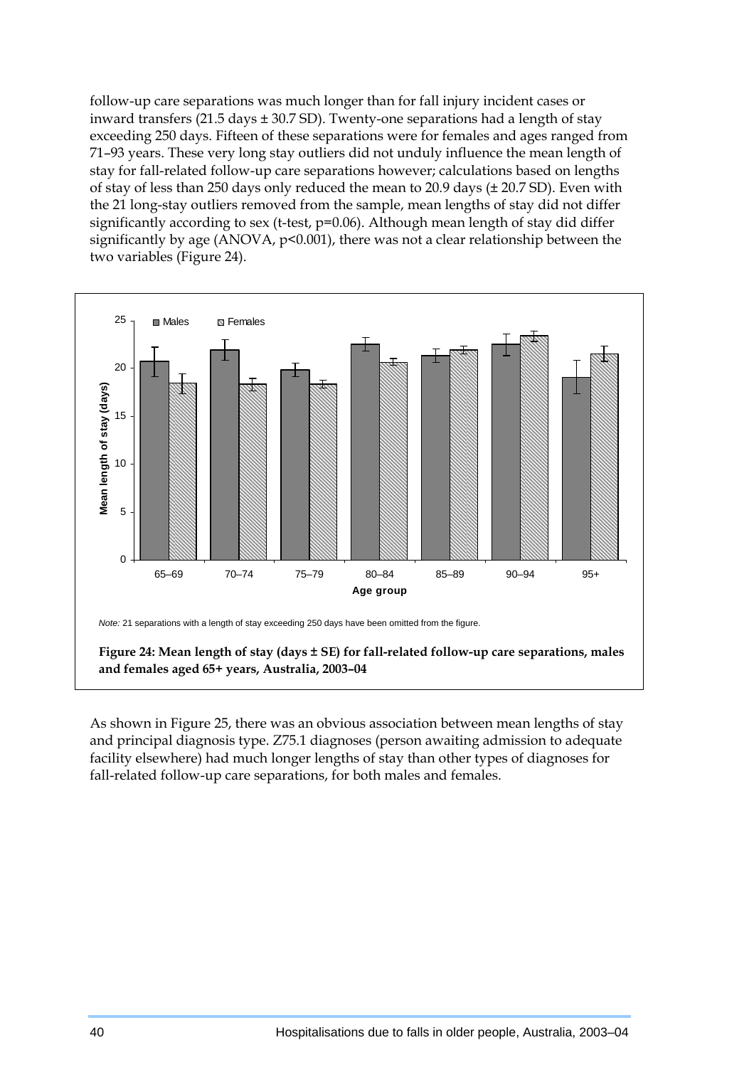follow-up care separations was much longer than for fall injury incident cases or inward transfers (21.5 days ± 30.7 SD). Twenty-one separations had a length of stay exceeding 250 days. Fifteen of these separations were for females and ages ranged from 71–93 years. These very long stay outliers did not unduly influence the mean length of stay for fall-related follow-up care separations however; calculations based on lengths of stay of less than 250 days only reduced the mean to 20.9 days (± 20.7 SD). Even with the 21 long-stay outliers removed from the sample, mean lengths of stay did not differ significantly according to sex (t-test, $p=0.06$). Although mean length of stay did differ significantly by age (ANOVA, $p<0.001$), there was not a clear relationship between the two variables (Figure 24).

Males
Females

Mean length of stay (days)

25
20
15
10
5
0

65–69
70–74
75–79
80–84
85–89
90–94
95+

Age group

*Note:* 21 separations with a length of stay exceeding 250 days have been omitted from the figure.

**Figure 24: Mean length of stay (days ± SE) for fall-related follow-up care separations, males and females aged 65+ years, Australia, 2003–04**

As shown in Figure 25, there was an obvious association between mean lengths of stay and principal diagnosis type. Z75.1 diagnoses (person awaiting admission to adequate facility elsewhere) had much longer lengths of stay than other types of diagnoses for fall-related follow-up care separations, for both males and females.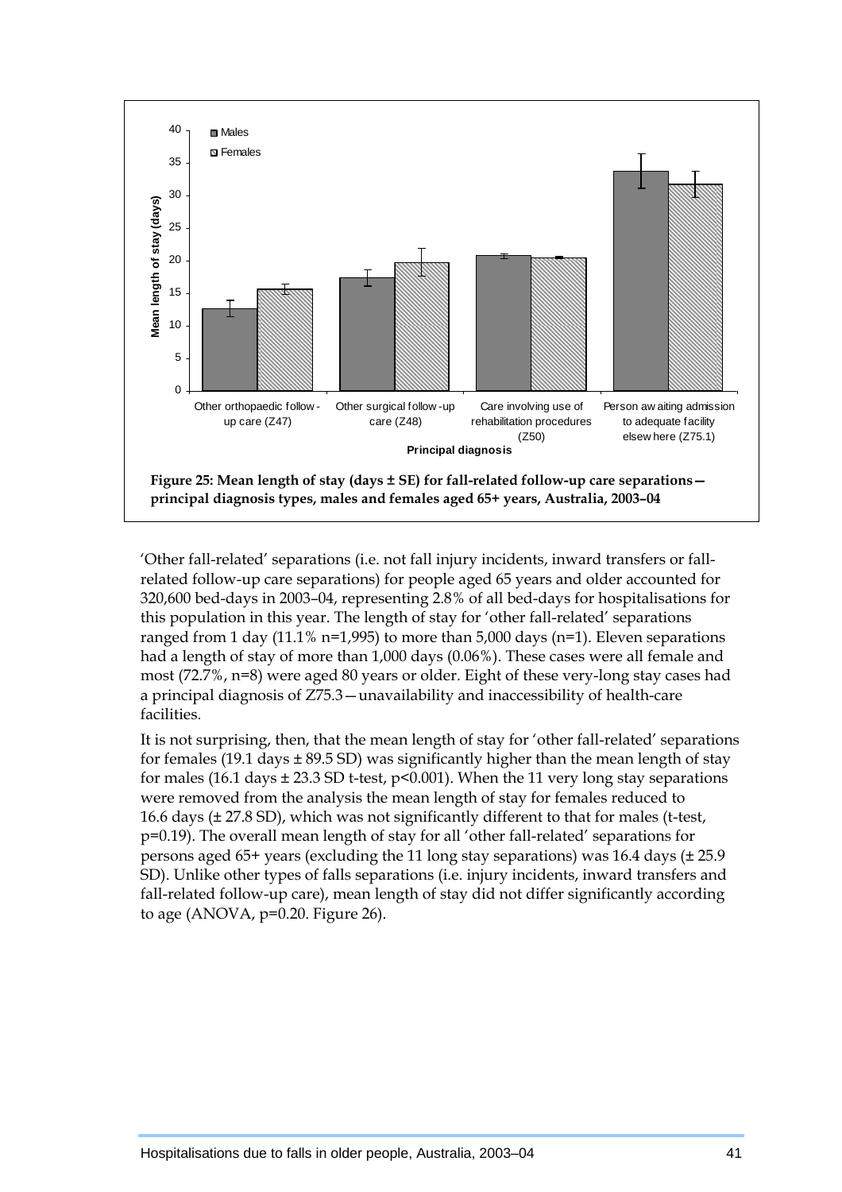40
35
30
25
20
15
10
5
0

Mean length of stay (days)

Males
Females

Other orthopaedic follow-up care (Z47)
Other surgical follow-up care (Z48)
Care involving use of rehabilitation procedures (Z50)
Person awaiting admission to adequate facility elsewhere (Z75.1)

Principal diagnosis

**Figure 25: Mean length of stay (days ± SE) for fall-related follow-up care separations—principal diagnosis types, males and females aged 65+ years, Australia, 2003–04**

'Other fall-related' separations (i.e. not fall injury incidents, inward transfers or fall-related follow-up care separations) for people aged 65 years and older accounted for 320,600 bed-days in 2003–04, representing 2.8% of all bed-days for hospitalisations for this population in this year. The length of stay for 'other fall-related' separations ranged from 1 day (11.1% n=1,995) to more than 5,000 days (n=1). Eleven separations had a length of stay of more than 1,000 days (0.06%). These cases were all female and most (72.7%, n=8) were aged 80 years or older. Eight of these very-long stay cases had a principal diagnosis of Z75.3—unavailability and inaccessibility of health-care facilities.

It is not surprising, then, that the mean length of stay for 'other fall-related' separations for females (19.1 days ± 89.5 SD) was significantly higher than the mean length of stay for males (16.1 days ± 23.3 SD t-test, $p<0.001$). When the 11 very long stay separations were removed from the analysis the mean length of stay for females reduced to 16.6 days (± 27.8 SD), which was not significantly different to that for males (t-test, $p=0.19$). The overall mean length of stay for all 'other fall-related' separations for persons aged 65+ years (excluding the 11 long stay separations) was 16.4 days (± 25.9 SD). Unlike other types of falls separations (i.e. injury incidents, inward transfers and fall-related follow-up care), mean length of stay did not differ significantly according to age (ANOVA, $p=0.20$. Figure 26).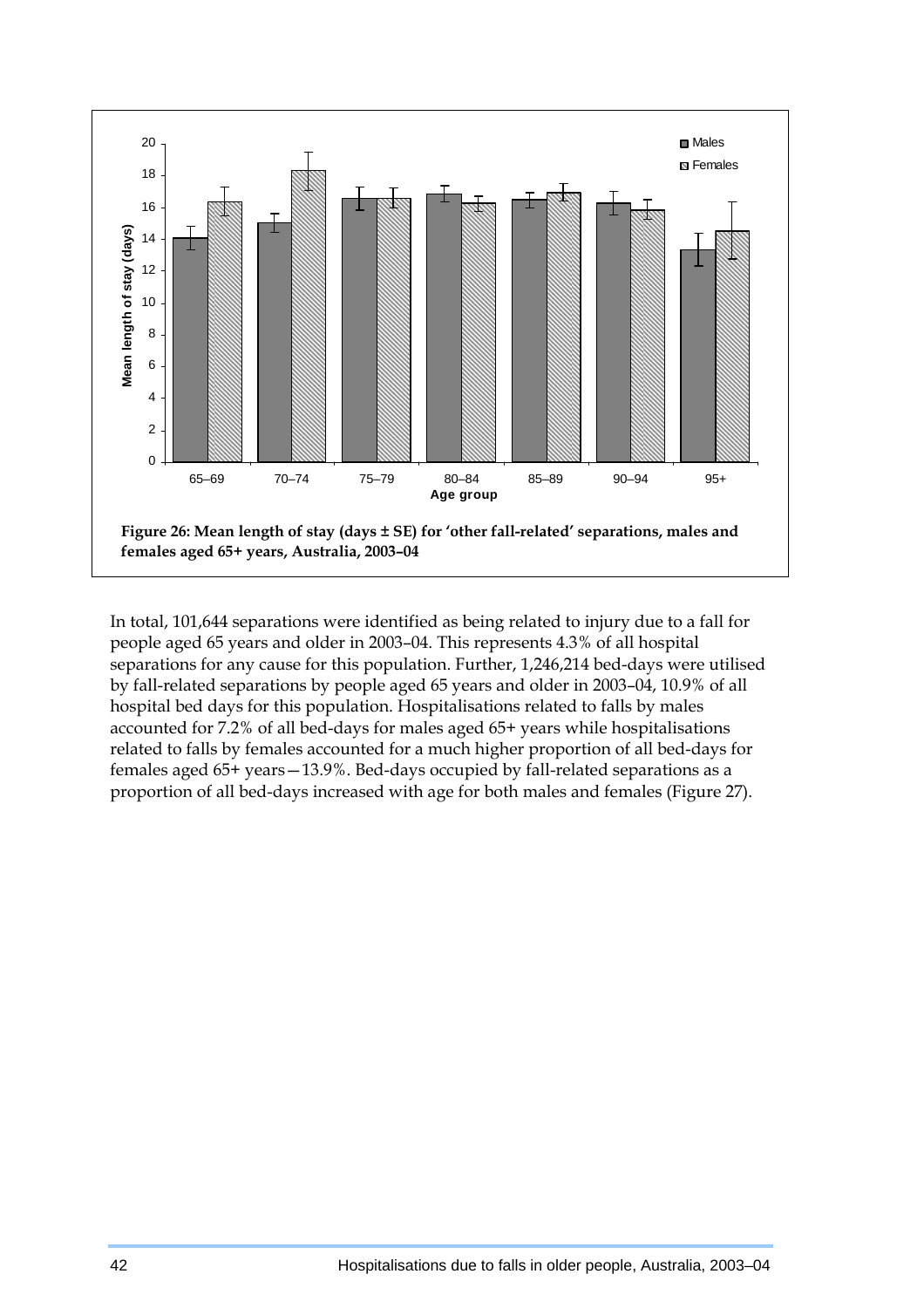20
18
16
14
12
10
8
6
4
2
0

Mean length of stay (days)

Males
Females

65–69
70–74
75–79
80–84
85–89
90–94
95+

Age group

**Figure 26: Mean length of stay (days ± SE) for 'other fall-related' separations, males and females aged 65+ years, Australia, 2003–04**

In total, 101,644 separations were identified as being related to injury due to a fall for people aged 65 years and older in 2003–04. This represents 4.3% of all hospital separations for any cause for this population. Further, 1,246,214 bed-days were utilised by fall-related separations by people aged 65 years and older in 2003–04, 10.9% of all hospital bed days for this population. Hospitalisations related to falls by males accounted for 7.2% of all bed-days for males aged 65+ years while hospitalisations related to falls by females accounted for a much higher proportion of all bed-days for females aged 65+ years—13.9%. Bed-days occupied by fall-related separations as a proportion of all bed-days increased with age for both males and females (Figure 27).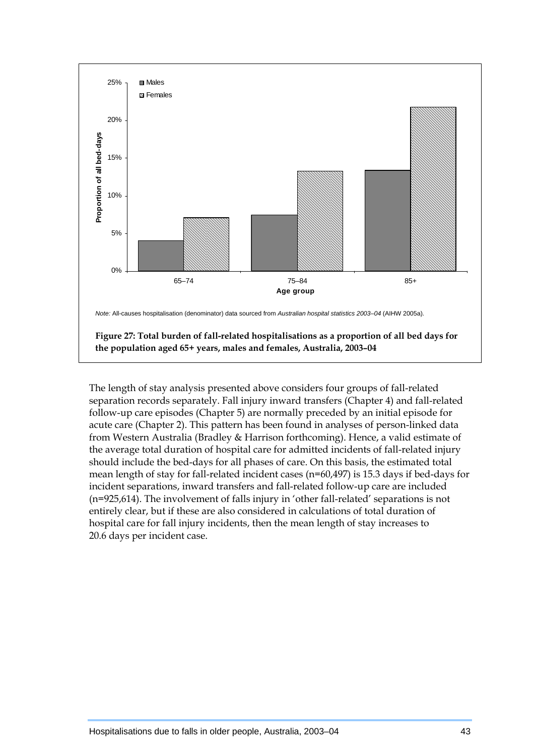25%
20%
15%
10%
5%
0%

Proportion of all bed-days

Males
Females

65–74
75–84
85+

Age group

*Note:* All-causes hospitalisation (denominator) data sourced from *Australian hospital statistics 2003–04* (AIHW 2005a).

**Figure 27: Total burden of fall-related hospitalisations as a proportion of all bed days for the population aged 65+ years, males and females, Australia, 2003–04**

The length of stay analysis presented above considers four groups of fall-related separation records separately. Fall injury inward transfers (Chapter 4) and fall-related follow-up care episodes (Chapter 5) are normally preceded by an initial episode for acute care (Chapter 2). This pattern has been found in analyses of person-linked data from Western Australia (Bradley & Harrison forthcoming). Hence, a valid estimate of the average total duration of hospital care for admitted incidents of fall-related injury should include the bed-days for all phases of care. On this basis, the estimated total mean length of stay for fall-related incident cases (n=60,497) is 15.3 days if bed-days for incident separations, inward transfers and fall-related follow-up care are included (n=925,614). The involvement of falls injury in 'other fall-related' separations is not entirely clear, but if these are also considered in calculations of total duration of hospital care for fall injury incidents, then the mean length of stay increases to 20.6 days per incident case.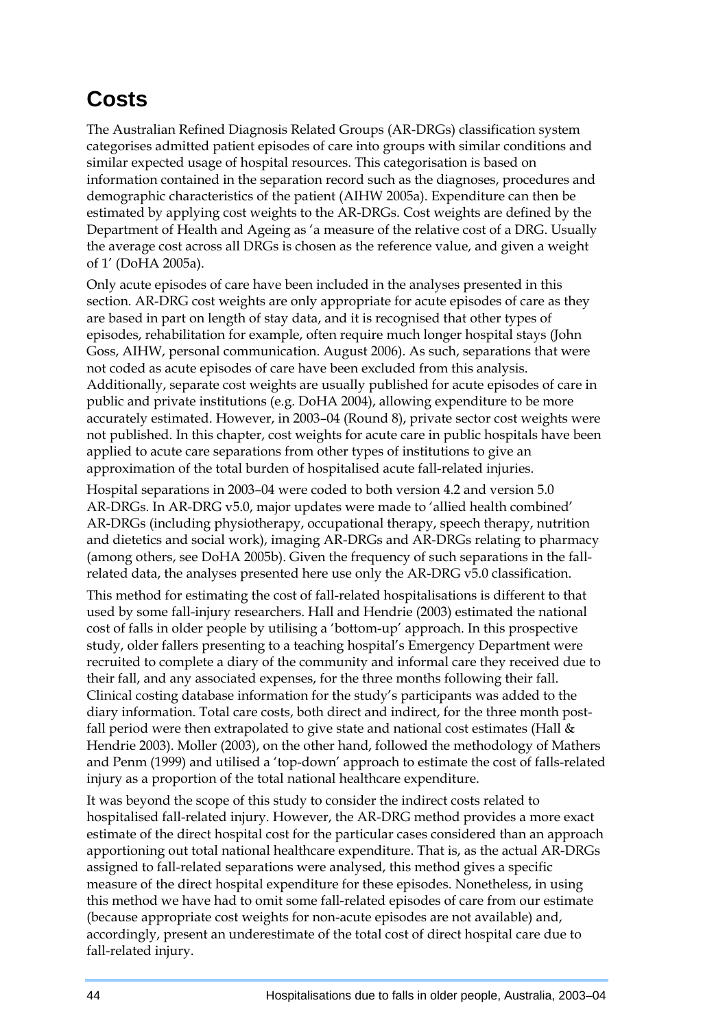# Costs

The Australian Refined Diagnosis Related Groups (AR-DRGs) classification system categorises admitted patient episodes of care into groups with similar conditions and similar expected usage of hospital resources. This categorisation is based on information contained in the separation record such as the diagnoses, procedures and demographic characteristics of the patient (AIHW 2005a). Expenditure can then be estimated by applying cost weights to the AR-DRGs. Cost weights are defined by the Department of Health and Ageing as 'a measure of the relative cost of a DRG. Usually the average cost across all DRGs is chosen as the reference value, and given a weight of 1' (DoHA 2005a).

Only acute episodes of care have been included in the analyses presented in this section. AR-DRG cost weights are only appropriate for acute episodes of care as they are based in part on length of stay data, and it is recognised that other types of episodes, rehabilitation for example, often require much longer hospital stays (John Goss, AIHW, personal communication. August 2006). As such, separations that were not coded as acute episodes of care have been excluded from this analysis. Additionally, separate cost weights are usually published for acute episodes of care in public and private institutions (e.g. DoHA 2004), allowing expenditure to be more accurately estimated. However, in 2003–04 (Round 8), private sector cost weights were not published. In this chapter, cost weights for acute care in public hospitals have been applied to acute care separations from other types of institutions to give an approximation of the total burden of hospitalised acute fall-related injuries.

Hospital separations in 2003–04 were coded to both version 4.2 and version 5.0 AR-DRGs. In AR-DRG v5.0, major updates were made to 'allied health combined' AR-DRGs (including physiotherapy, occupational therapy, speech therapy, nutrition and dietetics and social work), imaging AR-DRGs and AR-DRGs relating to pharmacy (among others, see DoHA 2005b). Given the frequency of such separations in the fall-related data, the analyses presented here use only the AR-DRG v5.0 classification.

This method for estimating the cost of fall-related hospitalisations is different to that used by some fall-injury researchers. Hall and Hendrie (2003) estimated the national cost of falls in older people by utilising a 'bottom-up' approach. In this prospective study, older fallers presenting to a teaching hospital's Emergency Department were recruited to complete a diary of the community and informal care they received due to their fall, and any associated expenses, for the three months following their fall. Clinical costing database information for the study's participants was added to the diary information. Total care costs, both direct and indirect, for the three month post-fall period were then extrapolated to give state and national cost estimates (Hall & Hendrie 2003). Moller (2003), on the other hand, followed the methodology of Mathers and Penm (1999) and utilised a 'top-down' approach to estimate the cost of falls-related injury as a proportion of the total national healthcare expenditure.

It was beyond the scope of this study to consider the indirect costs related to hospitalised fall-related injury. However, the AR-DRG method provides a more exact estimate of the direct hospital cost for the particular cases considered than an approach apportioning out total national healthcare expenditure. That is, as the actual AR-DRGs assigned to fall-related separations were analysed, this method gives a specific measure of the direct hospital expenditure for these episodes. Nonetheless, in using this method we have had to omit some fall-related episodes of care from our estimate (because appropriate cost weights for non-acute episodes are not available) and, accordingly, present an underestimate of the total cost of direct hospital care due to fall-related injury.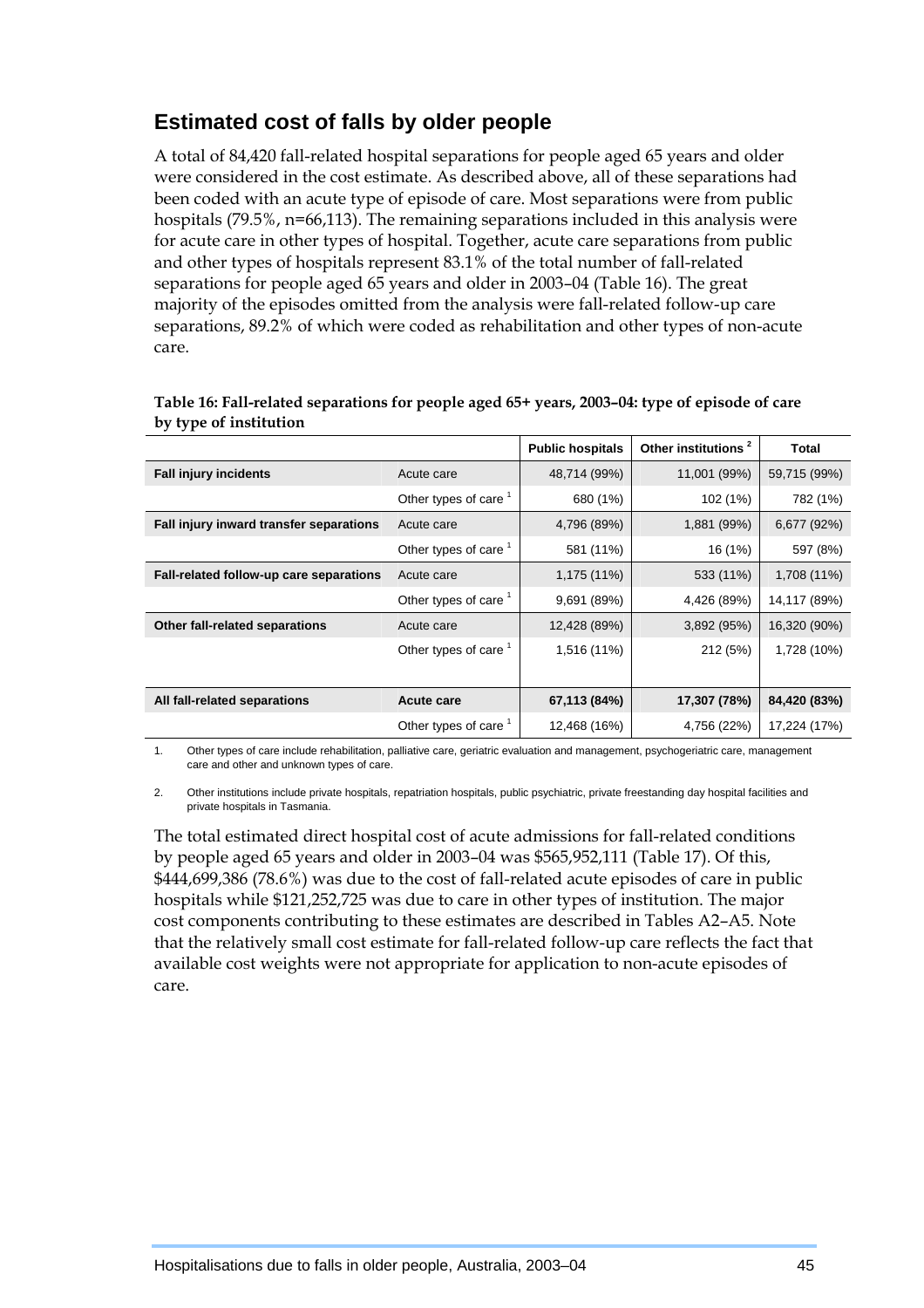## Estimated cost of falls by older people

A total of 84,420 fall-related hospital separations for people aged 65 years and older were considered in the cost estimate. As described above, all of these separations had been coded with an acute type of episode of care. Most separations were from public hospitals (79.5%, n=66,113). The remaining separations included in this analysis were for acute care in other types of hospital. Together, acute care separations from public and other types of hospitals represent 83.1% of the total number of fall-related separations for people aged 65 years and older in 2003–04 (Table 16). The great majority of the episodes omitted from the analysis were fall-related follow-up care separations, 89.2% of which were coded as rehabilitation and other types of non-acute care.

**Table 16: Fall-related separations for people aged 65+ years, 2003–04: type of episode of care by type of institution**

| | | Public hospitals | Other institutions [2] | Total |
|---|---|---|---|---|
| **Fall injury incidents** | Acute care | 48,714 (99%) | 11,001 (99%) | 59,715 (99%) |
| | Other types of care [1] | 680 (1%) | 102 (1%) | 782 (1%) |
| **Fall injury inward transfer separations** | Acute care | 4,796 (89%) | 1,881 (99%) | 6,677 (92%) |
| | Other types of care [1] | 581 (11%) | 16 (1%) | 597 (8%) |
| **Fall-related follow-up care separations** | Acute care | 1,175 (11%) | 533 (11%) | 1,708 (11%) |
| | Other types of care [1] | 9,691 (89%) | 4,426 (89%) | 14,117 (89%) |
| **Other fall-related separations** | Acute care | 12,428 (89%) | 3,892 (95%) | 16,320 (90%) |
| | Other types of care [1] | 1,516 (11%) | 212 (5%) | 1,728 (10%) |
| **All fall-related separations** | **Acute care** | **67,113 (84%)** | **17,307 (78%)** | **84,420 (83%)** |
| | Other types of care [1] | 12,468 (16%) | 4,756 (22%) | 17,224 (17%) |

1. Other types of care include rehabilitation, palliative care, geriatric evaluation and management, psychogeriatric care, management care and other and unknown types of care.

2. Other institutions include private hospitals, repatriation hospitals, public psychiatric, private freestanding day hospital facilities and private hospitals in Tasmania.

The total estimated direct hospital cost of acute admissions for fall-related conditions by people aged 65 years and older in 2003–04 was $565,952,111 (Table 17). Of this, $444,699,386 (78.6%) was due to the cost of fall-related acute episodes of care in public hospitals while $121,252,725 was due to care in other types of institution. The major cost components contributing to these estimates are described in Tables A2–A5. Note that the relatively small cost estimate for fall-related follow-up care reflects the fact that available cost weights were not appropriate for application to non-acute episodes of care.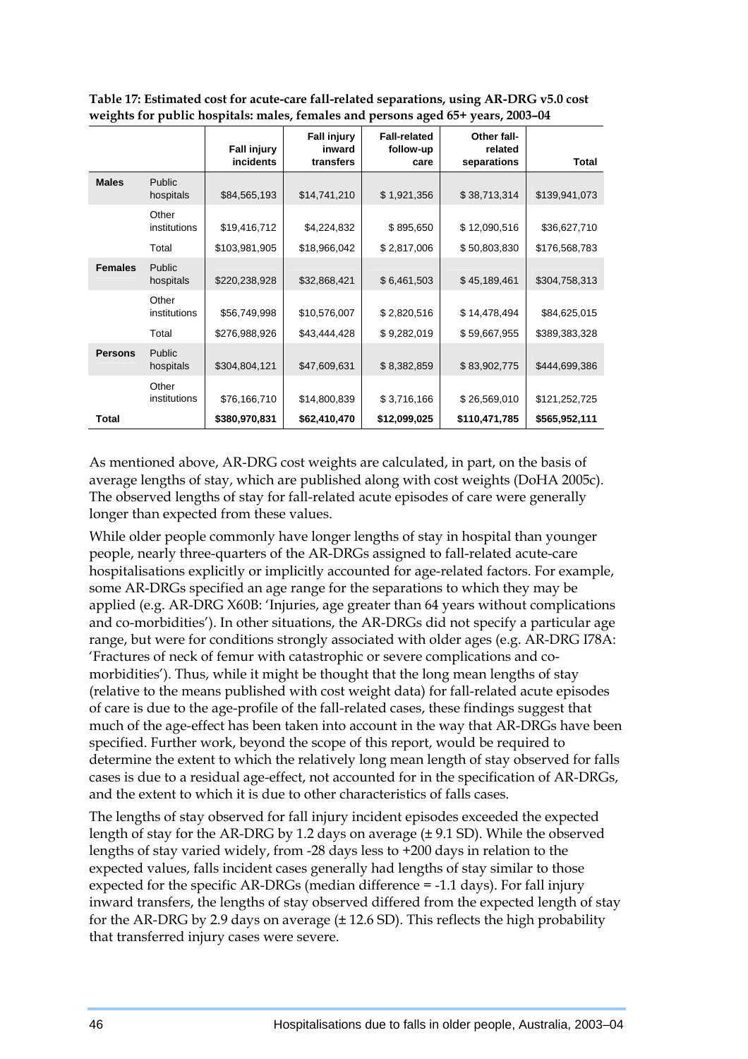**Table 17: Estimated cost for acute-care fall-related separations, using AR-DRG v5.0 cost weights for public hospitals: males, females and persons aged 65+ years, 2003–04**

| | | Fall injury incidents | Fall injury inward transfers | Fall-related follow-up care | Other fall-related separations | Total |
|---|---|---|---|---|---|---|
| **Males** | Public hospitals | $84,565,193 | $14,741,210 | $ 1,921,356 | $ 38,713,314 | $139,941,073 |
| | Other institutions | $19,416,712 | $4,224,832 | $ 895,650 | $ 12,090,516 | $36,627,710 |
| | Total | $103,981,905 | $18,966,042 | $ 2,817,006 | $ 50,803,830 | $176,568,783 |
| **Females** | Public hospitals | $220,238,928 | $32,868,421 | $ 6,461,503 | $ 45,189,461 | $304,758,313 |
| | Other institutions | $56,749,998 | $10,576,007 | $ 2,820,516 | $ 14,478,494 | $84,625,015 |
| | Total | $276,988,926 | $43,444,428 | $ 9,282,019 | $ 59,667,955 | $389,383,328 |
| **Persons** | Public hospitals | $304,804,121 | $47,609,631 | $ 8,382,859 | $ 83,902,775 | $444,699,386 |
| | Other institutions | $76,166,710 | $14,800,839 | $ 3,716,166 | $ 26,569,010 | $121,252,725 |
| **Total** | | **$380,970,831** | **$62,410,470** | **$12,099,025** | **$110,471,785** | **$565,952,111** |

As mentioned above, AR-DRG cost weights are calculated, in part, on the basis of average lengths of stay, which are published along with cost weights (DoHA 2005c). The observed lengths of stay for fall-related acute episodes of care were generally longer than expected from these values.

While older people commonly have longer lengths of stay in hospital than younger people, nearly three-quarters of the AR-DRGs assigned to fall-related acute-care hospitalisations explicitly or implicitly accounted for age-related factors. For example, some AR-DRGs specified an age range for the separations to which they may be applied (e.g. AR-DRG X60B: 'Injuries, age greater than 64 years without complications and co-morbidities'). In other situations, the AR-DRGs did not specify a particular age range, but were for conditions strongly associated with older ages (e.g. AR-DRG I78A: 'Fractures of neck of femur with catastrophic or severe complications and co-morbidities'). Thus, while it might be thought that the long mean lengths of stay (relative to the means published with cost weight data) for fall-related acute episodes of care is due to the age-profile of the fall-related cases, these findings suggest that much of the age-effect has been taken into account in the way that AR-DRGs have been specified. Further work, beyond the scope of this report, would be required to determine the extent to which the relatively long mean length of stay observed for falls cases is due to a residual age-effect, not accounted for in the specification of AR-DRGs, and the extent to which it is due to other characteristics of falls cases.

The lengths of stay observed for fall injury incident episodes exceeded the expected length of stay for the AR-DRG by 1.2 days on average (± 9.1 SD). While the observed lengths of stay varied widely, from -28 days less to +200 days in relation to the expected values, falls incident cases generally had lengths of stay similar to those expected for the specific AR-DRGs (median difference = -1.1 days). For fall injury inward transfers, the lengths of stay observed differed from the expected length of stay for the AR-DRG by 2.9 days on average (± 12.6 SD). This reflects the high probability that transferred injury cases were severe.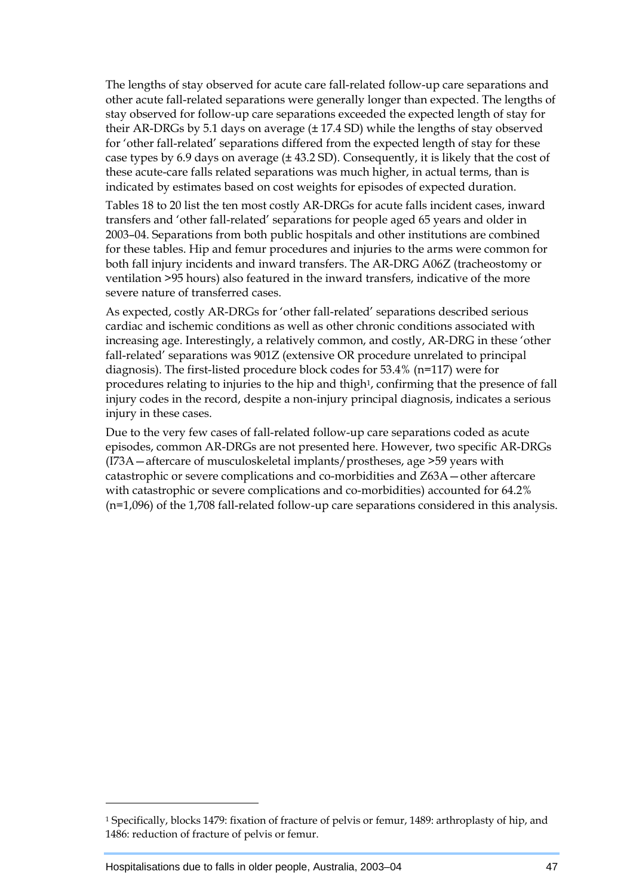The lengths of stay observed for acute care fall-related follow-up care separations and other acute fall-related separations were generally longer than expected. The lengths of stay observed for follow-up care separations exceeded the expected length of stay for their AR-DRGs by 5.1 days on average (± 17.4 SD) while the lengths of stay observed for 'other fall-related' separations differed from the expected length of stay for these case types by 6.9 days on average (± 43.2 SD). Consequently, it is likely that the cost of these acute-care falls related separations was much higher, in actual terms, than is indicated by estimates based on cost weights for episodes of expected duration.

Tables 18 to 20 list the ten most costly AR-DRGs for acute falls incident cases, inward transfers and 'other fall-related' separations for people aged 65 years and older in 2003–04. Separations from both public hospitals and other institutions are combined for these tables. Hip and femur procedures and injuries to the arms were common for both fall injury incidents and inward transfers. The AR-DRG A06Z (tracheostomy or ventilation >95 hours) also featured in the inward transfers, indicative of the more severe nature of transferred cases.

As expected, costly AR-DRGs for 'other fall-related' separations described serious cardiac and ischemic conditions as well as other chronic conditions associated with increasing age. Interestingly, a relatively common, and costly, AR-DRG in these 'other fall-related' separations was 901Z (extensive OR procedure unrelated to principal diagnosis). The first-listed procedure block codes for 53.4% (n=117) were for procedures relating to injuries to the hip and thigh[1], confirming that the presence of fall injury codes in the record, despite a non-injury principal diagnosis, indicates a serious injury in these cases.

Due to the very few cases of fall-related follow-up care separations coded as acute episodes, common AR-DRGs are not presented here. However, two specific AR-DRGs (I73A—aftercare of musculoskeletal implants/prostheses, age >59 years with catastrophic or severe complications and co-morbidities and Z63A—other aftercare with catastrophic or severe complications and co-morbidities) accounted for 64.2% (n=1,096) of the 1,708 fall-related follow-up care separations considered in this analysis.

---

[1] Specifically, blocks 1479: fixation of fracture of pelvis or femur, 1489: arthroplasty of hip, and 1486: reduction of fracture of pelvis or femur.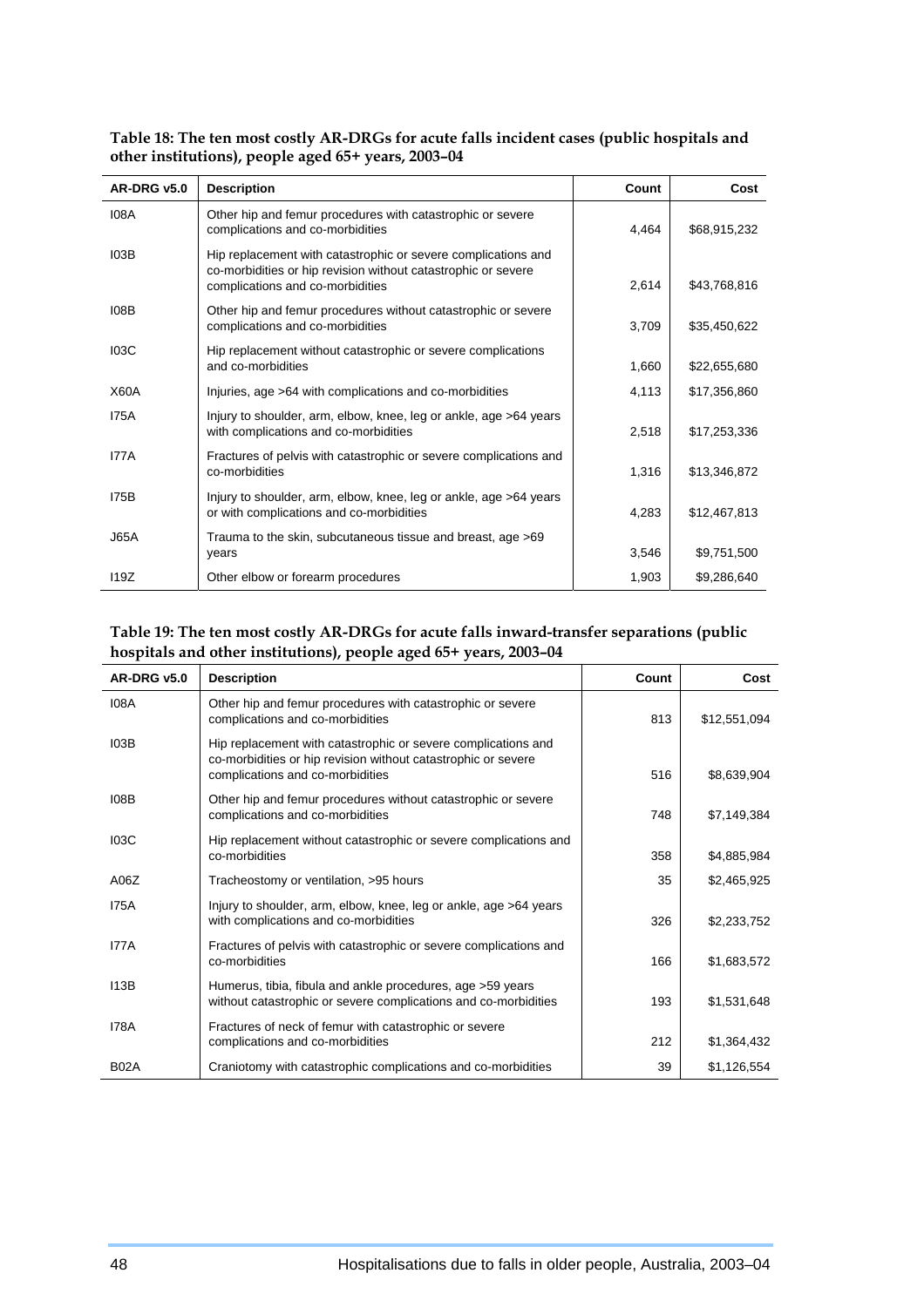**Table 18: The ten most costly AR-DRGs for acute falls incident cases (public hospitals and other institutions), people aged 65+ years, 2003–04**

| AR-DRG v5.0 | Description | Count | Cost |
|---|---|---|---|
| I08A | Other hip and femur procedures with catastrophic or severe complications and co-morbidities | 4,464 | $68,915,232 |
| I03B | Hip replacement with catastrophic or severe complications and co-morbidities or hip revision without catastrophic or severe complications and co-morbidities | 2,614 | $43,768,816 |
| I08B | Other hip and femur procedures without catastrophic or severe complications and co-morbidities | 3,709 | $35,450,622 |
| I03C | Hip replacement without catastrophic or severe complications and co-morbidities | 1,660 | $22,655,680 |
| X60A | Injuries, age >64 with complications and co-morbidities | 4,113 | $17,356,860 |
| I75A | Injury to shoulder, arm, elbow, knee, leg or ankle, age >64 years with complications and co-morbidities | 2,518 | $17,253,336 |
| I77A | Fractures of pelvis with catastrophic or severe complications and co-morbidities | 1,316 | $13,346,872 |
| I75B | Injury to shoulder, arm, elbow, knee, leg or ankle, age >64 years or with complications and co-morbidities | 4,283 | $12,467,813 |
| J65A | Trauma to the skin, subcutaneous tissue and breast, age >69 years | 3,546 | $9,751,500 |
| I19Z | Other elbow or forearm procedures | 1,903 | $9,286,640 |

**Table 19: The ten most costly AR-DRGs for acute falls inward-transfer separations (public hospitals and other institutions), people aged 65+ years, 2003–04**

| AR-DRG v5.0 | Description | Count | Cost |
|---|---|---|---|
| I08A | Other hip and femur procedures with catastrophic or severe complications and co-morbidities | 813 | $12,551,094 |
| I03B | Hip replacement with catastrophic or severe complications and co-morbidities or hip revision without catastrophic or severe complications and co-morbidities | 516 | $8,639,904 |
| I08B | Other hip and femur procedures without catastrophic or severe complications and co-morbidities | 748 | $7,149,384 |
| I03C | Hip replacement without catastrophic or severe complications and co-morbidities | 358 | $4,885,984 |
| A06Z | Tracheostomy or ventilation, >95 hours | 35 | $2,465,925 |
| I75A | Injury to shoulder, arm, elbow, knee, leg or ankle, age >64 years with complications and co-morbidities | 326 | $2,233,752 |
| I77A | Fractures of pelvis with catastrophic or severe complications and co-morbidities | 166 | $1,683,572 |
| I13B | Humerus, tibia, fibula and ankle procedures, age >59 years without catastrophic or severe complications and co-morbidities | 193 | $1,531,648 |
| I78A | Fractures of neck of femur with catastrophic or severe complications and co-morbidities | 212 | $1,364,432 |
| B02A | Craniotomy with catastrophic complications and co-morbidities | 39 | $1,126,554 |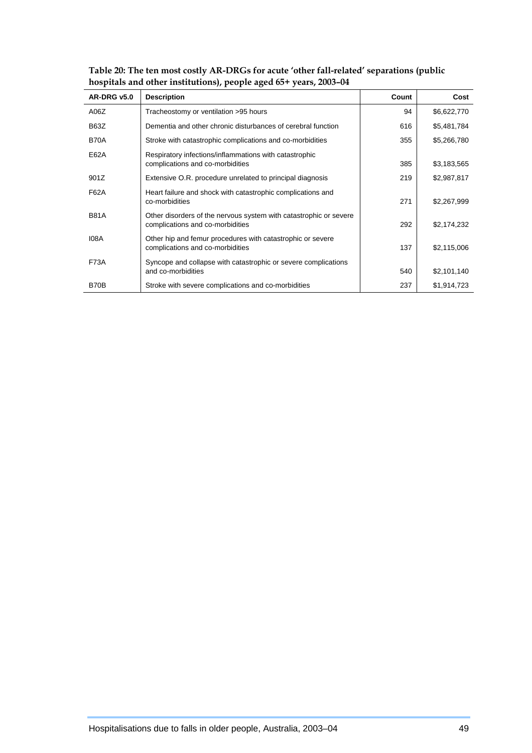**Table 20: The ten most costly AR-DRGs for acute 'other fall-related' separations (public hospitals and other institutions), people aged 65+ years, 2003–04**

| AR-DRG v5.0 | Description | Count | Cost |
|---|---|---|---|
| A06Z | Tracheostomy or ventilation >95 hours | 94 | $6,622,770 |
| B63Z | Dementia and other chronic disturbances of cerebral function | 616 | $5,481,784 |
| B70A | Stroke with catastrophic complications and co-morbidities | 355 | $5,266,780 |
| E62A | Respiratory infections/inflammations with catastrophic complications and co-morbidities | 385 | $3,183,565 |
| 901Z | Extensive O.R. procedure unrelated to principal diagnosis | 219 | $2,987,817 |
| F62A | Heart failure and shock with catastrophic complications and co-morbidities | 271 | $2,267,999 |
| B81A | Other disorders of the nervous system with catastrophic or severe complications and co-morbidities | 292 | $2,174,232 |
| I08A | Other hip and femur procedures with catastrophic or severe complications and co-morbidities | 137 | $2,115,006 |
| F73A | Syncope and collapse with catastrophic or severe complications and co-morbidities | 540 | $2,101,140 |
| B70B | Stroke with severe complications and co-morbidities | 237 | $1,914,723 |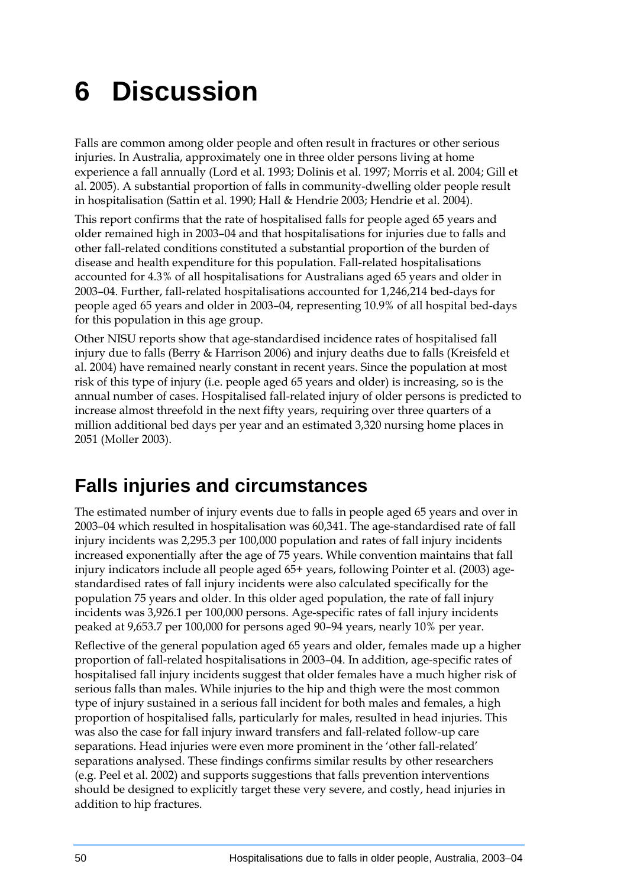# 6 Discussion

Falls are common among older people and often result in fractures or other serious injuries. In Australia, approximately one in three older persons living at home experience a fall annually (Lord et al. 1993; Dolinis et al. 1997; Morris et al. 2004; Gill et al. 2005). A substantial proportion of falls in community-dwelling older people result in hospitalisation (Sattin et al. 1990; Hall & Hendrie 2003; Hendrie et al. 2004).

This report confirms that the rate of hospitalised falls for people aged 65 years and older remained high in 2003–04 and that hospitalisations for injuries due to falls and other fall-related conditions constituted a substantial proportion of the burden of disease and health expenditure for this population. Fall-related hospitalisations accounted for 4.3% of all hospitalisations for Australians aged 65 years and older in 2003–04. Further, fall-related hospitalisations accounted for 1,246,214 bed-days for people aged 65 years and older in 2003–04, representing 10.9% of all hospital bed-days for this population in this age group.

Other NISU reports show that age-standardised incidence rates of hospitalised fall injury due to falls (Berry & Harrison 2006) and injury deaths due to falls (Kreisfeld et al. 2004) have remained nearly constant in recent years. Since the population at most risk of this type of injury (i.e. people aged 65 years and older) is increasing, so is the annual number of cases. Hospitalised fall-related injury of older persons is predicted to increase almost threefold in the next fifty years, requiring over three quarters of a million additional bed days per year and an estimated 3,320 nursing home places in 2051 (Moller 2003).

## Falls injuries and circumstances

The estimated number of injury events due to falls in people aged 65 years and over in 2003–04 which resulted in hospitalisation was 60,341. The age-standardised rate of fall injury incidents was 2,295.3 per 100,000 population and rates of fall injury incidents increased exponentially after the age of 75 years. While convention maintains that fall injury indicators include all people aged 65+ years, following Pointer et al. (2003) age-standardised rates of fall injury incidents were also calculated specifically for the population 75 years and older. In this older aged population, the rate of fall injury incidents was 3,926.1 per 100,000 persons. Age-specific rates of fall injury incidents peaked at 9,653.7 per 100,000 for persons aged 90–94 years, nearly 10% per year.

Reflective of the general population aged 65 years and older, females made up a higher proportion of fall-related hospitalisations in 2003–04. In addition, age-specific rates of hospitalised fall injury incidents suggest that older females have a much higher risk of serious falls than males. While injuries to the hip and thigh were the most common type of injury sustained in a serious fall incident for both males and females, a high proportion of hospitalised falls, particularly for males, resulted in head injuries. This was also the case for fall injury inward transfers and fall-related follow-up care separations. Head injuries were even more prominent in the 'other fall-related' separations analysed. These findings confirms similar results by other researchers (e.g. Peel et al. 2002) and supports suggestions that falls prevention interventions should be designed to explicitly target these very severe, and costly, head injuries in addition to hip fractures.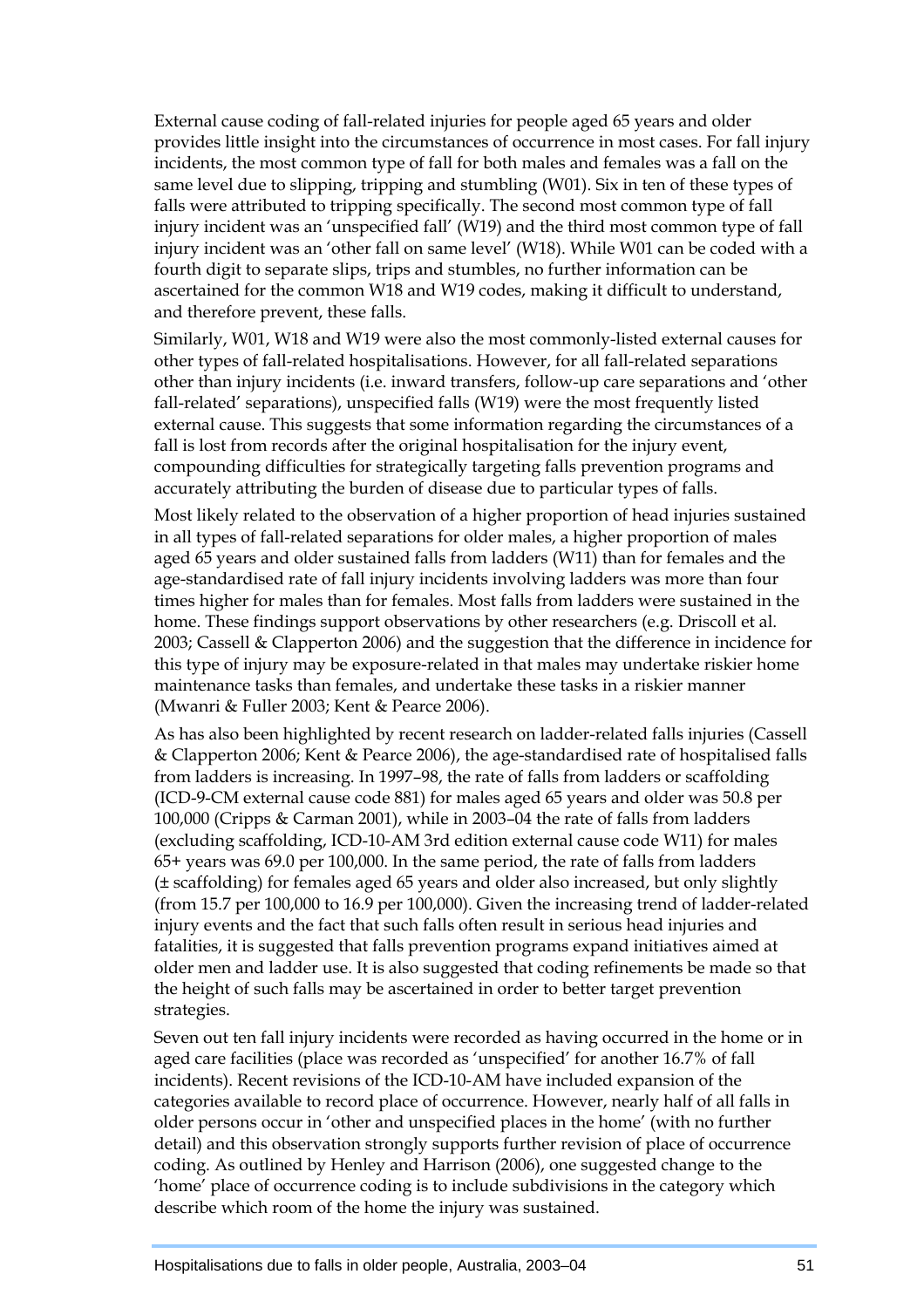External cause coding of fall-related injuries for people aged 65 years and older provides little insight into the circumstances of occurrence in most cases. For fall injury incidents, the most common type of fall for both males and females was a fall on the same level due to slipping, tripping and stumbling (W01). Six in ten of these types of falls were attributed to tripping specifically. The second most common type of fall injury incident was an 'unspecified fall' (W19) and the third most common type of fall injury incident was an 'other fall on same level' (W18). While W01 can be coded with a fourth digit to separate slips, trips and stumbles, no further information can be ascertained for the common W18 and W19 codes, making it difficult to understand, and therefore prevent, these falls.

Similarly, W01, W18 and W19 were also the most commonly-listed external causes for other types of fall-related hospitalisations. However, for all fall-related separations other than injury incidents (i.e. inward transfers, follow-up care separations and 'other fall-related' separations), unspecified falls (W19) were the most frequently listed external cause. This suggests that some information regarding the circumstances of a fall is lost from records after the original hospitalisation for the injury event, compounding difficulties for strategically targeting falls prevention programs and accurately attributing the burden of disease due to particular types of falls.

Most likely related to the observation of a higher proportion of head injuries sustained in all types of fall-related separations for older males, a higher proportion of males aged 65 years and older sustained falls from ladders (W11) than for females and the age-standardised rate of fall injury incidents involving ladders was more than four times higher for males than for females. Most falls from ladders were sustained in the home. These findings support observations by other researchers (e.g. Driscoll et al. 2003; Cassell & Clapperton 2006) and the suggestion that the difference in incidence for this type of injury may be exposure-related in that males may undertake riskier home maintenance tasks than females, and undertake these tasks in a riskier manner (Mwanri & Fuller 2003; Kent & Pearce 2006).

As has also been highlighted by recent research on ladder-related falls injuries (Cassell & Clapperton 2006; Kent & Pearce 2006), the age-standardised rate of hospitalised falls from ladders is increasing. In 1997–98, the rate of falls from ladders or scaffolding (ICD-9-CM external cause code 881) for males aged 65 years and older was 50.8 per 100,000 (Cripps & Carman 2001), while in 2003–04 the rate of falls from ladders (excluding scaffolding, ICD-10-AM 3rd edition external cause code W11) for males 65+ years was 69.0 per 100,000. In the same period, the rate of falls from ladders (± scaffolding) for females aged 65 years and older also increased, but only slightly (from 15.7 per 100,000 to 16.9 per 100,000). Given the increasing trend of ladder-related injury events and the fact that such falls often result in serious head injuries and fatalities, it is suggested that falls prevention programs expand initiatives aimed at older men and ladder use. It is also suggested that coding refinements be made so that the height of such falls may be ascertained in order to better target prevention strategies.

Seven out ten fall injury incidents were recorded as having occurred in the home or in aged care facilities (place was recorded as 'unspecified' for another 16.7% of fall incidents). Recent revisions of the ICD-10-AM have included expansion of the categories available to record place of occurrence. However, nearly half of all falls in older persons occur in 'other and unspecified places in the home' (with no further detail) and this observation strongly supports further revision of place of occurrence coding. As outlined by Henley and Harrison (2006), one suggested change to the 'home' place of occurrence coding is to include subdivisions in the category which describe which room of the home the injury was sustained.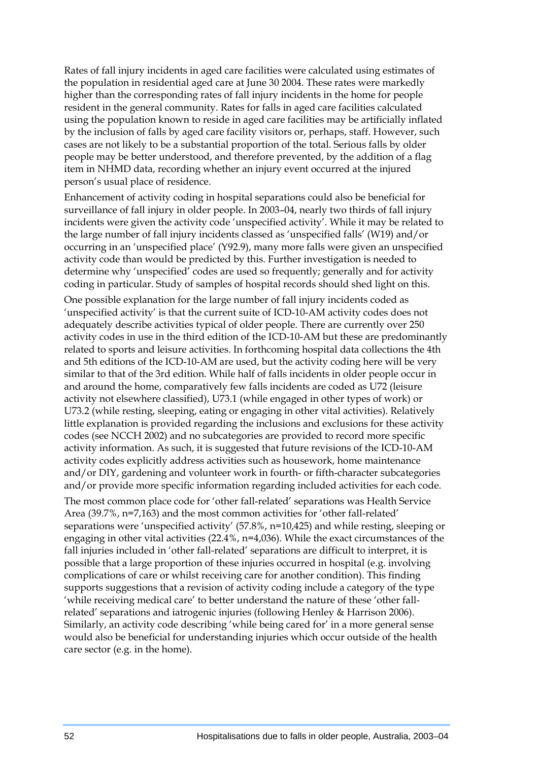Rates of fall injury incidents in aged care facilities were calculated using estimates of the population in residential aged care at June 30 2004. These rates were markedly higher than the corresponding rates of fall injury incidents in the home for people resident in the general community. Rates for falls in aged care facilities calculated using the population known to reside in aged care facilities may be artificially inflated by the inclusion of falls by aged care facility visitors or, perhaps, staff. However, such cases are not likely to be a substantial proportion of the total. Serious falls by older people may be better understood, and therefore prevented, by the addition of a flag item in NHMD data, recording whether an injury event occurred at the injured person's usual place of residence.

Enhancement of activity coding in hospital separations could also be beneficial for surveillance of fall injury in older people. In 2003–04, nearly two thirds of fall injury incidents were given the activity code 'unspecified activity'. While it may be related to the large number of fall injury incidents classed as 'unspecified falls' (W19) and/or occurring in an 'unspecified place' (Y92.9), many more falls were given an unspecified activity code than would be predicted by this. Further investigation is needed to determine why 'unspecified' codes are used so frequently; generally and for activity coding in particular. Study of samples of hospital records should shed light on this.

One possible explanation for the large number of fall injury incidents coded as 'unspecified activity' is that the current suite of ICD-10-AM activity codes does not adequately describe activities typical of older people. There are currently over 250 activity codes in use in the third edition of the ICD-10-AM but these are predominantly related to sports and leisure activities. In forthcoming hospital data collections the 4th and 5th editions of the ICD-10-AM are used, but the activity coding here will be very similar to that of the 3rd edition. While half of falls incidents in older people occur in and around the home, comparatively few falls incidents are coded as U72 (leisure activity not elsewhere classified), U73.1 (while engaged in other types of work) or U73.2 (while resting, sleeping, eating or engaging in other vital activities). Relatively little explanation is provided regarding the inclusions and exclusions for these activity codes (see NCCH 2002) and no subcategories are provided to record more specific activity information. As such, it is suggested that future revisions of the ICD-10-AM activity codes explicitly address activities such as housework, home maintenance and/or DIY, gardening and volunteer work in fourth- or fifth-character subcategories and/or provide more specific information regarding included activities for each code.

The most common place code for 'other fall-related' separations was Health Service Area (39.7%, n=7,163) and the most common activities for 'other fall-related' separations were 'unspecified activity' (57.8%, n=10,425) and while resting, sleeping or engaging in other vital activities (22.4%, n=4,036). While the exact circumstances of the fall injuries included in 'other fall-related' separations are difficult to interpret, it is possible that a large proportion of these injuries occurred in hospital (e.g. involving complications of care or whilst receiving care for another condition). This finding supports suggestions that a revision of activity coding include a category of the type 'while receiving medical care' to better understand the nature of these 'other fall-related' separations and iatrogenic injuries (following Henley & Harrison 2006). Similarly, an activity code describing 'while being cared for' in a more general sense would also be beneficial for understanding injuries which occur outside of the health care sector (e.g. in the home).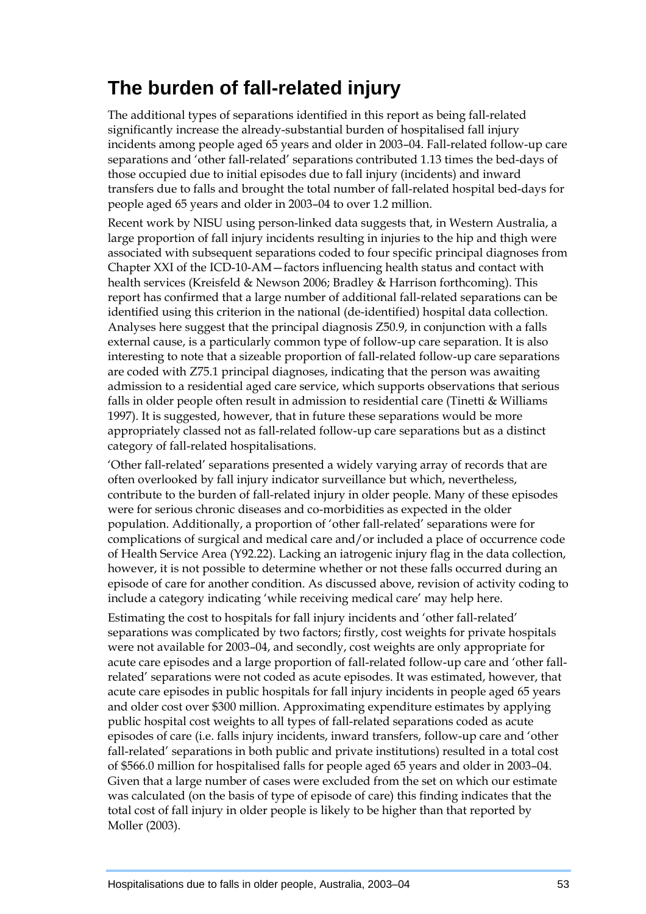## The burden of fall-related injury

The additional types of separations identified in this report as being fall-related significantly increase the already-substantial burden of hospitalised fall injury incidents among people aged 65 years and older in 2003–04. Fall-related follow-up care separations and 'other fall-related' separations contributed 1.13 times the bed-days of those occupied due to initial episodes due to fall injury (incidents) and inward transfers due to falls and brought the total number of fall-related hospital bed-days for people aged 65 years and older in 2003–04 to over 1.2 million.

Recent work by NISU using person-linked data suggests that, in Western Australia, a large proportion of fall injury incidents resulting in injuries to the hip and thigh were associated with subsequent separations coded to four specific principal diagnoses from Chapter XXI of the ICD-10-AM—factors influencing health status and contact with health services (Kreisfeld & Newson 2006; Bradley & Harrison forthcoming). This report has confirmed that a large number of additional fall-related separations can be identified using this criterion in the national (de-identified) hospital data collection. Analyses here suggest that the principal diagnosis Z50.9, in conjunction with a falls external cause, is a particularly common type of follow-up care separation. It is also interesting to note that a sizeable proportion of fall-related follow-up care separations are coded with Z75.1 principal diagnoses, indicating that the person was awaiting admission to a residential aged care service, which supports observations that serious falls in older people often result in admission to residential care (Tinetti & Williams 1997). It is suggested, however, that in future these separations would be more appropriately classed not as fall-related follow-up care separations but as a distinct category of fall-related hospitalisations.

'Other fall-related' separations presented a widely varying array of records that are often overlooked by fall injury indicator surveillance but which, nevertheless, contribute to the burden of fall-related injury in older people. Many of these episodes were for serious chronic diseases and co-morbidities as expected in the older population. Additionally, a proportion of 'other fall-related' separations were for complications of surgical and medical care and/or included a place of occurrence code of Health Service Area (Y92.22). Lacking an iatrogenic injury flag in the data collection, however, it is not possible to determine whether or not these falls occurred during an episode of care for another condition. As discussed above, revision of activity coding to include a category indicating 'while receiving medical care' may help here.

Estimating the cost to hospitals for fall injury incidents and 'other fall-related' separations was complicated by two factors; firstly, cost weights for private hospitals were not available for 2003–04, and secondly, cost weights are only appropriate for acute care episodes and a large proportion of fall-related follow-up care and 'other fall-related' separations were not coded as acute episodes. It was estimated, however, that acute care episodes in public hospitals for fall injury incidents in people aged 65 years and older cost over $300 million. Approximating expenditure estimates by applying public hospital cost weights to all types of fall-related separations coded as acute episodes of care (i.e. falls injury incidents, inward transfers, follow-up care and 'other fall-related' separations in both public and private institutions) resulted in a total cost of $566.0 million for hospitalised falls for people aged 65 years and older in 2003–04. Given that a large number of cases were excluded from the set on which our estimate was calculated (on the basis of type of episode of care) this finding indicates that the total cost of fall injury in older people is likely to be higher than that reported by Moller (2003).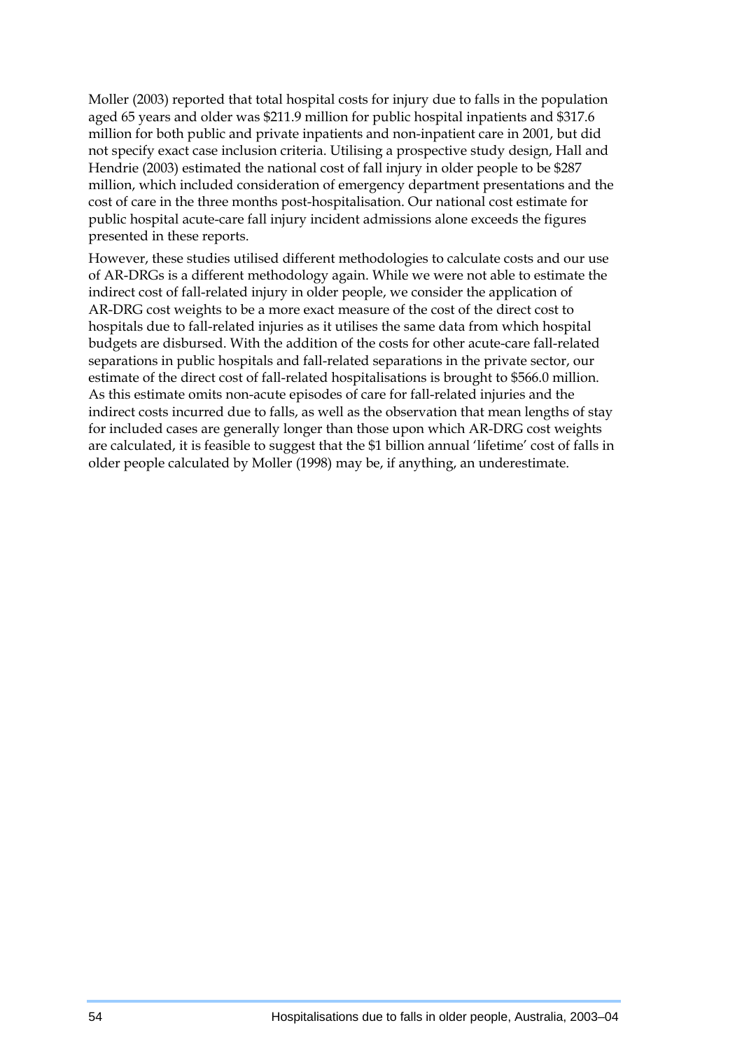Moller (2003) reported that total hospital costs for injury due to falls in the population aged 65 years and older was $211.9 million for public hospital inpatients and $317.6 million for both public and private inpatients and non-inpatient care in 2001, but did not specify exact case inclusion criteria. Utilising a prospective study design, Hall and Hendrie (2003) estimated the national cost of fall injury in older people to be $287 million, which included consideration of emergency department presentations and the cost of care in the three months post-hospitalisation. Our national cost estimate for public hospital acute-care fall injury incident admissions alone exceeds the figures presented in these reports.

However, these studies utilised different methodologies to calculate costs and our use of AR-DRGs is a different methodology again. While we were not able to estimate the indirect cost of fall-related injury in older people, we consider the application of AR-DRG cost weights to be a more exact measure of the cost of the direct cost to hospitals due to fall-related injuries as it utilises the same data from which hospital budgets are disbursed. With the addition of the costs for other acute-care fall-related separations in public hospitals and fall-related separations in the private sector, our estimate of the direct cost of fall-related hospitalisations is brought to $566.0 million. As this estimate omits non-acute episodes of care for fall-related injuries and the indirect costs incurred due to falls, as well as the observation that mean lengths of stay for included cases are generally longer than those upon which AR-DRG cost weights are calculated, it is feasible to suggest that the $1 billion annual 'lifetime' cost of falls in older people calculated by Moller (1998) may be, if anything, an underestimate.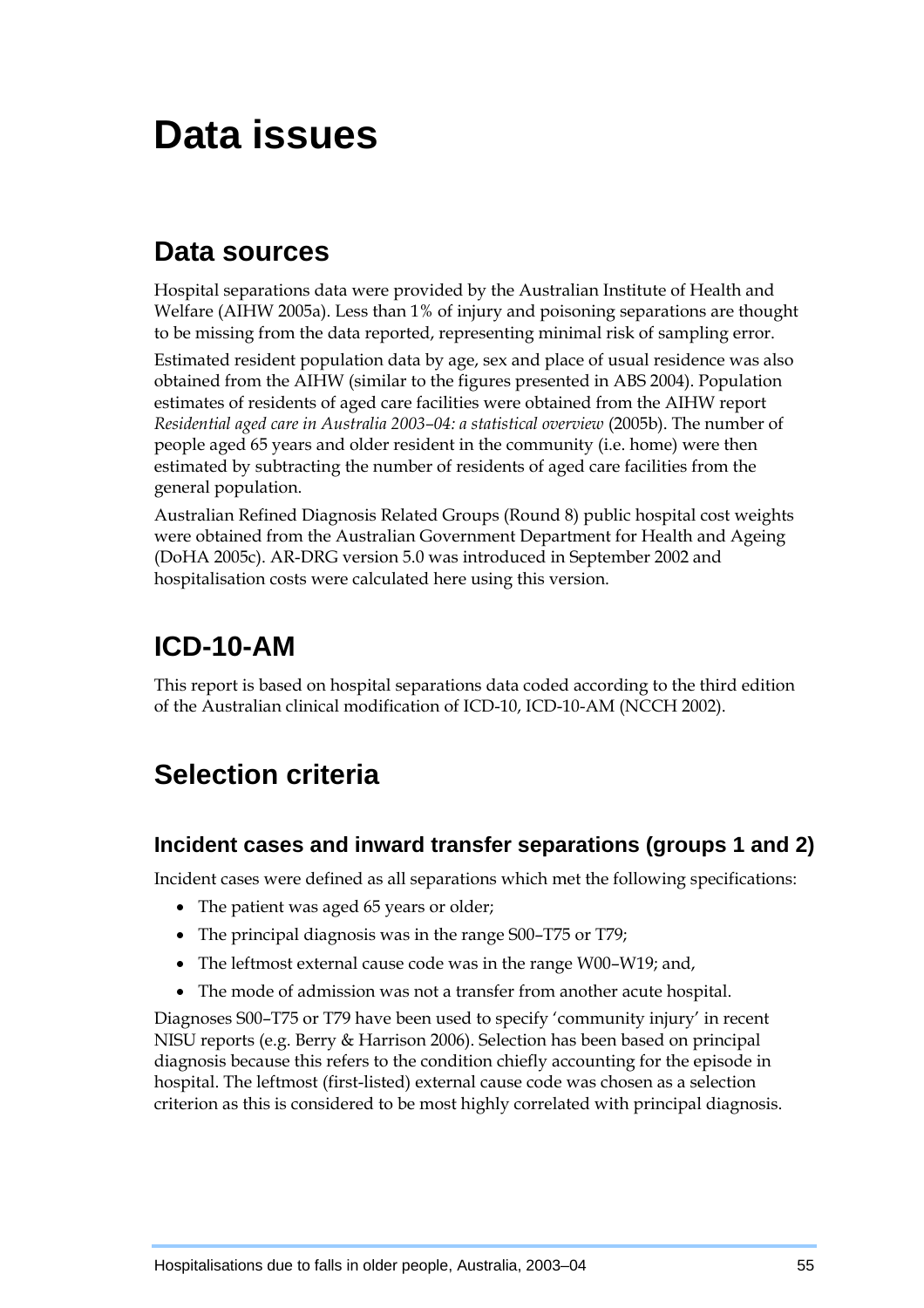# Data issues

## Data sources

Hospital separations data were provided by the Australian Institute of Health and Welfare (AIHW 2005a). Less than 1% of injury and poisoning separations are thought to be missing from the data reported, representing minimal risk of sampling error.

Estimated resident population data by age, sex and place of usual residence was also obtained from the AIHW (similar to the figures presented in ABS 2004). Population estimates of residents of aged care facilities were obtained from the AIHW report *Residential aged care in Australia 2003–04: a statistical overview* (2005b). The number of people aged 65 years and older resident in the community (i.e. home) were then estimated by subtracting the number of residents of aged care facilities from the general population.

Australian Refined Diagnosis Related Groups (Round 8) public hospital cost weights were obtained from the Australian Government Department for Health and Ageing (DoHA 2005c). AR-DRG version 5.0 was introduced in September 2002 and hospitalisation costs were calculated here using this version.

## ICD-10-AM

This report is based on hospital separations data coded according to the third edition of the Australian clinical modification of ICD-10, ICD-10-AM (NCCH 2002).

## Selection criteria

### Incident cases and inward transfer separations (groups 1 and 2)

Incident cases were defined as all separations which met the following specifications:

- The patient was aged 65 years or older;
- The principal diagnosis was in the range S00–T75 or T79;
- The leftmost external cause code was in the range W00–W19; and,
- The mode of admission was not a transfer from another acute hospital.

Diagnoses S00–T75 or T79 have been used to specify 'community injury' in recent NISU reports (e.g. Berry & Harrison 2006). Selection has been based on principal diagnosis because this refers to the condition chiefly accounting for the episode in hospital. The leftmost (first-listed) external cause code was chosen as a selection criterion as this is considered to be most highly correlated with principal diagnosis.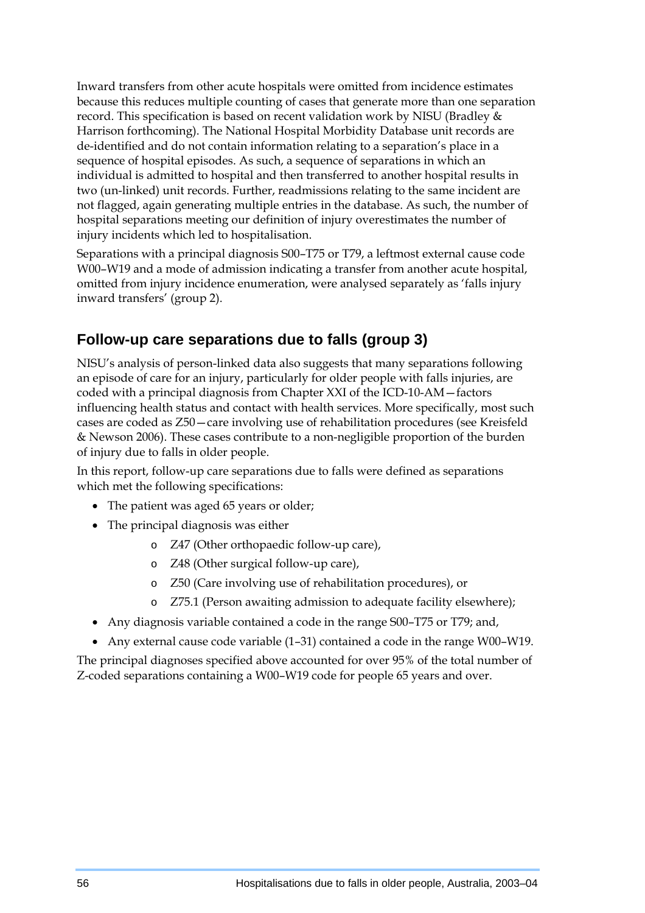Inward transfers from other acute hospitals were omitted from incidence estimates because this reduces multiple counting of cases that generate more than one separation record. This specification is based on recent validation work by NISU (Bradley & Harrison forthcoming). The National Hospital Morbidity Database unit records are de-identified and do not contain information relating to a separation's place in a sequence of hospital episodes. As such, a sequence of separations in which an individual is admitted to hospital and then transferred to another hospital results in two (un-linked) unit records. Further, readmissions relating to the same incident are not flagged, again generating multiple entries in the database. As such, the number of hospital separations meeting our definition of injury overestimates the number of injury incidents which led to hospitalisation.

Separations with a principal diagnosis S00–T75 or T79, a leftmost external cause code W00–W19 and a mode of admission indicating a transfer from another acute hospital, omitted from injury incidence enumeration, were analysed separately as 'falls injury inward transfers' (group 2).

## Follow-up care separations due to falls (group 3)

NISU's analysis of person-linked data also suggests that many separations following an episode of care for an injury, particularly for older people with falls injuries, are coded with a principal diagnosis from Chapter XXI of the ICD-10-AM—factors influencing health status and contact with health services. More specifically, most such cases are coded as Z50—care involving use of rehabilitation procedures (see Kreisfeld & Newson 2006). These cases contribute to a non-negligible proportion of the burden of injury due to falls in older people.

In this report, follow-up care separations due to falls were defined as separations which met the following specifications:

- The patient was aged 65 years or older;
- The principal diagnosis was either
  - Z47 (Other orthopaedic follow-up care),
  - Z48 (Other surgical follow-up care),
  - Z50 (Care involving use of rehabilitation procedures), or
  - Z75.1 (Person awaiting admission to adequate facility elsewhere);
- Any diagnosis variable contained a code in the range S00–T75 or T79; and,
- Any external cause code variable (1–31) contained a code in the range W00–W19.

The principal diagnoses specified above accounted for over 95% of the total number of Z-coded separations containing a W00–W19 code for people 65 years and over.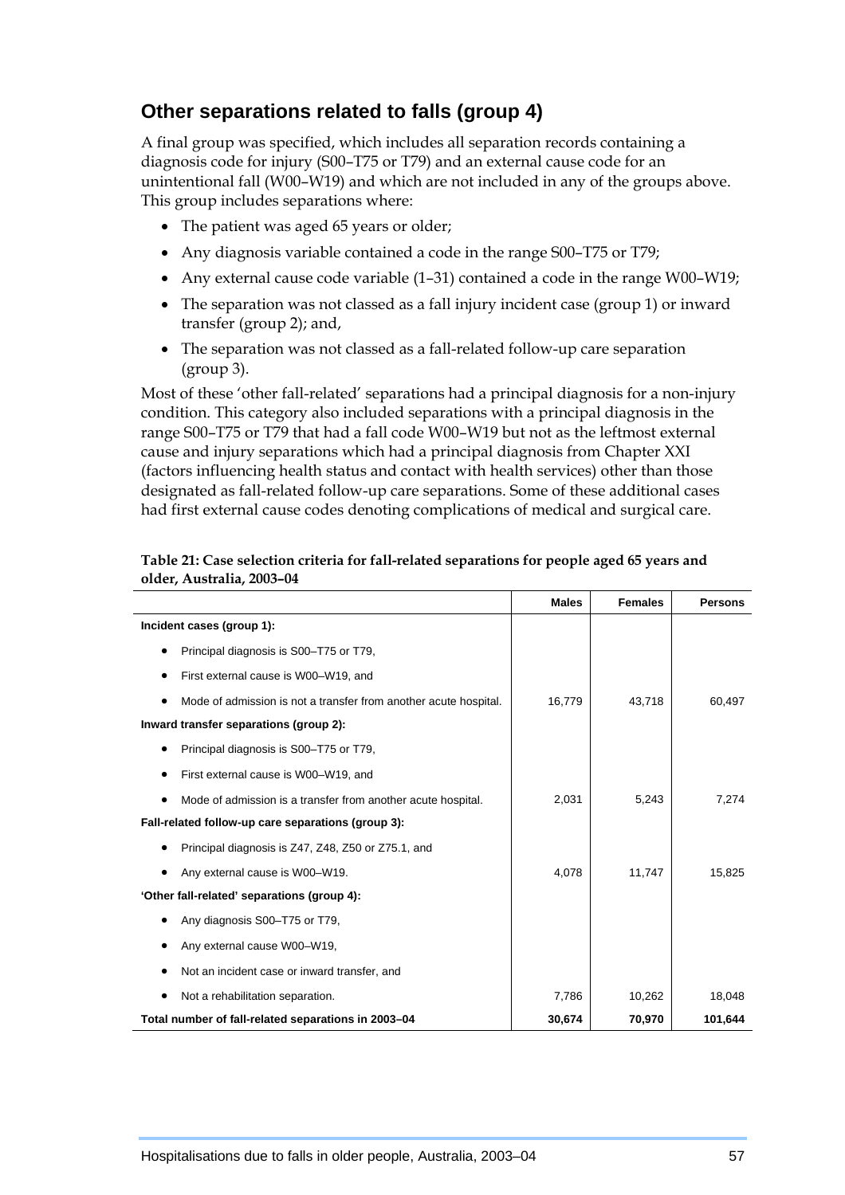## Other separations related to falls (group 4)

A final group was specified, which includes all separation records containing a diagnosis code for injury (S00–T75 or T79) and an external cause code for an unintentional fall (W00–W19) and which are not included in any of the groups above. This group includes separations where:

- The patient was aged 65 years or older;
- Any diagnosis variable contained a code in the range S00–T75 or T79;
- Any external cause code variable (1–31) contained a code in the range W00–W19;
- The separation was not classed as a fall injury incident case (group 1) or inward transfer (group 2); and,
- The separation was not classed as a fall-related follow-up care separation (group 3).

Most of these 'other fall-related' separations had a principal diagnosis for a non-injury condition. This category also included separations with a principal diagnosis in the range S00–T75 or T79 that had a fall code W00–W19 but not as the leftmost external cause and injury separations which had a principal diagnosis from Chapter XXI (factors influencing health status and contact with health services) other than those designated as fall-related follow-up care separations. Some of these additional cases had first external cause codes denoting complications of medical and surgical care.

**Table 21: Case selection criteria for fall-related separations for people aged 65 years and older, Australia, 2003–04**

| | Males | Females | Persons |
|---|---|---|---|
| **Incident cases (group 1):** | | | |
| • Principal diagnosis is S00–T75 or T79, | | | |
| • First external cause is W00–W19, and | | | |
| • Mode of admission is not a transfer from another acute hospital. | 16,779 | 43,718 | 60,497 |
| **Inward transfer separations (group 2):** | | | |
| • Principal diagnosis is S00–T75 or T79, | | | |
| • First external cause is W00–W19, and | | | |
| • Mode of admission is a transfer from another acute hospital. | 2,031 | 5,243 | 7,274 |
| **Fall-related follow-up care separations (group 3):** | | | |
| • Principal diagnosis is Z47, Z48, Z50 or Z75.1, and | | | |
| • Any external cause is W00–W19. | 4,078 | 11,747 | 15,825 |
| **'Other fall-related' separations (group 4):** | | | |
| • Any diagnosis S00–T75 or T79, | | | |
| • Any external cause W00–W19, | | | |
| • Not an incident case or inward transfer, and | | | |
| • Not a rehabilitation separation. | 7,786 | 10,262 | 18,048 |
| **Total number of fall-related separations in 2003–04** | **30,674** | **70,970** | **101,644** |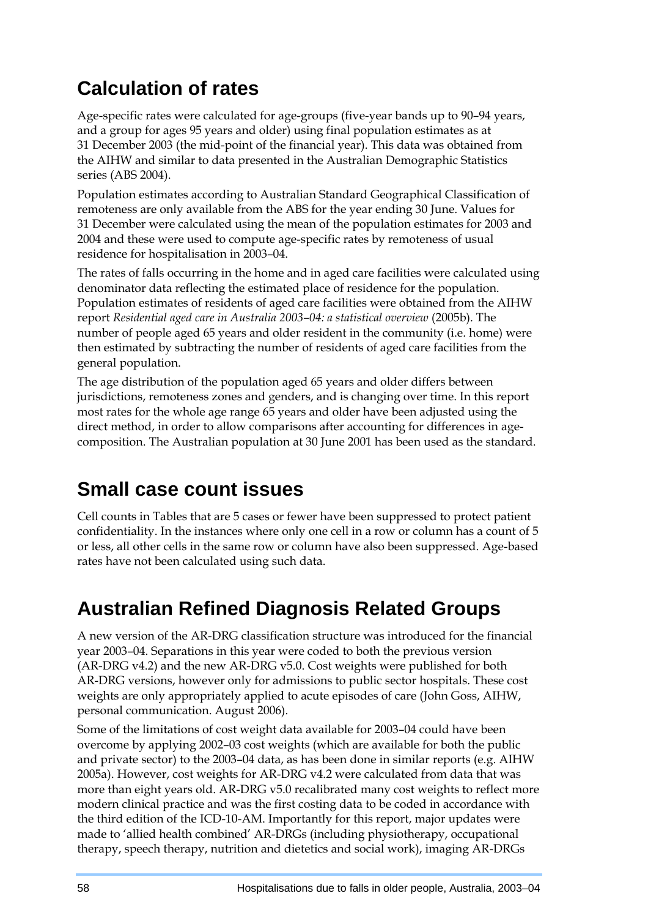## Calculation of rates

Age-specific rates were calculated for age-groups (five-year bands up to 90–94 years, and a group for ages 95 years and older) using final population estimates as at 31 December 2003 (the mid-point of the financial year). This data was obtained from the AIHW and similar to data presented in the Australian Demographic Statistics series (ABS 2004).

Population estimates according to Australian Standard Geographical Classification of remoteness are only available from the ABS for the year ending 30 June. Values for 31 December were calculated using the mean of the population estimates for 2003 and 2004 and these were used to compute age-specific rates by remoteness of usual residence for hospitalisation in 2003–04.

The rates of falls occurring in the home and in aged care facilities were calculated using denominator data reflecting the estimated place of residence for the population. Population estimates of residents of aged care facilities were obtained from the AIHW report *Residential aged care in Australia 2003–04: a statistical overview* (2005b). The number of people aged 65 years and older resident in the community (i.e. home) were then estimated by subtracting the number of residents of aged care facilities from the general population.

The age distribution of the population aged 65 years and older differs between jurisdictions, remoteness zones and genders, and is changing over time. In this report most rates for the whole age range 65 years and older have been adjusted using the direct method, in order to allow comparisons after accounting for differences in age-composition. The Australian population at 30 June 2001 has been used as the standard.

## Small case count issues

Cell counts in Tables that are 5 cases or fewer have been suppressed to protect patient confidentiality. In the instances where only one cell in a row or column has a count of 5 or less, all other cells in the same row or column have also been suppressed. Age-based rates have not been calculated using such data.

## Australian Refined Diagnosis Related Groups

A new version of the AR-DRG classification structure was introduced for the financial year 2003–04. Separations in this year were coded to both the previous version (AR-DRG v4.2) and the new AR-DRG v5.0. Cost weights were published for both AR-DRG versions, however only for admissions to public sector hospitals. These cost weights are only appropriately applied to acute episodes of care (John Goss, AIHW, personal communication. August 2006).

Some of the limitations of cost weight data available for 2003–04 could have been overcome by applying 2002–03 cost weights (which are available for both the public and private sector) to the 2003–04 data, as has been done in similar reports (e.g. AIHW 2005a). However, cost weights for AR-DRG v4.2 were calculated from data that was more than eight years old. AR-DRG v5.0 recalibrated many cost weights to reflect more modern clinical practice and was the first costing data to be coded in accordance with the third edition of the ICD-10-AM. Importantly for this report, major updates were made to 'allied health combined' AR-DRGs (including physiotherapy, occupational therapy, speech therapy, nutrition and dietetics and social work), imaging AR-DRGs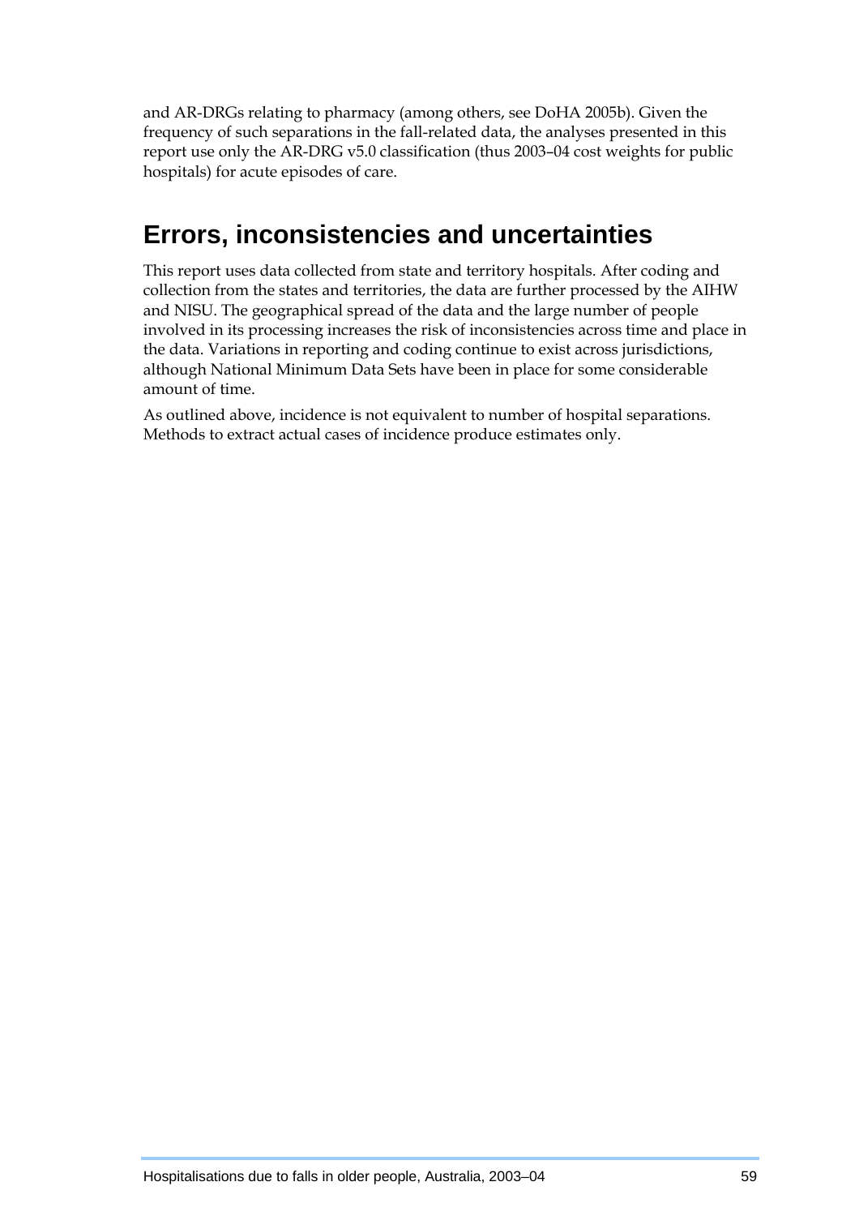and AR-DRGs relating to pharmacy (among others, see DoHA 2005b). Given the frequency of such separations in the fall-related data, the analyses presented in this report use only the AR-DRG v5.0 classification (thus 2003–04 cost weights for public hospitals) for acute episodes of care.

## Errors, inconsistencies and uncertainties

This report uses data collected from state and territory hospitals. After coding and collection from the states and territories, the data are further processed by the AIHW and NISU. The geographical spread of the data and the large number of people involved in its processing increases the risk of inconsistencies across time and place in the data. Variations in reporting and coding continue to exist across jurisdictions, although National Minimum Data Sets have been in place for some considerable amount of time.

As outlined above, incidence is not equivalent to number of hospital separations. Methods to extract actual cases of incidence produce estimates only.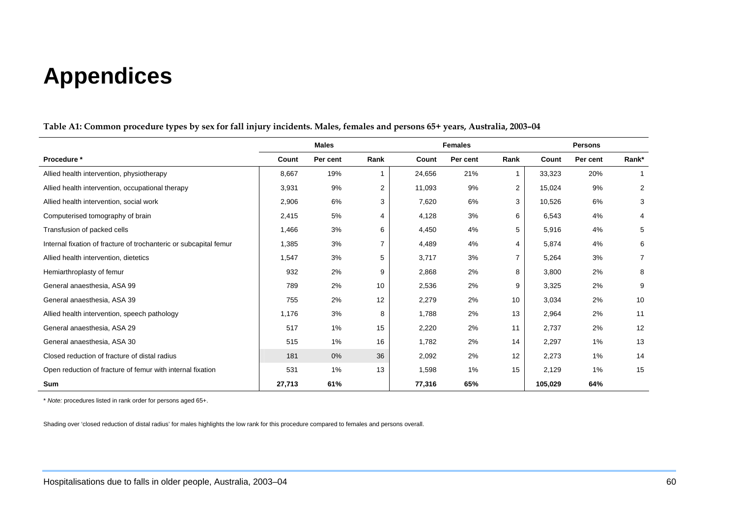# Appendices

**Table A1: Common procedure types by sex for fall injury incidents. Males, females and persons 65+ years, Australia, 2003–04**

| | Males | | | Females | | | Persons | | |
|---|---|---|---|---|---|---|---|---|---|
| **Procedure *** | **Count** | **Per cent** | **Rank** | **Count** | **Per cent** | **Rank** | **Count** | **Per cent** | **Rank*** |
| Allied health intervention, physiotherapy | 8,667 | 19% | 1 | 24,656 | 21% | 1 | 33,323 | 20% | 1 |
| Allied health intervention, occupational therapy | 3,931 | 9% | 2 | 11,093 | 9% | 2 | 15,024 | 9% | 2 |
| Allied health intervention, social work | 2,906 | 6% | 3 | 7,620 | 6% | 3 | 10,526 | 6% | 3 |
| Computerised tomography of brain | 2,415 | 5% | 4 | 4,128 | 3% | 6 | 6,543 | 4% | 4 |
| Transfusion of packed cells | 1,466 | 3% | 6 | 4,450 | 4% | 5 | 5,916 | 4% | 5 |
| Internal fixation of fracture of trochanteric or subcapital femur | 1,385 | 3% | 7 | 4,489 | 4% | 4 | 5,874 | 4% | 6 |
| Allied health intervention, dietetics | 1,547 | 3% | 5 | 3,717 | 3% | 7 | 5,264 | 3% | 7 |
| Hemiarthroplasty of femur | 932 | 2% | 9 | 2,868 | 2% | 8 | 3,800 | 2% | 8 |
| General anaesthesia, ASA 99 | 789 | 2% | 10 | 2,536 | 2% | 9 | 3,325 | 2% | 9 |
| General anaesthesia, ASA 39 | 755 | 2% | 12 | 2,279 | 2% | 10 | 3,034 | 2% | 10 |
| Allied health intervention, speech pathology | 1,176 | 3% | 8 | 1,788 | 2% | 13 | 2,964 | 2% | 11 |
| General anaesthesia, ASA 29 | 517 | 1% | 15 | 2,220 | 2% | 11 | 2,737 | 2% | 12 |
| General anaesthesia, ASA 30 | 515 | 1% | 16 | 1,782 | 2% | 14 | 2,297 | 1% | 13 |
| Closed reduction of fracture of distal radius | 181 | 0% | 36 | 2,092 | 2% | 12 | 2,273 | 1% | 14 |
| Open reduction of fracture of femur with internal fixation | 531 | 1% | 13 | 1,598 | 1% | 15 | 2,129 | 1% | 15 |
| **Sum** | **27,713** | **61%** | | **77,316** | **65%** | | **105,029** | **64%** | |

\* *Note:* procedures listed in rank order for persons aged 65+.

Shading over 'closed reduction of distal radius' for males highlights the low rank for this procedure compared to females and persons overall.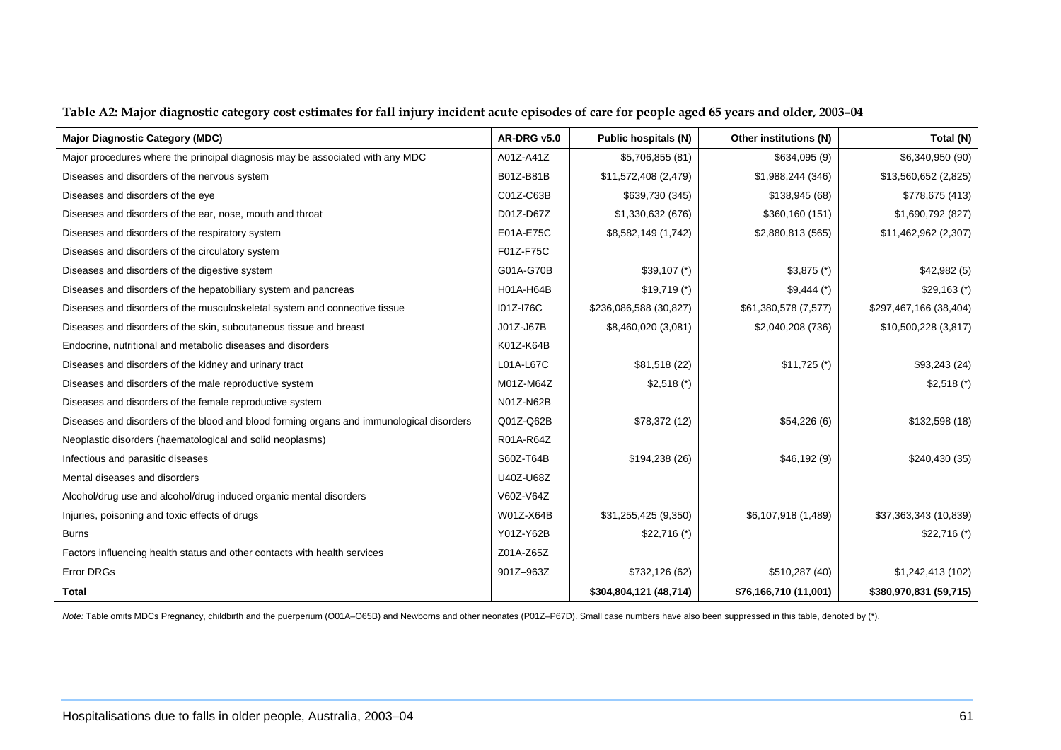**Table A2: Major diagnostic category cost estimates for fall injury incident acute episodes of care for people aged 65 years and older, 2003–04**

| Major Diagnostic Category (MDC) | AR-DRG v5.0 | Public hospitals (N) | Other institutions (N) | Total (N) |
|---|---|---|---|---|
| Major procedures where the principal diagnosis may be associated with any MDC | A01Z-A41Z | $5,706,855 (81) | $634,095 (9) | $6,340,950 (90) |
| Diseases and disorders of the nervous system | B01Z-B81B | $11,572,408 (2,479) | $1,988,244 (346) | $13,560,652 (2,825) |
| Diseases and disorders of the eye | C01Z-C63B | $639,730 (345) | $138,945 (68) | $778,675 (413) |
| Diseases and disorders of the ear, nose, mouth and throat | D01Z-D67Z | $1,330,632 (676) | $360,160 (151) | $1,690,792 (827) |
| Diseases and disorders of the respiratory system | E01A-E75C | $8,582,149 (1,742) | $2,880,813 (565) | $11,462,962 (2,307) |
| Diseases and disorders of the circulatory system | F01Z-F75C | | | |
| Diseases and disorders of the digestive system | G01A-G70B | $39,107 (*) | $3,875 (*) | $42,982 (5) |
| Diseases and disorders of the hepatobiliary system and pancreas | H01A-H64B | $19,719 (*) | $9,444 (*) | $29,163 (*) |
| Diseases and disorders of the musculoskeletal system and connective tissue | I01Z-I76C | $236,086,588 (30,827) | $61,380,578 (7,577) | $297,467,166 (38,404) |
| Diseases and disorders of the skin, subcutaneous tissue and breast | J01Z-J67B | $8,460,020 (3,081) | $2,040,208 (736) | $10,500,228 (3,817) |
| Endocrine, nutritional and metabolic diseases and disorders | K01Z-K64B | | | |
| Diseases and disorders of the kidney and urinary tract | L01A-L67C | $81,518 (22) | $11,725 (*) | $93,243 (24) |
| Diseases and disorders of the male reproductive system | M01Z-M64Z | $2,518 (*) | | $2,518 (*) |
| Diseases and disorders of the female reproductive system | N01Z-N62B | | | |
| Diseases and disorders of the blood and blood forming organs and immunological disorders | Q01Z-Q62B | $78,372 (12) | $54,226 (6) | $132,598 (18) |
| Neoplastic disorders (haematological and solid neoplasms) | R01A-R64Z | | | |
| Infectious and parasitic diseases | S60Z-T64B | $194,238 (26) | $46,192 (9) | $240,430 (35) |
| Mental diseases and disorders | U40Z-U68Z | | | |
| Alcohol/drug use and alcohol/drug induced organic mental disorders | V60Z-V64Z | | | |
| Injuries, poisoning and toxic effects of drugs | W01Z-X64B | $31,255,425 (9,350) | $6,107,918 (1,489) | $37,363,343 (10,839) |
| Burns | Y01Z-Y62B | $22,716 (*) | | $22,716 (*) |
| Factors influencing health status and other contacts with health services | Z01A-Z65Z | | | |
| Error DRGs | 901Z–963Z | $732,126 (62) | $510,287 (40) | $1,242,413 (102) |
| **Total** | | **$304,804,121 (48,714)** | **$76,166,710 (11,001)** | **$380,970,831 (59,715)** |

*Note:* Table omits MDCs Pregnancy, childbirth and the puerperium (O01A–O65B) and Newborns and other neonates (P01Z–P67D). Small case numbers have also been suppressed in this table, denoted by (*).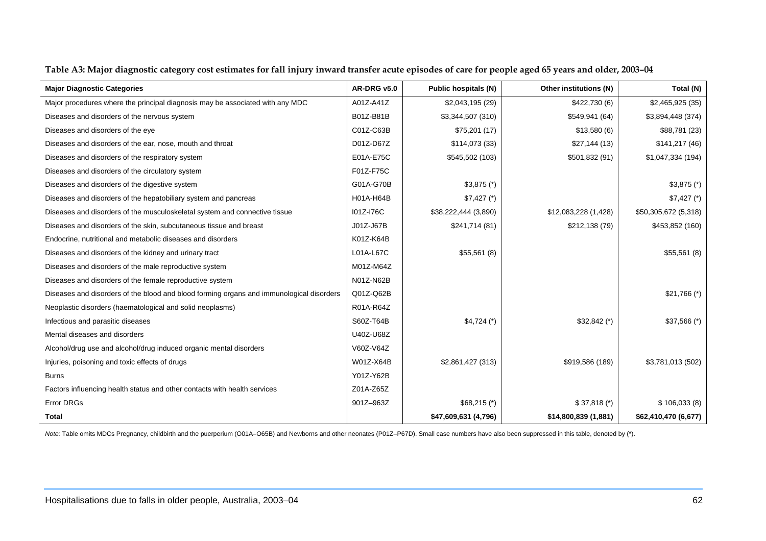**Table A3: Major diagnostic category cost estimates for fall injury inward transfer acute episodes of care for people aged 65 years and older, 2003–04**

| Major Diagnostic Categories | AR-DRG v5.0 | Public hospitals (N) | Other institutions (N) | Total (N) |
|---|---|---|---|---|
| Major procedures where the principal diagnosis may be associated with any MDC | A01Z-A41Z | $2,043,195 (29) | $422,730 (6) | $2,465,925 (35) |
| Diseases and disorders of the nervous system | B01Z-B81B | $3,344,507 (310) | $549,941 (64) | $3,894,448 (374) |
| Diseases and disorders of the eye | C01Z-C63B | $75,201 (17) | $13,580 (6) | $88,781 (23) |
| Diseases and disorders of the ear, nose, mouth and throat | D01Z-D67Z | $114,073 (33) | $27,144 (13) | $141,217 (46) |
| Diseases and disorders of the respiratory system | E01A-E75C | $545,502 (103) | $501,832 (91) | $1,047,334 (194) |
| Diseases and disorders of the circulatory system | F01Z-F75C | | | |
| Diseases and disorders of the digestive system | G01A-G70B | $3,875 (*) | | $3,875 (*) |
| Diseases and disorders of the hepatobiliary system and pancreas | H01A-H64B | $7,427 (*) | | $7,427 (*) |
| Diseases and disorders of the musculoskeletal system and connective tissue | I01Z-I76C | $38,222,444 (3,890) | $12,083,228 (1,428) | $50,305,672 (5,318) |
| Diseases and disorders of the skin, subcutaneous tissue and breast | J01Z-J67B | $241,714 (81) | $212,138 (79) | $453,852 (160) |
| Endocrine, nutritional and metabolic diseases and disorders | K01Z-K64B | | | |
| Diseases and disorders of the kidney and urinary tract | L01A-L67C | $55,561 (8) | | $55,561 (8) |
| Diseases and disorders of the male reproductive system | M01Z-M64Z | | | |
| Diseases and disorders of the female reproductive system | N01Z-N62B | | | |
| Diseases and disorders of the blood and blood forming organs and immunological disorders | Q01Z-Q62B | | | $21,766 (*) |
| Neoplastic disorders (haematological and solid neoplasms) | R01A-R64Z | | | |
| Infectious and parasitic diseases | S60Z-T64B | $4,724 (*) | $32,842 (*) | $37,566 (*) |
| Mental diseases and disorders | U40Z-U68Z | | | |
| Alcohol/drug use and alcohol/drug induced organic mental disorders | V60Z-V64Z | | | |
| Injuries, poisoning and toxic effects of drugs | W01Z-X64B | $2,861,427 (313) | $919,586 (189) | $3,781,013 (502) |
| Burns | Y01Z-Y62B | | | |
| Factors influencing health status and other contacts with health services | Z01A-Z65Z | | | |
| Error DRGs | 901Z–963Z | $68,215 (*) | $ 37,818 (*) | $ 106,033 (8) |
| **Total** | | **$47,609,631 (4,796)** | **$14,800,839 (1,881)** | **$62,410,470 (6,677)** |

*Note:* Table omits MDCs Pregnancy, childbirth and the puerperium (O01A–O65B) and Newborns and other neonates (P01Z–P67D). Small case numbers have also been suppressed in this table, denoted by (*).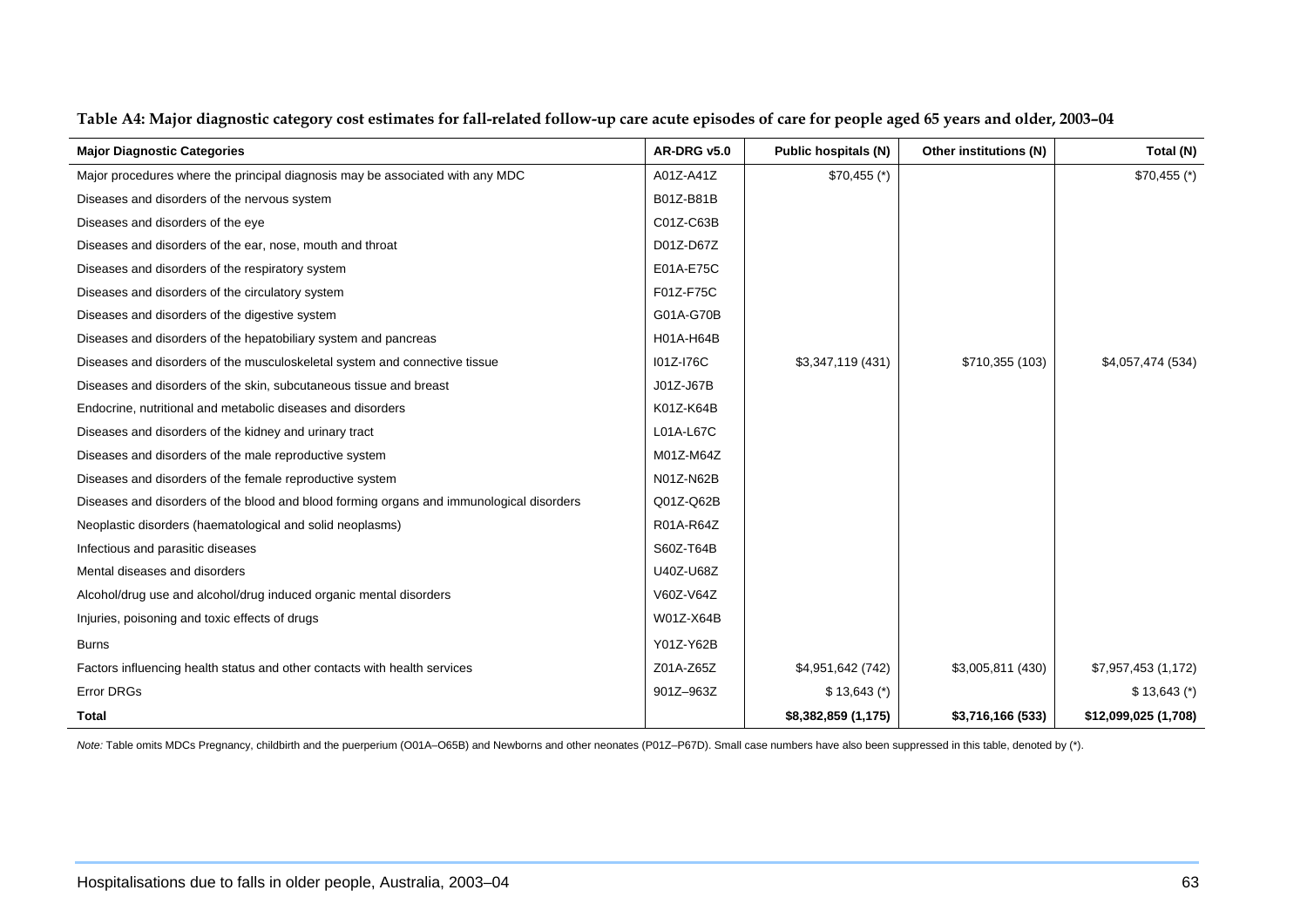**Table A4: Major diagnostic category cost estimates for fall-related follow-up care acute episodes of care for people aged 65 years and older, 2003–04**

| Major Diagnostic Categories | AR-DRG v5.0 | Public hospitals (N) | Other institutions (N) | Total (N) |
|---|---|---|---|---|
| Major procedures where the principal diagnosis may be associated with any MDC | A01Z-A41Z | $70,455 (*) | | $70,455 (*) |
| Diseases and disorders of the nervous system | B01Z-B81B | | | |
| Diseases and disorders of the eye | C01Z-C63B | | | |
| Diseases and disorders of the ear, nose, mouth and throat | D01Z-D67Z | | | |
| Diseases and disorders of the respiratory system | E01A-E75C | | | |
| Diseases and disorders of the circulatory system | F01Z-F75C | | | |
| Diseases and disorders of the digestive system | G01A-G70B | | | |
| Diseases and disorders of the hepatobiliary system and pancreas | H01A-H64B | | | |
| Diseases and disorders of the musculoskeletal system and connective tissue | I01Z-I76C | $3,347,119 (431) | $710,355 (103) | $4,057,474 (534) |
| Diseases and disorders of the skin, subcutaneous tissue and breast | J01Z-J67B | | | |
| Endocrine, nutritional and metabolic diseases and disorders | K01Z-K64B | | | |
| Diseases and disorders of the kidney and urinary tract | L01A-L67C | | | |
| Diseases and disorders of the male reproductive system | M01Z-M64Z | | | |
| Diseases and disorders of the female reproductive system | N01Z-N62B | | | |
| Diseases and disorders of the blood and blood forming organs and immunological disorders | Q01Z-Q62B | | | |
| Neoplastic disorders (haematological and solid neoplasms) | R01A-R64Z | | | |
| Infectious and parasitic diseases | S60Z-T64B | | | |
| Mental diseases and disorders | U40Z-U68Z | | | |
| Alcohol/drug use and alcohol/drug induced organic mental disorders | V60Z-V64Z | | | |
| Injuries, poisoning and toxic effects of drugs | W01Z-X64B | | | |
| Burns | Y01Z-Y62B | | | |
| Factors influencing health status and other contacts with health services | Z01A-Z65Z | $4,951,642 (742) | $3,005,811 (430) | $7,957,453 (1,172) |
| Error DRGs | 901Z–963Z | $ 13,643 (*) | | $ 13,643 (*) |
| **Total** | | **$8,382,859 (1,175)** | **$3,716,166 (533)** | **$12,099,025 (1,708)** |

*Note:* Table omits MDCs Pregnancy, childbirth and the puerperium (O01A–O65B) and Newborns and other neonates (P01Z–P67D). Small case numbers have also been suppressed in this table, denoted by (*).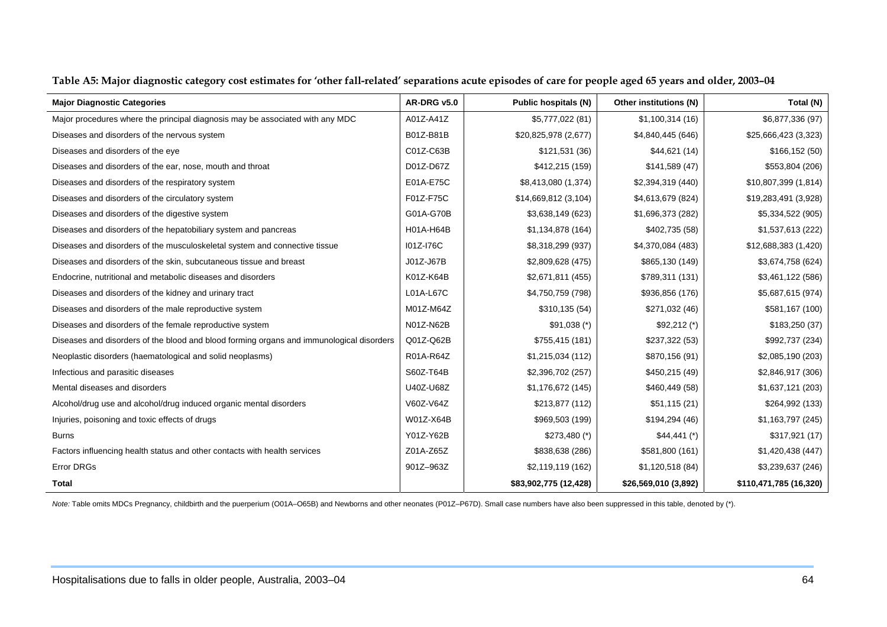**Table A5: Major diagnostic category cost estimates for 'other fall-related' separations acute episodes of care for people aged 65 years and older, 2003–04**

| Major Diagnostic Categories | AR-DRG v5.0 | Public hospitals (N) | Other institutions (N) | Total (N) |
|---|---|---|---|---|
| Major procedures where the principal diagnosis may be associated with any MDC | A01Z-A41Z | $5,777,022 (81) | $1,100,314 (16) | $6,877,336 (97) |
| Diseases and disorders of the nervous system | B01Z-B81B | $20,825,978 (2,677) | $4,840,445 (646) | $25,666,423 (3,323) |
| Diseases and disorders of the eye | C01Z-C63B | $121,531 (36) | $44,621 (14) | $166,152 (50) |
| Diseases and disorders of the ear, nose, mouth and throat | D01Z-D67Z | $412,215 (159) | $141,589 (47) | $553,804 (206) |
| Diseases and disorders of the respiratory system | E01A-E75C | $8,413,080 (1,374) | $2,394,319 (440) | $10,807,399 (1,814) |
| Diseases and disorders of the circulatory system | F01Z-F75C | $14,669,812 (3,104) | $4,613,679 (824) | $19,283,491 (3,928) |
| Diseases and disorders of the digestive system | G01A-G70B | $3,638,149 (623) | $1,696,373 (282) | $5,334,522 (905) |
| Diseases and disorders of the hepatobiliary system and pancreas | H01A-H64B | $1,134,878 (164) | $402,735 (58) | $1,537,613 (222) |
| Diseases and disorders of the musculoskeletal system and connective tissue | I01Z-I76C | $8,318,299 (937) | $4,370,084 (483) | $12,688,383 (1,420) |
| Diseases and disorders of the skin, subcutaneous tissue and breast | J01Z-J67B | $2,809,628 (475) | $865,130 (149) | $3,674,758 (624) |
| Endocrine, nutritional and metabolic diseases and disorders | K01Z-K64B | $2,671,811 (455) | $789,311 (131) | $3,461,122 (586) |
| Diseases and disorders of the kidney and urinary tract | L01A-L67C | $4,750,759 (798) | $936,856 (176) | $5,687,615 (974) |
| Diseases and disorders of the male reproductive system | M01Z-M64Z | $310,135 (54) | $271,032 (46) | $581,167 (100) |
| Diseases and disorders of the female reproductive system | N01Z-N62B | $91,038 (*) | $92,212 (*) | $183,250 (37) |
| Diseases and disorders of the blood and blood forming organs and immunological disorders | Q01Z-Q62B | $755,415 (181) | $237,322 (53) | $992,737 (234) |
| Neoplastic disorders (haematological and solid neoplasms) | R01A-R64Z | $1,215,034 (112) | $870,156 (91) | $2,085,190 (203) |
| Infectious and parasitic diseases | S60Z-T64B | $2,396,702 (257) | $450,215 (49) | $2,846,917 (306) |
| Mental diseases and disorders | U40Z-U68Z | $1,176,672 (145) | $460,449 (58) | $1,637,121 (203) |
| Alcohol/drug use and alcohol/drug induced organic mental disorders | V60Z-V64Z | $213,877 (112) | $51,115 (21) | $264,992 (133) |
| Injuries, poisoning and toxic effects of drugs | W01Z-X64B | $969,503 (199) | $194,294 (46) | $1,163,797 (245) |
| Burns | Y01Z-Y62B | $273,480 (*) | $44,441 (*) | $317,921 (17) |
| Factors influencing health status and other contacts with health services | Z01A-Z65Z | $838,638 (286) | $581,800 (161) | $1,420,438 (447) |
| Error DRGs | 901Z–963Z | $2,119,119 (162) | $1,120,518 (84) | $3,239,637 (246) |
| **Total** | | **$83,902,775 (12,428)** | **$26,569,010 (3,892)** | **$110,471,785 (16,320)** |

*Note:* Table omits MDCs Pregnancy, childbirth and the puerperium (O01A–O65B) and Newborns and other neonates (P01Z–P67D). Small case numbers have also been suppressed in this table, denoted by (*).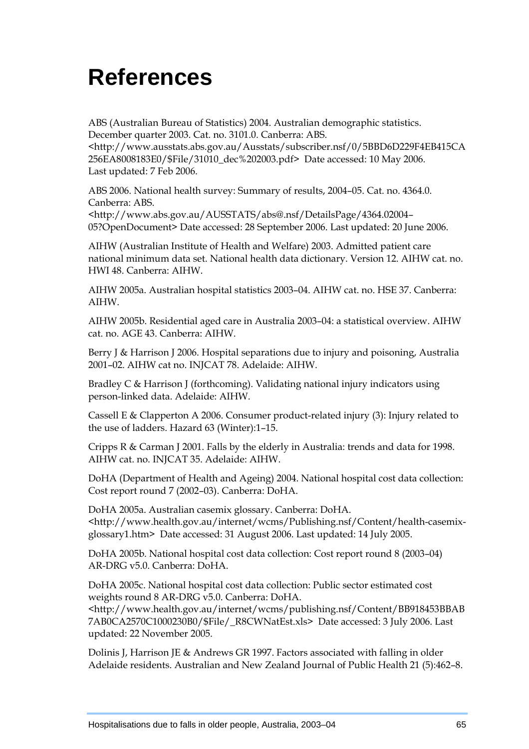# References

ABS (Australian Bureau of Statistics) 2004. Australian demographic statistics. December quarter 2003. Cat. no. 3101.0. Canberra: ABS. <http://www.ausstats.abs.gov.au/Ausstats/subscriber.nsf/0/5BBD6D229F4EB415CA256EA8008183E0/$File/31010_dec%202003.pdf> Date accessed: 10 May 2006. Last updated: 7 Feb 2006.

ABS 2006. National health survey: Summary of results, 2004–05. Cat. no. 4364.0. Canberra: ABS. <http://www.abs.gov.au/AUSSTATS/abs@.nsf/DetailsPage/4364.02004–05?OpenDocument> Date accessed: 28 September 2006. Last updated: 20 June 2006.

AIHW (Australian Institute of Health and Welfare) 2003. Admitted patient care national minimum data set. National health data dictionary. Version 12. AIHW cat. no. HWI 48. Canberra: AIHW.

AIHW 2005a. Australian hospital statistics 2003–04. AIHW cat. no. HSE 37. Canberra: AIHW.

AIHW 2005b. Residential aged care in Australia 2003–04: a statistical overview. AIHW cat. no. AGE 43. Canberra: AIHW.

Berry J & Harrison J 2006. Hospital separations due to injury and poisoning, Australia 2001–02. AIHW cat no. INJCAT 78. Adelaide: AIHW.

Bradley C & Harrison J (forthcoming). Validating national injury indicators using person-linked data. Adelaide: AIHW.

Cassell E & Clapperton A 2006. Consumer product-related injury (3): Injury related to the use of ladders. Hazard 63 (Winter):1–15.

Cripps R & Carman J 2001. Falls by the elderly in Australia: trends and data for 1998. AIHW cat. no. INJCAT 35. Adelaide: AIHW.

DoHA (Department of Health and Ageing) 2004. National hospital cost data collection: Cost report round 7 (2002–03). Canberra: DoHA.

DoHA 2005a. Australian casemix glossary. Canberra: DoHA. <http://www.health.gov.au/internet/wcms/Publishing.nsf/Content/health-casemix-glossary1.htm> Date accessed: 31 August 2006. Last updated: 14 July 2005.

DoHA 2005b. National hospital cost data collection: Cost report round 8 (2003–04) AR-DRG v5.0. Canberra: DoHA.

DoHA 2005c. National hospital cost data collection: Public sector estimated cost weights round 8 AR-DRG v5.0. Canberra: DoHA. <http://www.health.gov.au/internet/wcms/publishing.nsf/Content/BB918453BBAB7AB0CA2570C1000230B0/$File/_R8CWNatEst.xls> Date accessed: 3 July 2006. Last updated: 22 November 2005.

Dolinis J, Harrison JE & Andrews GR 1997. Factors associated with falling in older Adelaide residents. Australian and New Zealand Journal of Public Health 21 (5):462–8.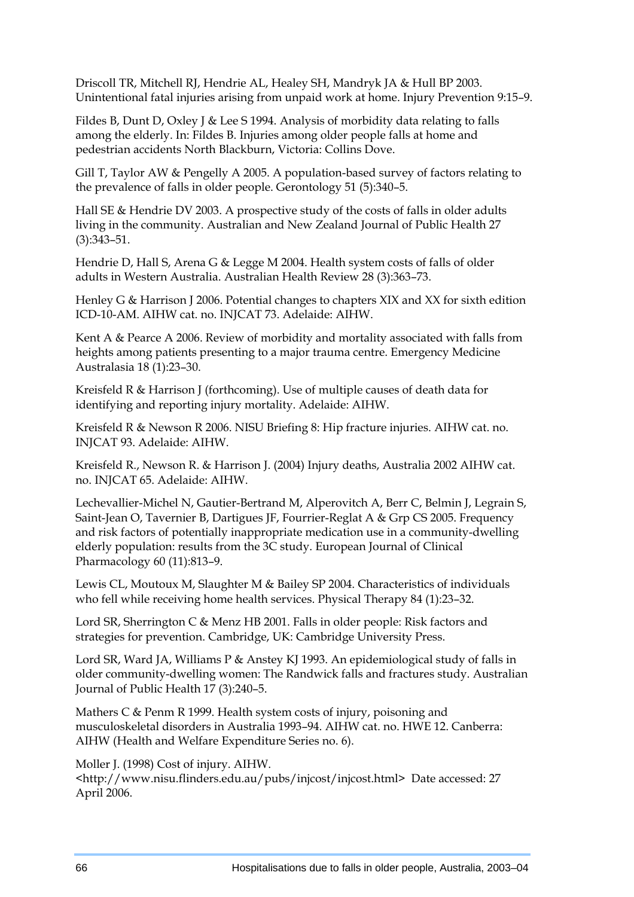Driscoll TR, Mitchell RJ, Hendrie AL, Healey SH, Mandryk JA & Hull BP 2003. Unintentional fatal injuries arising from unpaid work at home. Injury Prevention 9:15–9.

Fildes B, Dunt D, Oxley J & Lee S 1994. Analysis of morbidity data relating to falls among the elderly. In: Fildes B. Injuries among older people falls at home and pedestrian accidents North Blackburn, Victoria: Collins Dove.

Gill T, Taylor AW & Pengelly A 2005. A population-based survey of factors relating to the prevalence of falls in older people. Gerontology 51 (5):340–5.

Hall SE & Hendrie DV 2003. A prospective study of the costs of falls in older adults living in the community. Australian and New Zealand Journal of Public Health 27 (3):343–51.

Hendrie D, Hall S, Arena G & Legge M 2004. Health system costs of falls of older adults in Western Australia. Australian Health Review 28 (3):363–73.

Henley G & Harrison J 2006. Potential changes to chapters XIX and XX for sixth edition ICD-10-AM. AIHW cat. no. INJCAT 73. Adelaide: AIHW.

Kent A & Pearce A 2006. Review of morbidity and mortality associated with falls from heights among patients presenting to a major trauma centre. Emergency Medicine Australasia 18 (1):23–30.

Kreisfeld R & Harrison J (forthcoming). Use of multiple causes of death data for identifying and reporting injury mortality. Adelaide: AIHW.

Kreisfeld R & Newson R 2006. NISU Briefing 8: Hip fracture injuries. AIHW cat. no. INJCAT 93. Adelaide: AIHW.

Kreisfeld R., Newson R. & Harrison J. (2004) Injury deaths, Australia 2002 AIHW cat. no. INJCAT 65. Adelaide: AIHW.

Lechevallier-Michel N, Gautier-Bertrand M, Alperovitch A, Berr C, Belmin J, Legrain S, Saint-Jean O, Tavernier B, Dartigues JF, Fourrier-Reglat A & Grp CS 2005. Frequency and risk factors of potentially inappropriate medication use in a community-dwelling elderly population: results from the 3C study. European Journal of Clinical Pharmacology 60 (11):813–9.

Lewis CL, Moutoux M, Slaughter M & Bailey SP 2004. Characteristics of individuals who fell while receiving home health services. Physical Therapy 84 (1):23–32.

Lord SR, Sherrington C & Menz HB 2001. Falls in older people: Risk factors and strategies for prevention. Cambridge, UK: Cambridge University Press.

Lord SR, Ward JA, Williams P & Anstey KJ 1993. An epidemiological study of falls in older community-dwelling women: The Randwick falls and fractures study. Australian Journal of Public Health 17 (3):240–5.

Mathers C & Penm R 1999. Health system costs of injury, poisoning and musculoskeletal disorders in Australia 1993–94. AIHW cat. no. HWE 12. Canberra: AIHW (Health and Welfare Expenditure Series no. 6).

Moller J. (1998) Cost of injury. AIHW. <http://www.nisu.flinders.edu.au/pubs/injcost/injcost.html> Date accessed: 27 April 2006.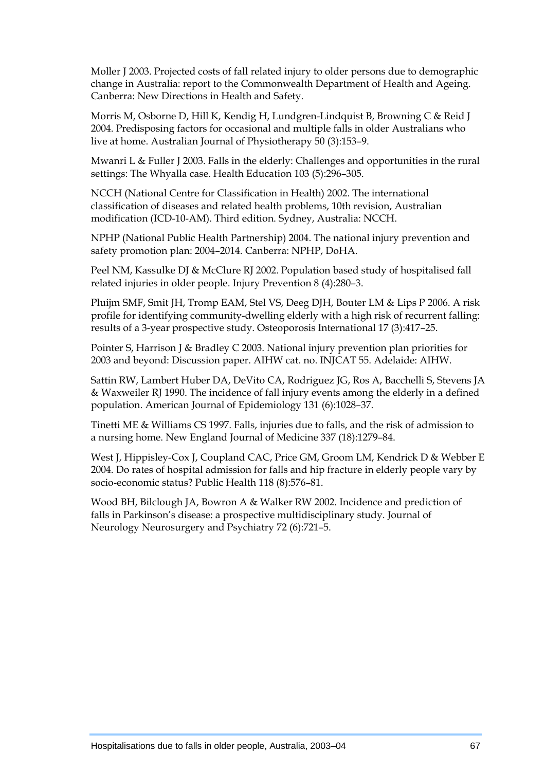Moller J 2003. Projected costs of fall related injury to older persons due to demographic change in Australia: report to the Commonwealth Department of Health and Ageing. Canberra: New Directions in Health and Safety.

Morris M, Osborne D, Hill K, Kendig H, Lundgren-Lindquist B, Browning C & Reid J 2004. Predisposing factors for occasional and multiple falls in older Australians who live at home. Australian Journal of Physiotherapy 50 (3):153–9.

Mwanri L & Fuller J 2003. Falls in the elderly: Challenges and opportunities in the rural settings: The Whyalla case. Health Education 103 (5):296–305.

NCCH (National Centre for Classification in Health) 2002. The international classification of diseases and related health problems, 10th revision, Australian modification (ICD-10-AM). Third edition. Sydney, Australia: NCCH.

NPHP (National Public Health Partnership) 2004. The national injury prevention and safety promotion plan: 2004–2014. Canberra: NPHP, DoHA.

Peel NM, Kassulke DJ & McClure RJ 2002. Population based study of hospitalised fall related injuries in older people. Injury Prevention 8 (4):280–3.

Pluijm SMF, Smit JH, Tromp EAM, Stel VS, Deeg DJH, Bouter LM & Lips P 2006. A risk profile for identifying community-dwelling elderly with a high risk of recurrent falling: results of a 3-year prospective study. Osteoporosis International 17 (3):417–25.

Pointer S, Harrison J & Bradley C 2003. National injury prevention plan priorities for 2003 and beyond: Discussion paper. AIHW cat. no. INJCAT 55. Adelaide: AIHW.

Sattin RW, Lambert Huber DA, DeVito CA, Rodriguez JG, Ros A, Bacchelli S, Stevens JA & Waxweiler RJ 1990. The incidence of fall injury events among the elderly in a defined population. American Journal of Epidemiology 131 (6):1028–37.

Tinetti ME & Williams CS 1997. Falls, injuries due to falls, and the risk of admission to a nursing home. New England Journal of Medicine 337 (18):1279–84.

West J, Hippisley-Cox J, Coupland CAC, Price GM, Groom LM, Kendrick D & Webber E 2004. Do rates of hospital admission for falls and hip fracture in elderly people vary by socio-economic status? Public Health 118 (8):576–81.

Wood BH, Bilclough JA, Bowron A & Walker RW 2002. Incidence and prediction of falls in Parkinson's disease: a prospective multidisciplinary study. Journal of Neurology Neurosurgery and Psychiatry 72 (6):721–5.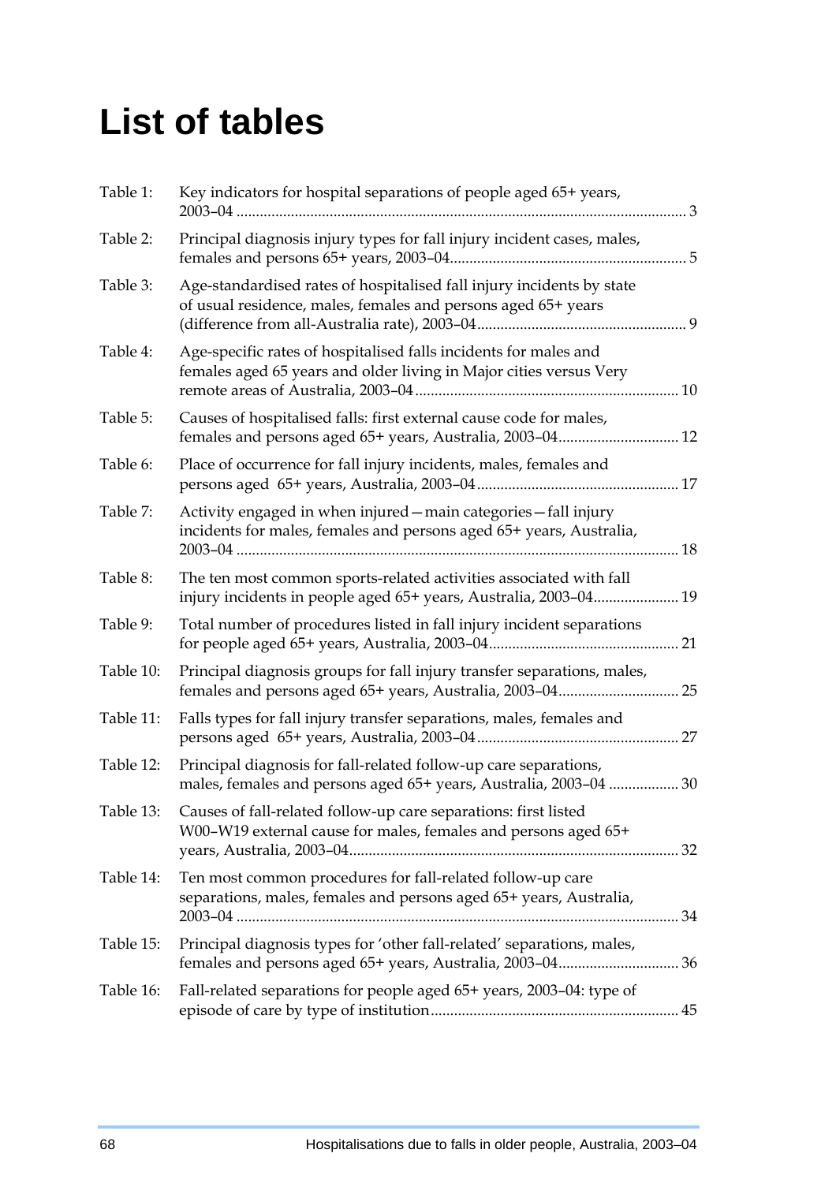# List of tables

Table 1: Key indicators for hospital separations of people aged 65+ years, 2003–04 .......... 3

Table 2: Principal diagnosis injury types for fall injury incident cases, males, females and persons 65+ years, 2003–04.......... 5

Table 3: Age-standardised rates of hospitalised fall injury incidents by state of usual residence, males, females and persons aged 65+ years (difference from all-Australia rate), 2003–04.......... 9

Table 4: Age-specific rates of hospitalised falls incidents for males and females aged 65 years and older living in Major cities versus Very remote areas of Australia, 2003–04.......... 10

Table 5: Causes of hospitalised falls: first external cause code for males, females and persons aged 65+ years, Australia, 2003–04.......... 12

Table 6: Place of occurrence for fall injury incidents, males, females and persons aged 65+ years, Australia, 2003–04.......... 17

Table 7: Activity engaged in when injured—main categories—fall injury incidents for males, females and persons aged 65+ years, Australia, 2003–04 .......... 18

Table 8: The ten most common sports-related activities associated with fall injury incidents in people aged 65+ years, Australia, 2003–04.......... 19

Table 9: Total number of procedures listed in fall injury incident separations for people aged 65+ years, Australia, 2003–04.......... 21

Table 10: Principal diagnosis groups for fall injury transfer separations, males, females and persons aged 65+ years, Australia, 2003–04.......... 25

Table 11: Falls types for fall injury transfer separations, males, females and persons aged 65+ years, Australia, 2003–04.......... 27

Table 12: Principal diagnosis for fall-related follow-up care separations, males, females and persons aged 65+ years, Australia, 2003–04 .......... 30

Table 13: Causes of fall-related follow-up care separations: first listed W00–W19 external cause for males, females and persons aged 65+ years, Australia, 2003–04.......... 32

Table 14: Ten most common procedures for fall-related follow-up care separations, males, females and persons aged 65+ years, Australia, 2003–04 .......... 34

Table 15: Principal diagnosis types for 'other fall-related' separations, males, females and persons aged 65+ years, Australia, 2003–04.......... 36

Table 16: Fall-related separations for people aged 65+ years, 2003–04: type of episode of care by type of institution.......... 45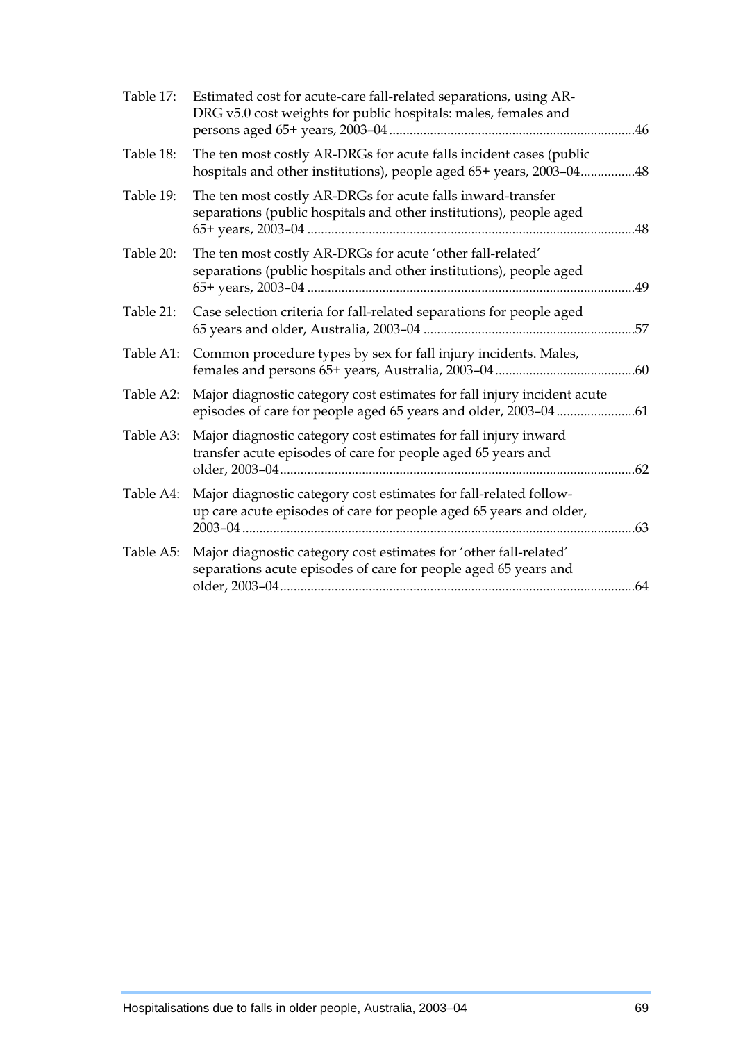Table 17: Estimated cost for acute-care fall-related separations, using AR-DRG v5.0 cost weights for public hospitals: males, females and persons aged 65+ years, 2003–04 .......................................................................46

Table 18: The ten most costly AR-DRGs for acute falls incident cases (public hospitals and other institutions), people aged 65+ years, 2003–04................48

Table 19: The ten most costly AR-DRGs for acute falls inward-transfer separations (public hospitals and other institutions), people aged 65+ years, 2003–04 ...............................................................................................48

Table 20: The ten most costly AR-DRGs for acute 'other fall-related' separations (public hospitals and other institutions), people aged 65+ years, 2003–04 ...............................................................................................49

Table 21: Case selection criteria for fall-related separations for people aged 65 years and older, Australia, 2003–04 .............................................................57

Table A1: Common procedure types by sex for fall injury incidents. Males, females and persons 65+ years, Australia, 2003–04.........................................60

Table A2: Major diagnostic category cost estimates for fall injury incident acute episodes of care for people aged 65 years and older, 2003–04 .......................61

Table A3: Major diagnostic category cost estimates for fall injury inward transfer acute episodes of care for people aged 65 years and older, 2003–04.......................................................................................................62

Table A4: Major diagnostic category cost estimates for fall-related follow-up care acute episodes of care for people aged 65 years and older, 2003–04 ..................................................................................................................63

Table A5: Major diagnostic category cost estimates for 'other fall-related' separations acute episodes of care for people aged 65 years and older, 2003–04.......................................................................................................64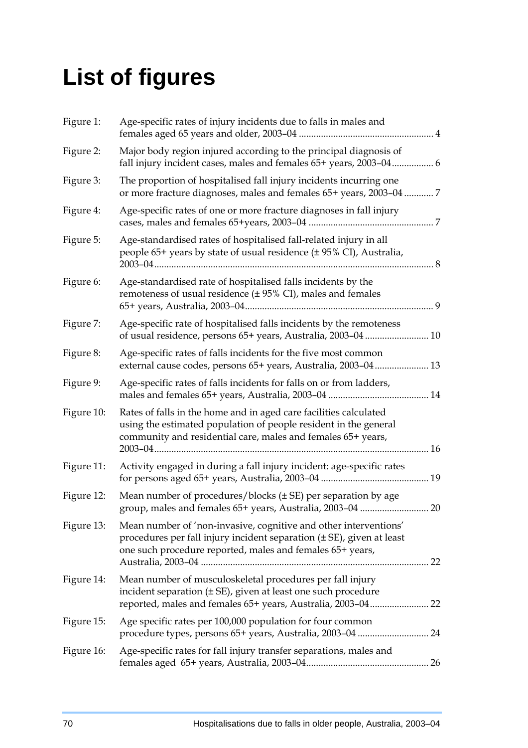# List of figures

| | | |
|---|---|---|
| Figure 1: | Age-specific rates of injury incidents due to falls in males and females aged 65 years and older, 2003–04 | 4 |
| Figure 2: | Major body region injured according to the principal diagnosis of fall injury incident cases, males and females 65+ years, 2003–04 | 6 |
| Figure 3: | The proportion of hospitalised fall injury incidents incurring one or more fracture diagnoses, males and females 65+ years, 2003–04 | 7 |
| Figure 4: | Age-specific rates of one or more fracture diagnoses in fall injury cases, males and females 65+years, 2003–04 | 7 |
| Figure 5: | Age-standardised rates of hospitalised fall-related injury in all people 65+ years by state of usual residence (± 95% CI), Australia, 2003–04 | 8 |
| Figure 6: | Age-standardised rate of hospitalised falls incidents by the remoteness of usual residence (± 95% CI), males and females 65+ years, Australia, 2003–04 | 9 |
| Figure 7: | Age-specific rate of hospitalised falls incidents by the remoteness of usual residence, persons 65+ years, Australia, 2003–04 | 10 |
| Figure 8: | Age-specific rates of falls incidents for the five most common external cause codes, persons 65+ years, Australia, 2003–04 | 13 |
| Figure 9: | Age-specific rates of falls incidents for falls on or from ladders, males and females 65+ years, Australia, 2003–04 | 14 |
| Figure 10: | Rates of falls in the home and in aged care facilities calculated using the estimated population of people resident in the general community and residential care, males and females 65+ years, 2003–04 | 16 |
| Figure 11: | Activity engaged in during a fall injury incident: age-specific rates for persons aged 65+ years, Australia, 2003–04 | 19 |
| Figure 12: | Mean number of procedures/blocks (± SE) per separation by age group, males and females 65+ years, Australia, 2003–04 | 20 |
| Figure 13: | Mean number of 'non-invasive, cognitive and other interventions' procedures per fall injury incident separation (± SE), given at least one such procedure reported, males and females 65+ years, Australia, 2003–04 | 22 |
| Figure 14: | Mean number of musculoskeletal procedures per fall injury incident separation (± SE), given at least one such procedure reported, males and females 65+ years, Australia, 2003–04 | 22 |
| Figure 15: | Age specific rates per 100,000 population for four common procedure types, persons 65+ years, Australia, 2003–04 | 24 |
| Figure 16: | Age-specific rates for fall injury transfer separations, males and females aged 65+ years, Australia, 2003–04 | 26 |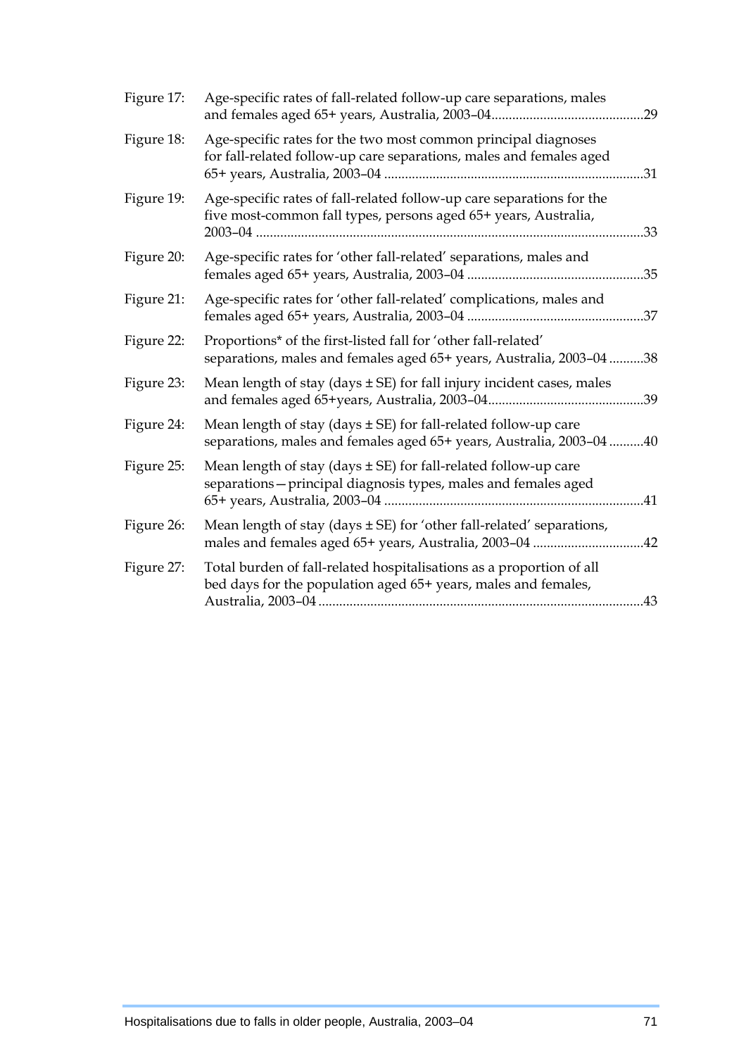Figure 17: Age-specific rates of fall-related follow-up care separations, males and females aged 65+ years, Australia, 2003–04 ........................................... 29

Figure 18: Age-specific rates for the two most common principal diagnoses for fall-related follow-up care separations, males and females aged 65+ years, Australia, 2003–04 ........................................................................... 31

Figure 19: Age-specific rates of fall-related follow-up care separations for the five most-common fall types, persons aged 65+ years, Australia, 2003–04 .............................................................................................................. 33

Figure 20: Age-specific rates for 'other fall-related' separations, males and females aged 65+ years, Australia, 2003–04 .................................................. 35

Figure 21: Age-specific rates for 'other fall-related' complications, males and females aged 65+ years, Australia, 2003–04 .................................................. 37

Figure 22: Proportions* of the first-listed fall for 'other fall-related' separations, males and females aged 65+ years, Australia, 2003–04 .......... 38

Figure 23: Mean length of stay (days ± SE) for fall injury incident cases, males and females aged 65+years, Australia, 2003–04............................................ 39

Figure 24: Mean length of stay (days ± SE) for fall-related follow-up care separations, males and females aged 65+ years, Australia, 2003–04 .......... 40

Figure 25: Mean length of stay (days ± SE) for fall-related follow-up care separations—principal diagnosis types, males and females aged 65+ years, Australia, 2003–04 ........................................................................... 41

Figure 26: Mean length of stay (days ± SE) for 'other fall-related' separations, males and females aged 65+ years, Australia, 2003–04 ................................ 42

Figure 27: Total burden of fall-related hospitalisations as a proportion of all bed days for the population aged 65+ years, males and females, Australia, 2003–04 ............................................................................................. 43